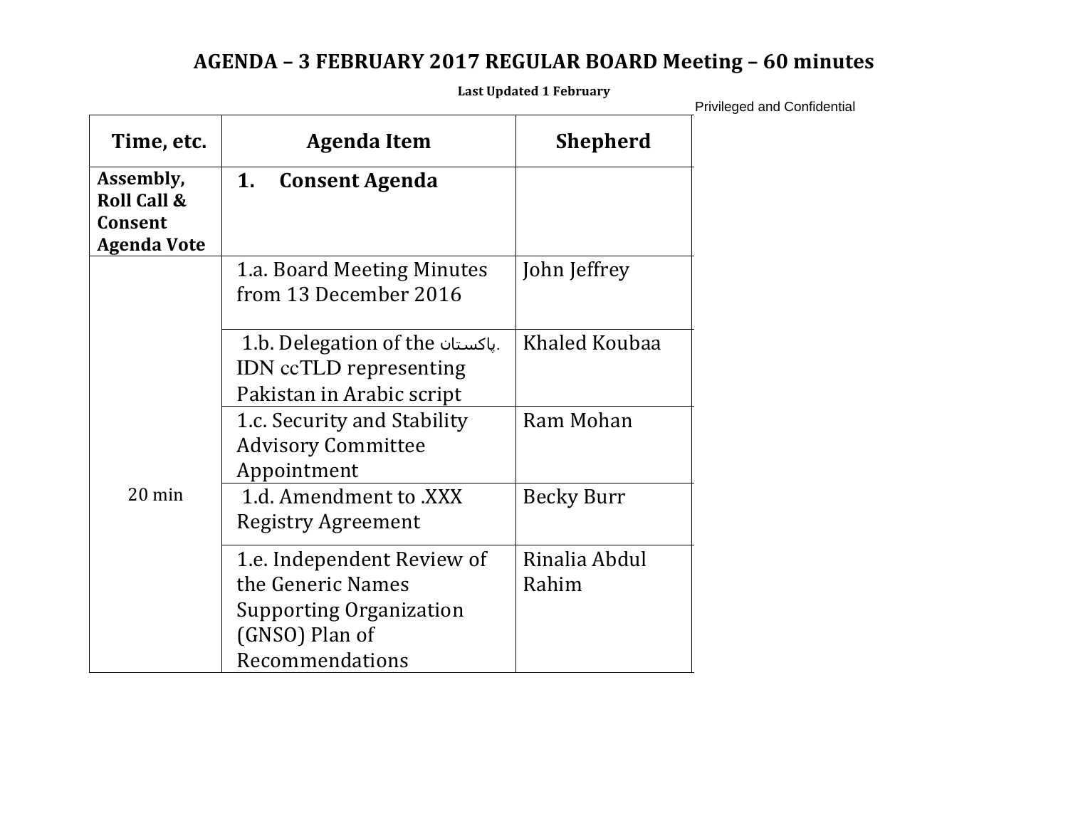# AGENDA – 3 FEBRUARY 2017 REGULAR BOARD Meeting – 60 minutes

**Last Updated 1 February**

Privileged and Confidential

| Time, etc. | Agenda Item | Shepherd |
|---|---|---|
| **Assembly, Roll Call & Consent Agenda Vote** | **1. Consent Agenda** | |
| 20 min | 1.a. Board Meeting Minutes from 13 December 2016 | John Jeffrey |
| | 1.b. Delegation of the پاکستان. IDN ccTLD representing Pakistan in Arabic script | Khaled Koubaa |
| | 1.c. Security and Stability Advisory Committee Appointment | Ram Mohan |
| | 1.d. Amendment to .XXX Registry Agreement | Becky Burr |
| | 1.e. Independent Review of the Generic Names Supporting Organization (GNSO) Plan of Recommendations | Rinalia Abdul Rahim |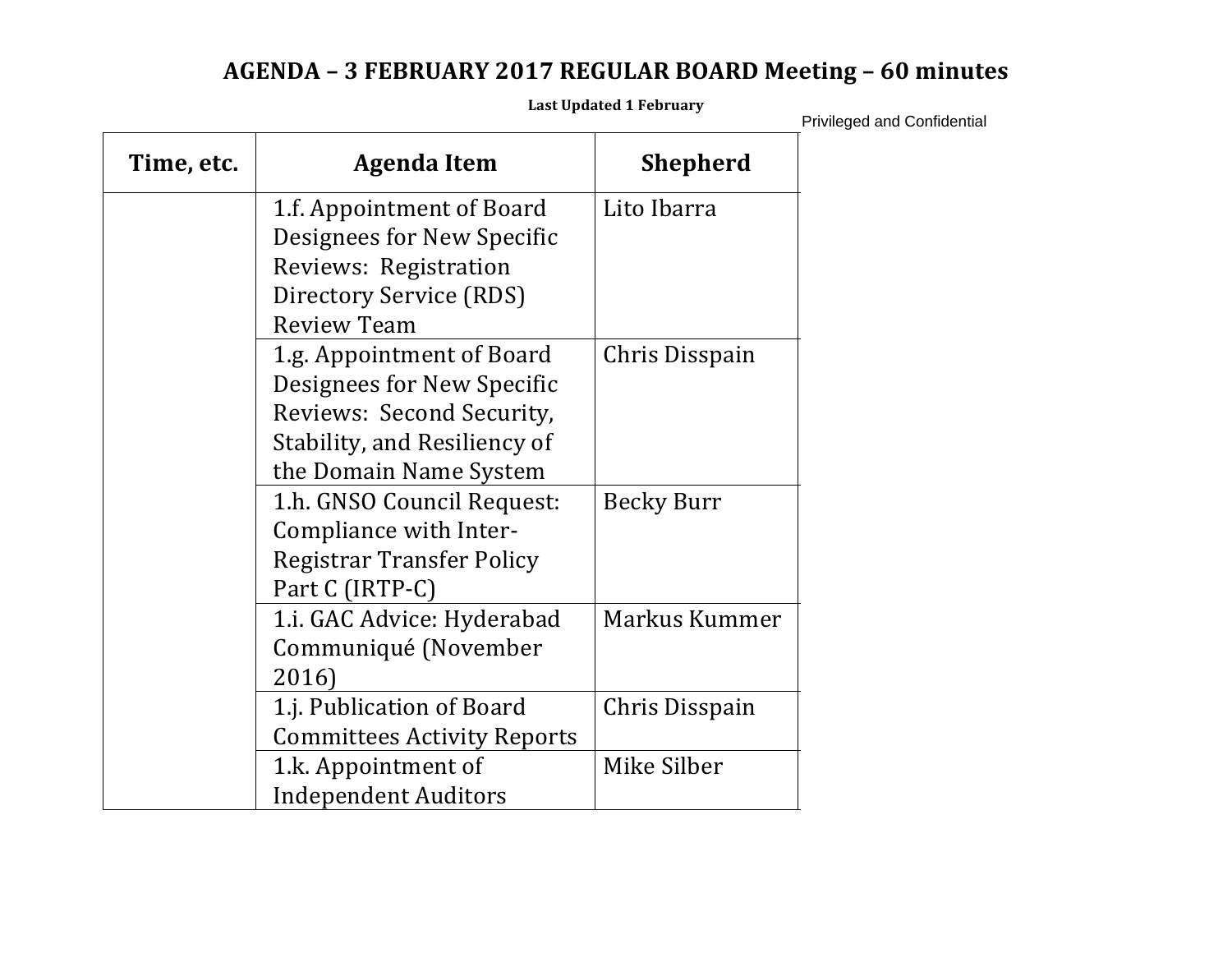# AGENDA – 3 FEBRUARY 2017 REGULAR BOARD Meeting – 60 minutes

**Last Updated 1 February**

Privileged and Confidential

| Time, etc. | Agenda Item | Shepherd |
|---|---|---|
| | 1.f. Appointment of Board Designees for New Specific Reviews: Registration Directory Service (RDS) Review Team | Lito Ibarra |
| | 1.g. Appointment of Board Designees for New Specific Reviews: Second Security, Stability, and Resiliency of the Domain Name System | Chris Disspain |
| | 1.h. GNSO Council Request: Compliance with Inter-Registrar Transfer Policy Part C (IRTP-C) | Becky Burr |
| | 1.i. GAC Advice: Hyderabad Communiqué (November 2016) | Markus Kummer |
| | 1.j. Publication of Board Committees Activity Reports | Chris Disspain |
| | 1.k. Appointment of Independent Auditors | Mike Silber |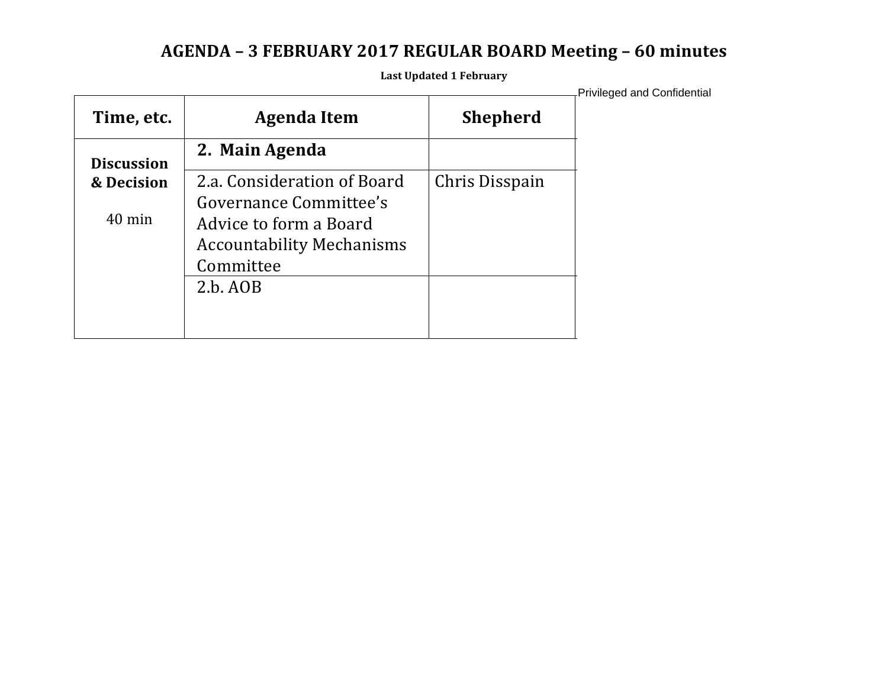# AGENDA – 3 FEBRUARY 2017 REGULAR BOARD Meeting – 60 minutes

**Last Updated 1 February**

Privileged and Confidential

| Time, etc. | Agenda Item | Shepherd |
|---|---|---|
| **Discussion & Decision** 40 min | **2. Main Agenda** | |
| | 2.a. Consideration of Board Governance Committee's Advice to form a Board Accountability Mechanisms Committee | Chris Disspain |
| | 2.b. AOB | |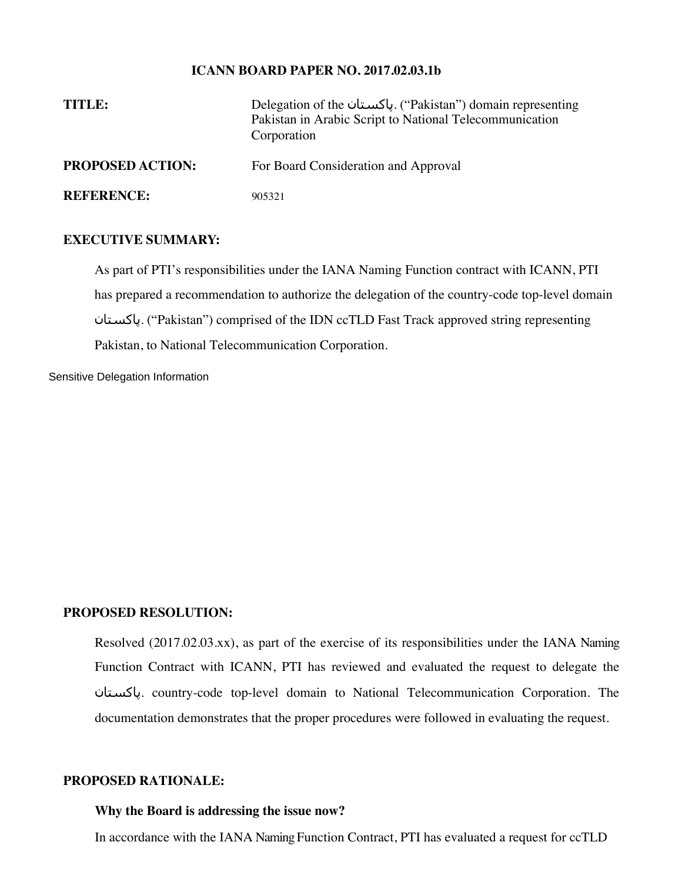**ICANN BOARD PAPER NO. 2017.02.03.1b**

| | |
|---|---|
| **TITLE:** | Delegation of the پاکستان. ("Pakistan") domain representing Pakistan in Arabic Script to National Telecommunication Corporation |
| **PROPOSED ACTION:** | For Board Consideration and Approval |
| **REFERENCE:** | 905321 |

**EXECUTIVE SUMMARY:**

As part of PTI's responsibilities under the IANA Naming Function contract with ICANN, PTI has prepared a recommendation to authorize the delegation of the country-code top-level domain پاکستان. ("Pakistan") comprised of the IDN ccTLD Fast Track approved string representing Pakistan, to National Telecommunication Corporation.

Sensitive Delegation Information

**PROPOSED RESOLUTION:**

Resolved (2017.02.03.xx), as part of the exercise of its responsibilities under the IANA Naming Function Contract with ICANN, PTI has reviewed and evaluated the request to delegate the پاکستان. country-code top-level domain to National Telecommunication Corporation. The documentation demonstrates that the proper procedures were followed in evaluating the request.

**PROPOSED RATIONALE:**

**Why the Board is addressing the issue now?**

In accordance with the IANA Naming Function Contract, PTI has evaluated a request for ccTLD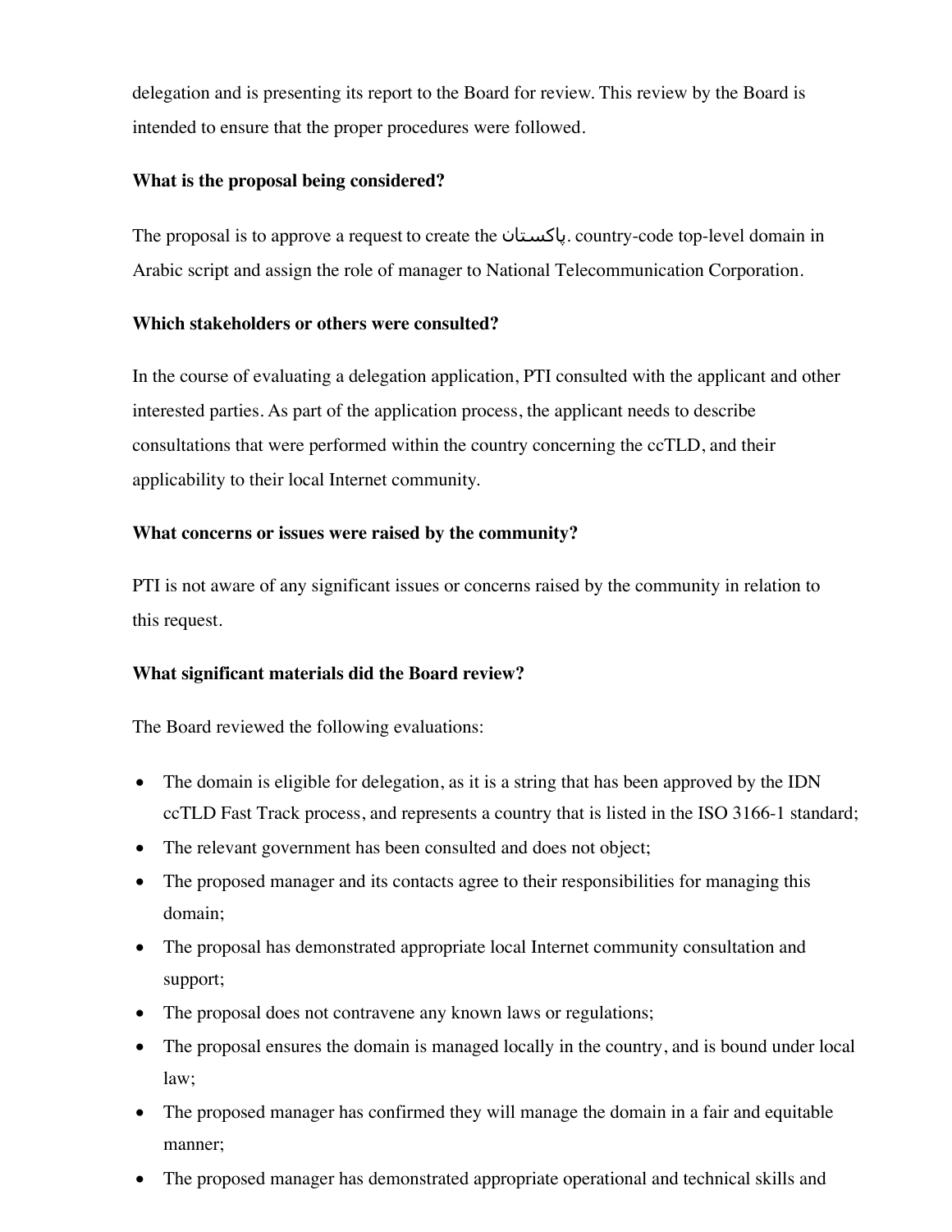delegation and is presenting its report to the Board for review. This review by the Board is intended to ensure that the proper procedures were followed.

**What is the proposal being considered?**

The proposal is to approve a request to create the پاکستان. country-code top-level domain in Arabic script and assign the role of manager to National Telecommunication Corporation.

**Which stakeholders or others were consulted?**

In the course of evaluating a delegation application, PTI consulted with the applicant and other interested parties. As part of the application process, the applicant needs to describe consultations that were performed within the country concerning the ccTLD, and their applicability to their local Internet community.

**What concerns or issues were raised by the community?**

PTI is not aware of any significant issues or concerns raised by the community in relation to this request.

**What significant materials did the Board review?**

The Board reviewed the following evaluations:

- The domain is eligible for delegation, as it is a string that has been approved by the IDN ccTLD Fast Track process, and represents a country that is listed in the ISO 3166-1 standard;
- The relevant government has been consulted and does not object;
- The proposed manager and its contacts agree to their responsibilities for managing this domain;
- The proposal has demonstrated appropriate local Internet community consultation and support;
- The proposal does not contravene any known laws or regulations;
- The proposal ensures the domain is managed locally in the country, and is bound under local law;
- The proposed manager has confirmed they will manage the domain in a fair and equitable manner;
- The proposed manager has demonstrated appropriate operational and technical skills and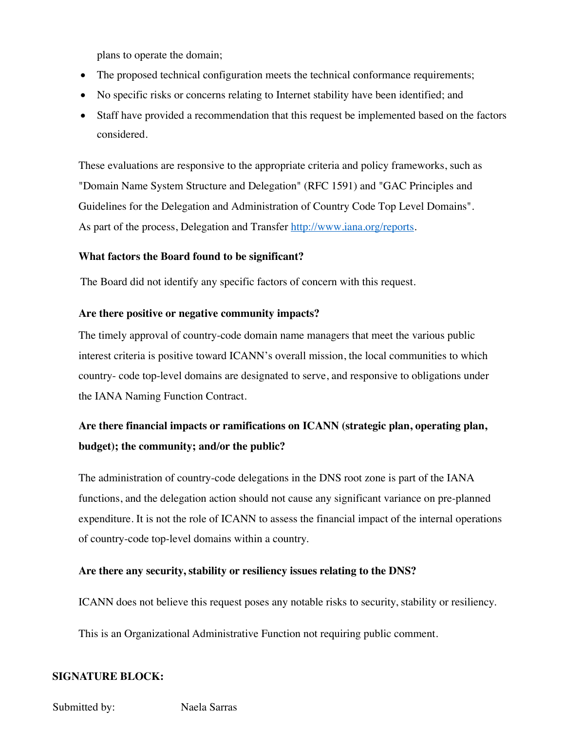plans to operate the domain;

- The proposed technical configuration meets the technical conformance requirements;
- No specific risks or concerns relating to Internet stability have been identified; and
- Staff have provided a recommendation that this request be implemented based on the factors considered.

These evaluations are responsive to the appropriate criteria and policy frameworks, such as "Domain Name System Structure and Delegation" (RFC 1591) and "GAC Principles and Guidelines for the Delegation and Administration of Country Code Top Level Domains". As part of the process, Delegation and Transfer [http://www.iana.org/reports](http://www.iana.org/reports).

**What factors the Board found to be significant?**

The Board did not identify any specific factors of concern with this request.

**Are there positive or negative community impacts?**

The timely approval of country-code domain name managers that meet the various public interest criteria is positive toward ICANN's overall mission, the local communities to which country- code top-level domains are designated to serve, and responsive to obligations under the IANA Naming Function Contract.

**Are there financial impacts or ramifications on ICANN (strategic plan, operating plan, budget); the community; and/or the public?**

The administration of country-code delegations in the DNS root zone is part of the IANA functions, and the delegation action should not cause any significant variance on pre-planned expenditure. It is not the role of ICANN to assess the financial impact of the internal operations of country-code top-level domains within a country.

**Are there any security, stability or resiliency issues relating to the DNS?**

ICANN does not believe this request poses any notable risks to security, stability or resiliency.

This is an Organizational Administrative Function not requiring public comment.

**SIGNATURE BLOCK:**

Submitted by: Naela Sarras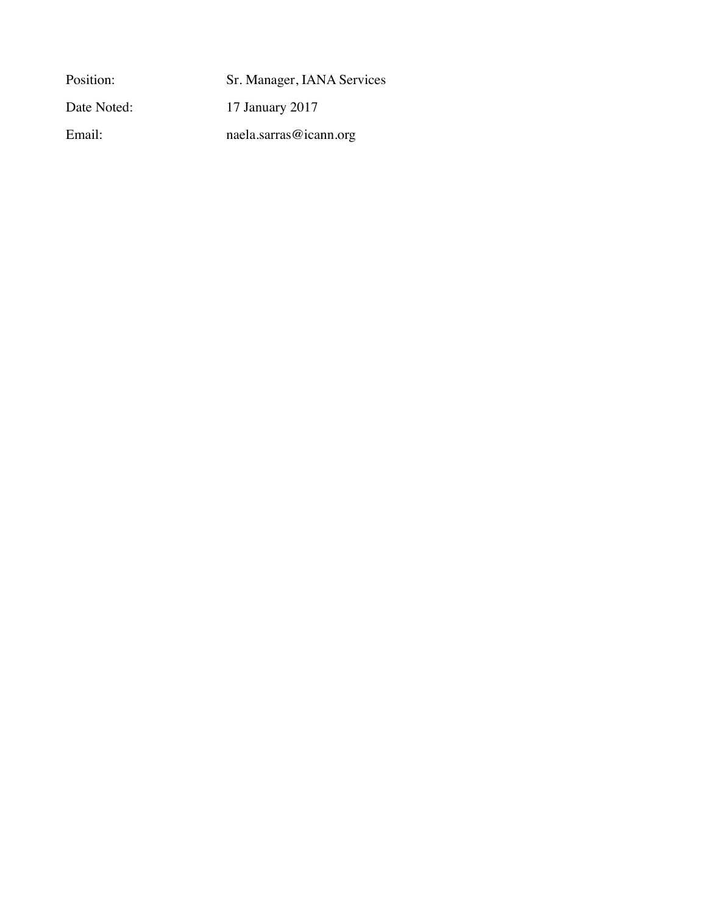| | |
|---|---|
| Position: | Sr. Manager, IANA Services |
| Date Noted: | 17 January 2017 |
| Email: | naela.sarras@icann.org |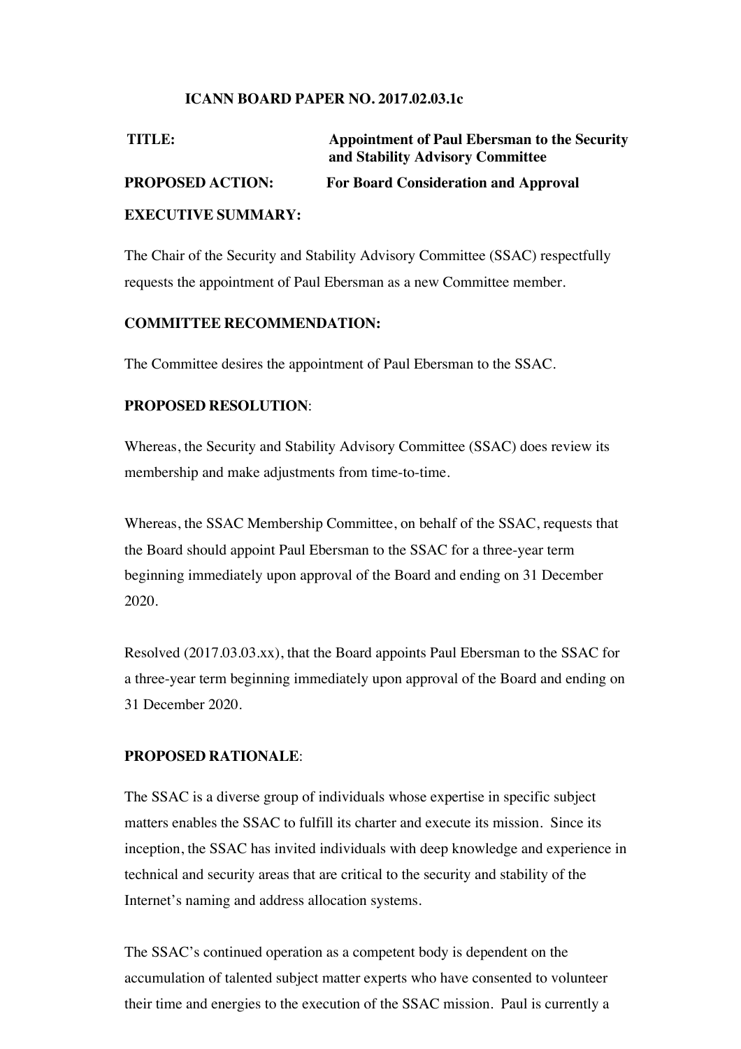**ICANN BOARD PAPER NO. 2017.02.03.1c**

**TITLE:** **Appointment of Paul Ebersman to the Security and Stability Advisory Committee**

**PROPOSED ACTION:** **For Board Consideration and Approval**

**EXECUTIVE SUMMARY:**

The Chair of the Security and Stability Advisory Committee (SSAC) respectfully requests the appointment of Paul Ebersman as a new Committee member.

**COMMITTEE RECOMMENDATION:**

The Committee desires the appointment of Paul Ebersman to the SSAC.

**PROPOSED RESOLUTION**:

Whereas, the Security and Stability Advisory Committee (SSAC) does review its membership and make adjustments from time-to-time.

Whereas, the SSAC Membership Committee, on behalf of the SSAC, requests that the Board should appoint Paul Ebersman to the SSAC for a three-year term beginning immediately upon approval of the Board and ending on 31 December 2020.

Resolved (2017.03.03.xx), that the Board appoints Paul Ebersman to the SSAC for a three-year term beginning immediately upon approval of the Board and ending on 31 December 2020.

**PROPOSED RATIONALE**:

The SSAC is a diverse group of individuals whose expertise in specific subject matters enables the SSAC to fulfill its charter and execute its mission. Since its inception, the SSAC has invited individuals with deep knowledge and experience in technical and security areas that are critical to the security and stability of the Internet's naming and address allocation systems.

The SSAC's continued operation as a competent body is dependent on the accumulation of talented subject matter experts who have consented to volunteer their time and energies to the execution of the SSAC mission. Paul is currently a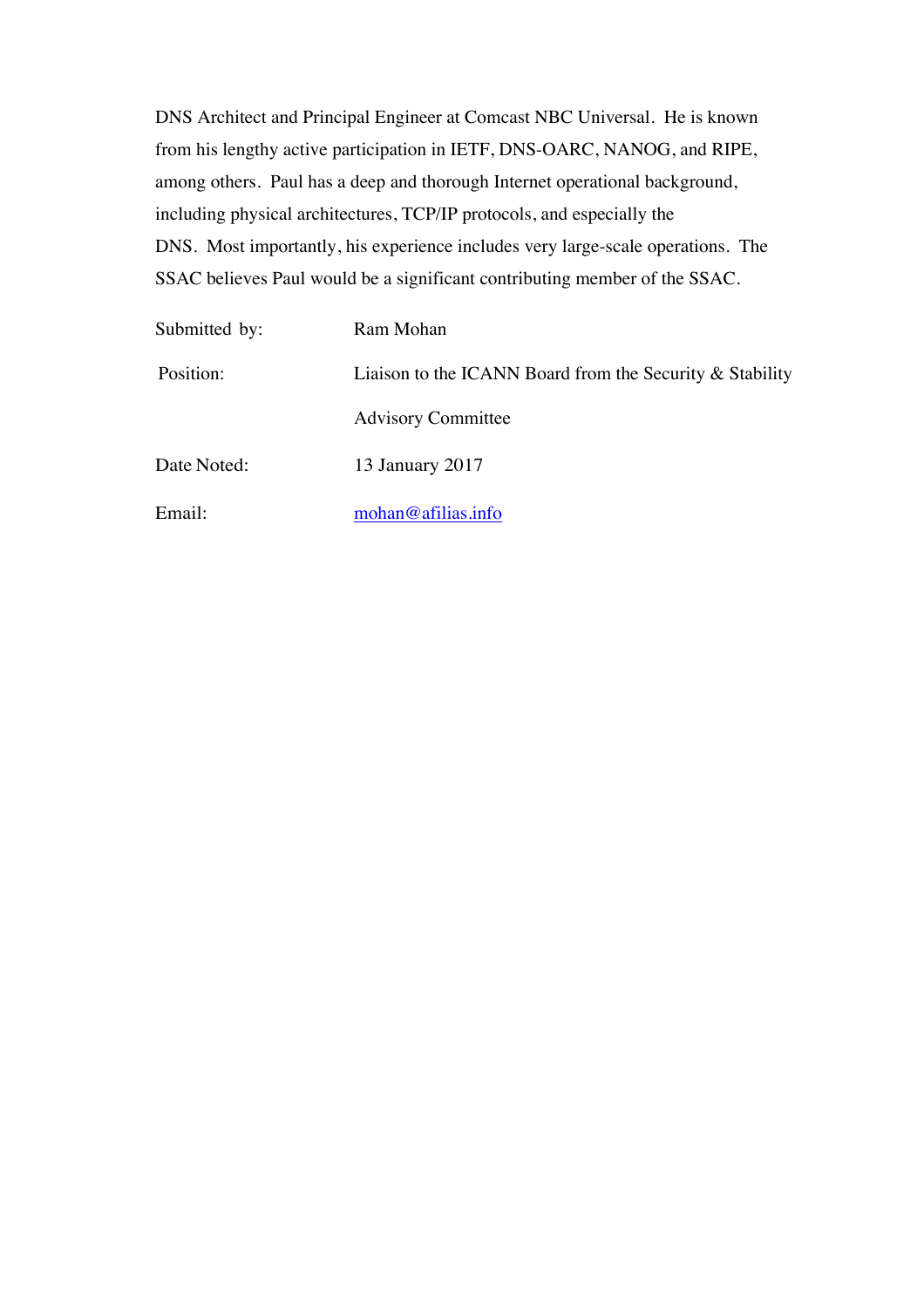DNS Architect and Principal Engineer at Comcast NBC Universal. He is known from his lengthy active participation in IETF, DNS-OARC, NANOG, and RIPE, among others. Paul has a deep and thorough Internet operational background, including physical architectures, TCP/IP protocols, and especially the DNS. Most importantly, his experience includes very large-scale operations. The SSAC believes Paul would be a significant contributing member of the SSAC.

| | |
|---|---|
| Submitted by: | Ram Mohan |
| Position: | Liaison to the ICANN Board from the Security & Stability Advisory Committee |
| Date Noted: | 13 January 2017 |
| Email: | mohan@afilias.info |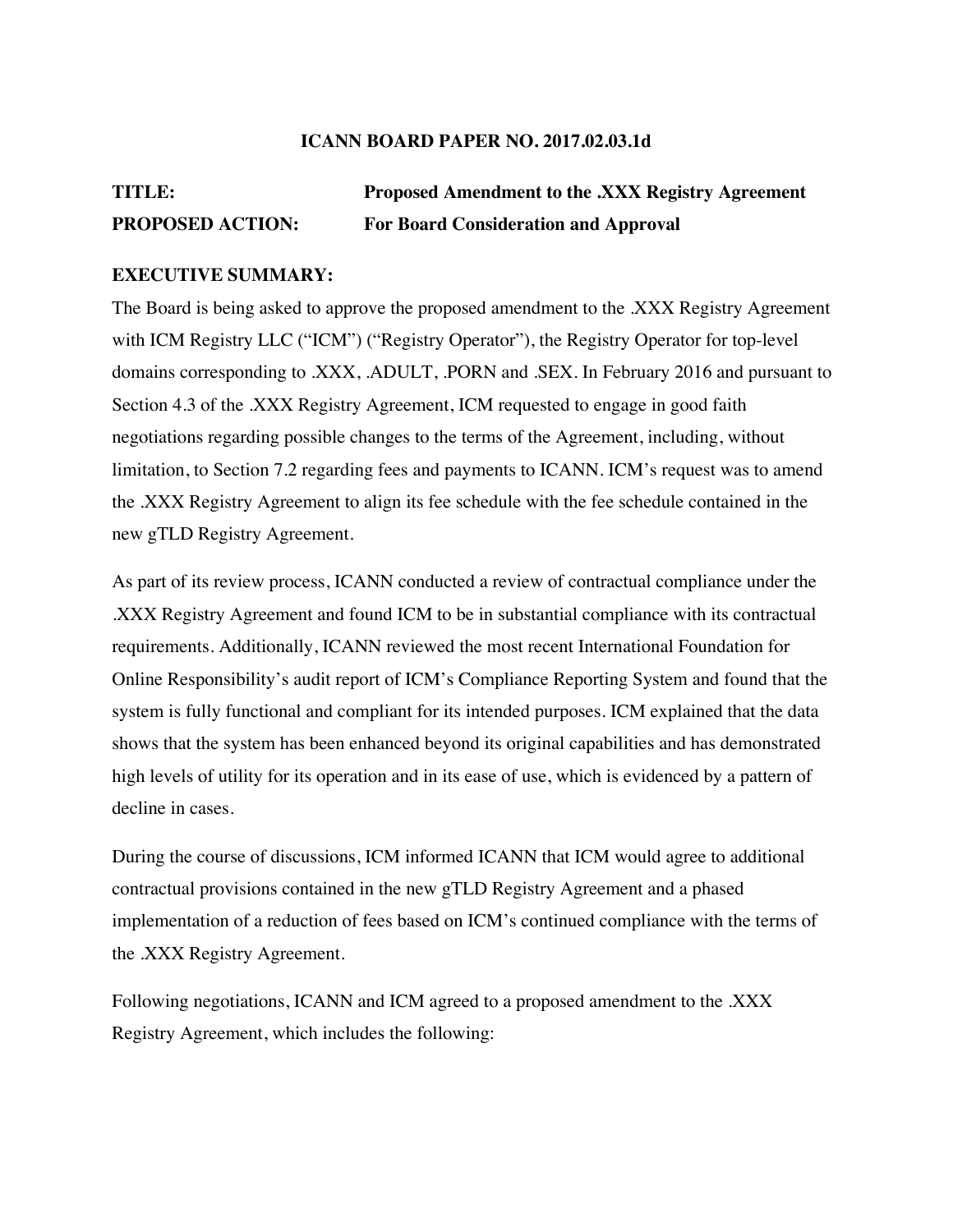**ICANN BOARD PAPER NO. 2017.02.03.1d**

**TITLE:** **Proposed Amendment to the .XXX Registry Agreement**

**PROPOSED ACTION:** **For Board Consideration and Approval**

**EXECUTIVE SUMMARY:**

The Board is being asked to approve the proposed amendment to the .XXX Registry Agreement with ICM Registry LLC ("ICM") ("Registry Operator"), the Registry Operator for top-level domains corresponding to .XXX, .ADULT, .PORN and .SEX. In February 2016 and pursuant to Section 4.3 of the .XXX Registry Agreement, ICM requested to engage in good faith negotiations regarding possible changes to the terms of the Agreement, including, without limitation, to Section 7.2 regarding fees and payments to ICANN. ICM's request was to amend the .XXX Registry Agreement to align its fee schedule with the fee schedule contained in the new gTLD Registry Agreement.

As part of its review process, ICANN conducted a review of contractual compliance under the .XXX Registry Agreement and found ICM to be in substantial compliance with its contractual requirements. Additionally, ICANN reviewed the most recent International Foundation for Online Responsibility's audit report of ICM's Compliance Reporting System and found that the system is fully functional and compliant for its intended purposes. ICM explained that the data shows that the system has been enhanced beyond its original capabilities and has demonstrated high levels of utility for its operation and in its ease of use, which is evidenced by a pattern of decline in cases.

During the course of discussions, ICM informed ICANN that ICM would agree to additional contractual provisions contained in the new gTLD Registry Agreement and a phased implementation of a reduction of fees based on ICM's continued compliance with the terms of the .XXX Registry Agreement.

Following negotiations, ICANN and ICM agreed to a proposed amendment to the .XXX Registry Agreement, which includes the following: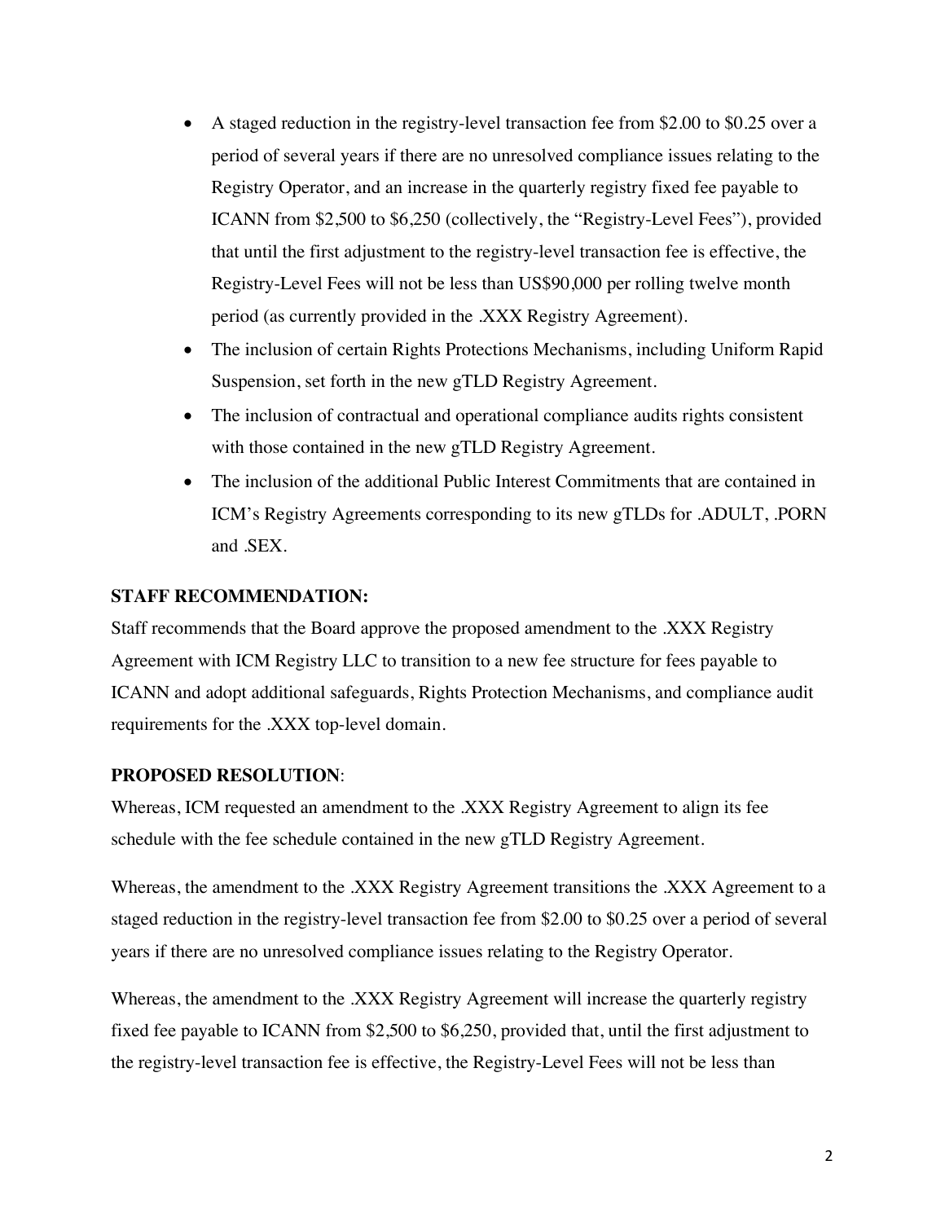- A staged reduction in the registry-level transaction fee from $2.00 to $0.25 over a period of several years if there are no unresolved compliance issues relating to the Registry Operator, and an increase in the quarterly registry fixed fee payable to ICANN from $2,500 to $6,250 (collectively, the "Registry-Level Fees"), provided that until the first adjustment to the registry-level transaction fee is effective, the Registry-Level Fees will not be less than US$90,000 per rolling twelve month period (as currently provided in the .XXX Registry Agreement).
- The inclusion of certain Rights Protections Mechanisms, including Uniform Rapid Suspension, set forth in the new gTLD Registry Agreement.
- The inclusion of contractual and operational compliance audits rights consistent with those contained in the new gTLD Registry Agreement.
- The inclusion of the additional Public Interest Commitments that are contained in ICM's Registry Agreements corresponding to its new gTLDs for .ADULT, .PORN and .SEX.

**STAFF RECOMMENDATION:**

Staff recommends that the Board approve the proposed amendment to the .XXX Registry Agreement with ICM Registry LLC to transition to a new fee structure for fees payable to ICANN and adopt additional safeguards, Rights Protection Mechanisms, and compliance audit requirements for the .XXX top-level domain.

**PROPOSED RESOLUTION**:

Whereas, ICM requested an amendment to the .XXX Registry Agreement to align its fee schedule with the fee schedule contained in the new gTLD Registry Agreement.

Whereas, the amendment to the .XXX Registry Agreement transitions the .XXX Agreement to a staged reduction in the registry-level transaction fee from $2.00 to $0.25 over a period of several years if there are no unresolved compliance issues relating to the Registry Operator.

Whereas, the amendment to the .XXX Registry Agreement will increase the quarterly registry fixed fee payable to ICANN from $2,500 to $6,250, provided that, until the first adjustment to the registry-level transaction fee is effective, the Registry-Level Fees will not be less than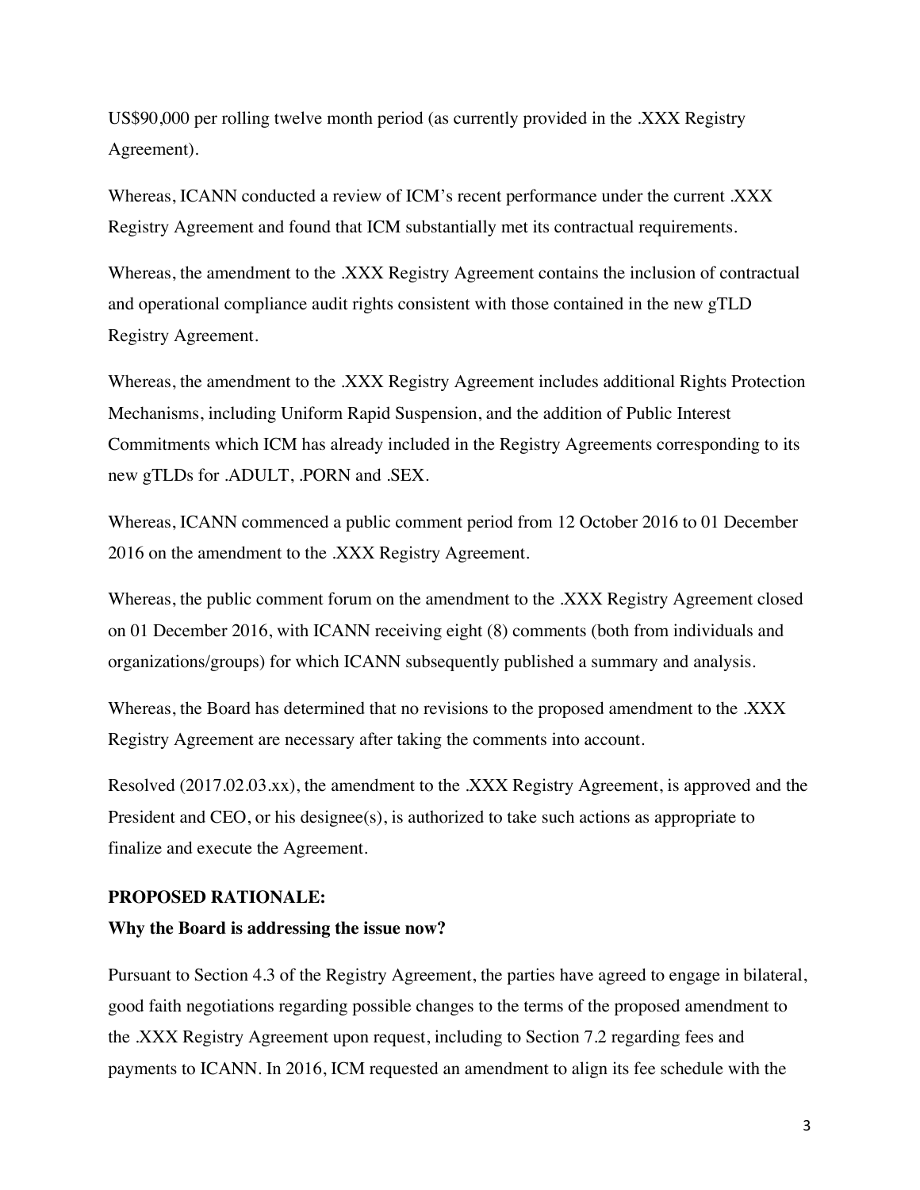US$90,000 per rolling twelve month period (as currently provided in the .XXX Registry Agreement).

Whereas, ICANN conducted a review of ICM's recent performance under the current .XXX Registry Agreement and found that ICM substantially met its contractual requirements.

Whereas, the amendment to the .XXX Registry Agreement contains the inclusion of contractual and operational compliance audit rights consistent with those contained in the new gTLD Registry Agreement.

Whereas, the amendment to the .XXX Registry Agreement includes additional Rights Protection Mechanisms, including Uniform Rapid Suspension, and the addition of Public Interest Commitments which ICM has already included in the Registry Agreements corresponding to its new gTLDs for .ADULT, .PORN and .SEX.

Whereas, ICANN commenced a public comment period from 12 October 2016 to 01 December 2016 on the amendment to the .XXX Registry Agreement.

Whereas, the public comment forum on the amendment to the .XXX Registry Agreement closed on 01 December 2016, with ICANN receiving eight (8) comments (both from individuals and organizations/groups) for which ICANN subsequently published a summary and analysis.

Whereas, the Board has determined that no revisions to the proposed amendment to the .XXX Registry Agreement are necessary after taking the comments into account.

Resolved (2017.02.03.xx), the amendment to the .XXX Registry Agreement, is approved and the President and CEO, or his designee(s), is authorized to take such actions as appropriate to finalize and execute the Agreement.

**PROPOSED RATIONALE:**

**Why the Board is addressing the issue now?**

Pursuant to Section 4.3 of the Registry Agreement, the parties have agreed to engage in bilateral, good faith negotiations regarding possible changes to the terms of the proposed amendment to the .XXX Registry Agreement upon request, including to Section 7.2 regarding fees and payments to ICANN. In 2016, ICM requested an amendment to align its fee schedule with the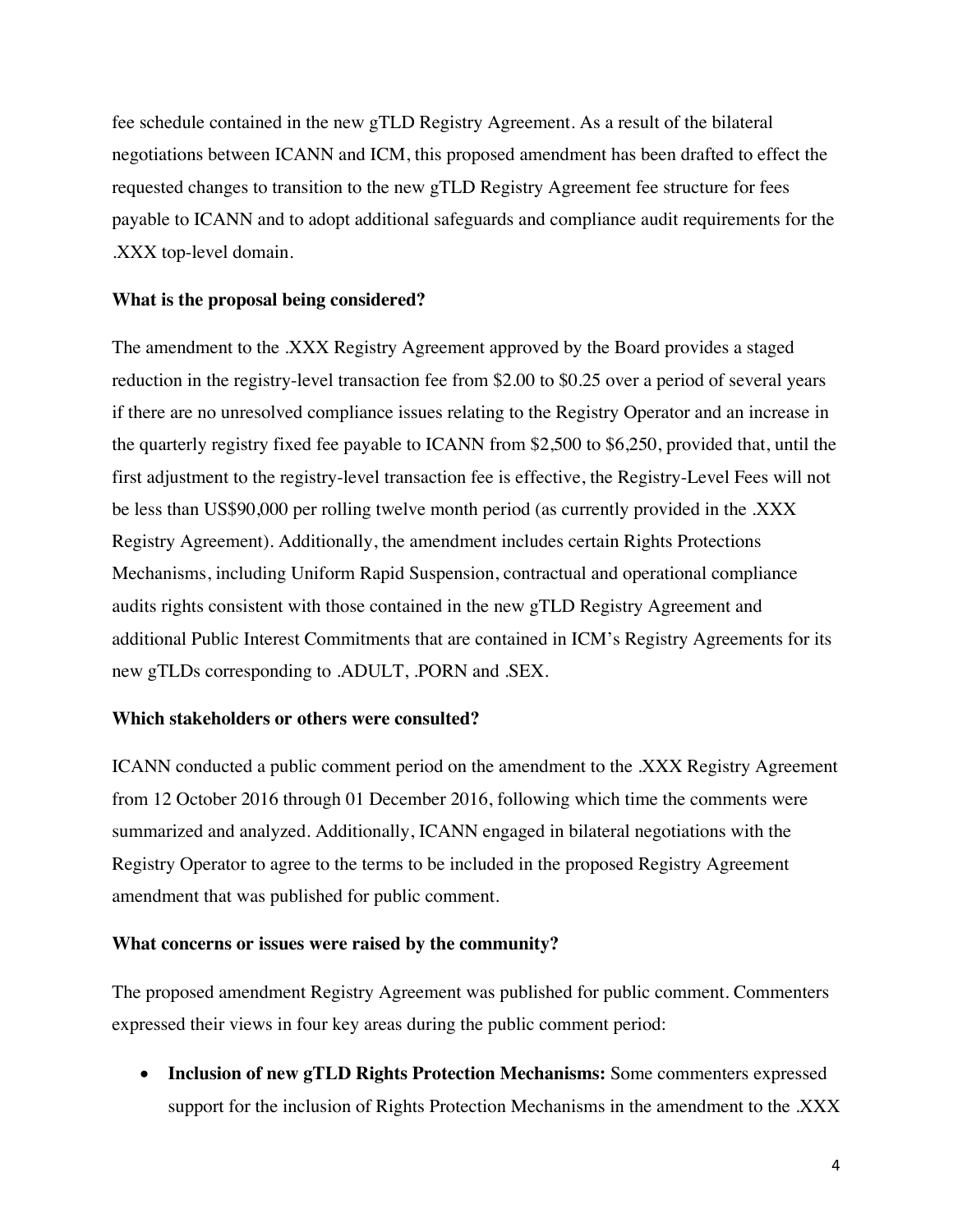fee schedule contained in the new gTLD Registry Agreement. As a result of the bilateral negotiations between ICANN and ICM, this proposed amendment has been drafted to effect the requested changes to transition to the new gTLD Registry Agreement fee structure for fees payable to ICANN and to adopt additional safeguards and compliance audit requirements for the .XXX top-level domain.

**What is the proposal being considered?**

The amendment to the .XXX Registry Agreement approved by the Board provides a staged reduction in the registry-level transaction fee from $2.00 to $0.25 over a period of several years if there are no unresolved compliance issues relating to the Registry Operator and an increase in the quarterly registry fixed fee payable to ICANN from $2,500 to $6,250, provided that, until the first adjustment to the registry-level transaction fee is effective, the Registry-Level Fees will not be less than US$90,000 per rolling twelve month period (as currently provided in the .XXX Registry Agreement). Additionally, the amendment includes certain Rights Protections Mechanisms, including Uniform Rapid Suspension, contractual and operational compliance audits rights consistent with those contained in the new gTLD Registry Agreement and additional Public Interest Commitments that are contained in ICM's Registry Agreements for its new gTLDs corresponding to .ADULT, .PORN and .SEX.

**Which stakeholders or others were consulted?**

ICANN conducted a public comment period on the amendment to the .XXX Registry Agreement from 12 October 2016 through 01 December 2016, following which time the comments were summarized and analyzed. Additionally, ICANN engaged in bilateral negotiations with the Registry Operator to agree to the terms to be included in the proposed Registry Agreement amendment that was published for public comment.

**What concerns or issues were raised by the community?**

The proposed amendment Registry Agreement was published for public comment. Commenters expressed their views in four key areas during the public comment period:

- **Inclusion of new gTLD Rights Protection Mechanisms:** Some commenters expressed support for the inclusion of Rights Protection Mechanisms in the amendment to the .XXX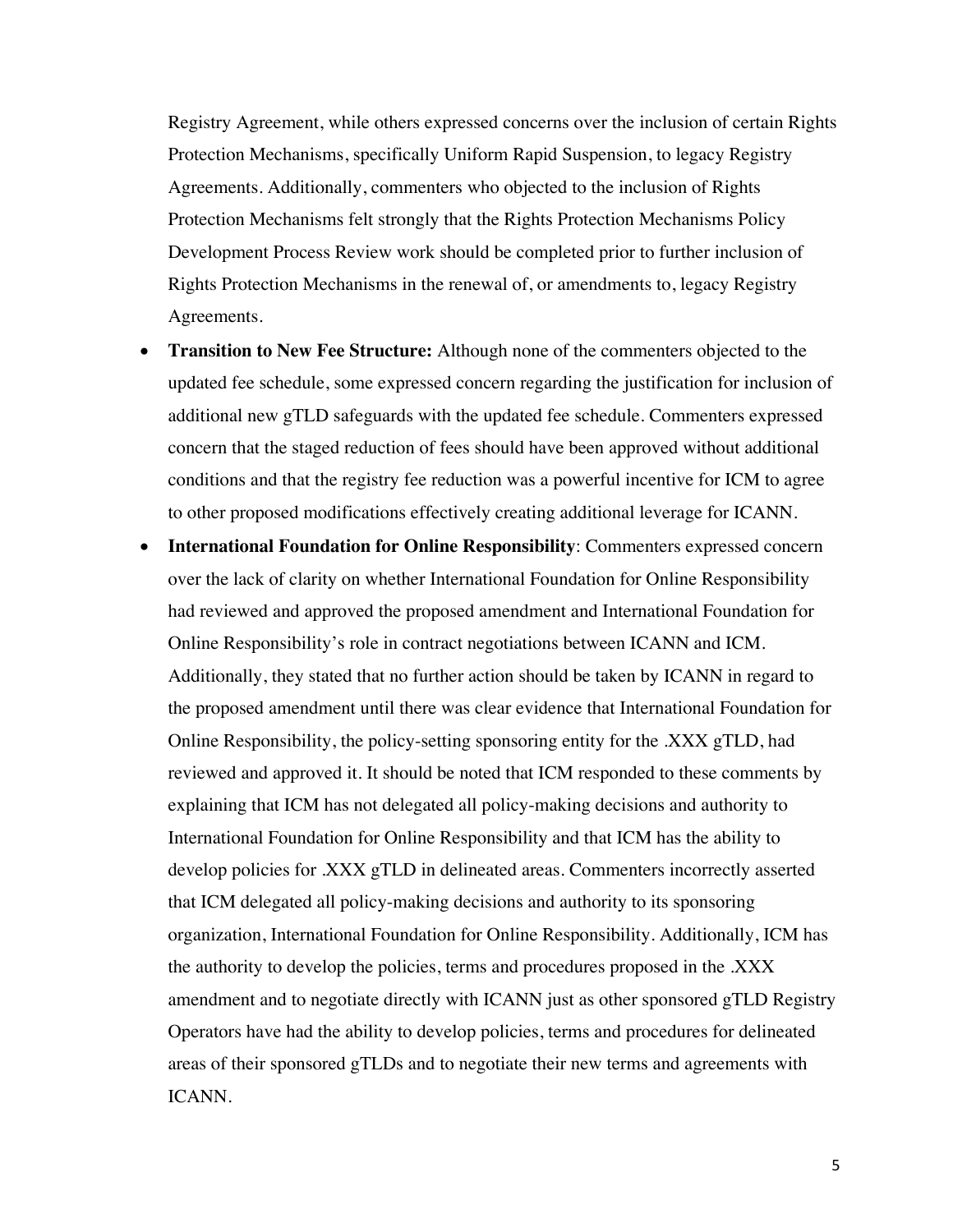Registry Agreement, while others expressed concerns over the inclusion of certain Rights Protection Mechanisms, specifically Uniform Rapid Suspension, to legacy Registry Agreements. Additionally, commenters who objected to the inclusion of Rights Protection Mechanisms felt strongly that the Rights Protection Mechanisms Policy Development Process Review work should be completed prior to further inclusion of Rights Protection Mechanisms in the renewal of, or amendments to, legacy Registry Agreements.

- **Transition to New Fee Structure:** Although none of the commenters objected to the updated fee schedule, some expressed concern regarding the justification for inclusion of additional new gTLD safeguards with the updated fee schedule. Commenters expressed concern that the staged reduction of fees should have been approved without additional conditions and that the registry fee reduction was a powerful incentive for ICM to agree to other proposed modifications effectively creating additional leverage for ICANN.
- **International Foundation for Online Responsibility**: Commenters expressed concern over the lack of clarity on whether International Foundation for Online Responsibility had reviewed and approved the proposed amendment and International Foundation for Online Responsibility's role in contract negotiations between ICANN and ICM. Additionally, they stated that no further action should be taken by ICANN in regard to the proposed amendment until there was clear evidence that International Foundation for Online Responsibility, the policy-setting sponsoring entity for the .XXX gTLD, had reviewed and approved it. It should be noted that ICM responded to these comments by explaining that ICM has not delegated all policy-making decisions and authority to International Foundation for Online Responsibility and that ICM has the ability to develop policies for .XXX gTLD in delineated areas. Commenters incorrectly asserted that ICM delegated all policy-making decisions and authority to its sponsoring organization, International Foundation for Online Responsibility. Additionally, ICM has the authority to develop the policies, terms and procedures proposed in the .XXX amendment and to negotiate directly with ICANN just as other sponsored gTLD Registry Operators have had the ability to develop policies, terms and procedures for delineated areas of their sponsored gTLDs and to negotiate their new terms and agreements with ICANN.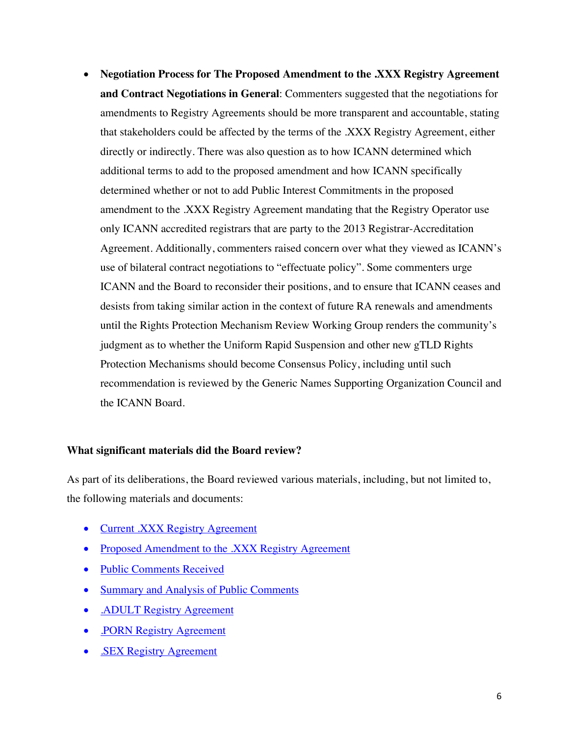- **Negotiation Process for The Proposed Amendment to the .XXX Registry Agreement and Contract Negotiations in General**: Commenters suggested that the negotiations for amendments to Registry Agreements should be more transparent and accountable, stating that stakeholders could be affected by the terms of the .XXX Registry Agreement, either directly or indirectly. There was also question as to how ICANN determined which additional terms to add to the proposed amendment and how ICANN specifically determined whether or not to add Public Interest Commitments in the proposed amendment to the .XXX Registry Agreement mandating that the Registry Operator use only ICANN accredited registrars that are party to the 2013 Registrar-Accreditation Agreement. Additionally, commenters raised concern over what they viewed as ICANN's use of bilateral contract negotiations to "effectuate policy". Some commenters urge ICANN and the Board to reconsider their positions, and to ensure that ICANN ceases and desists from taking similar action in the context of future RA renewals and amendments until the Rights Protection Mechanism Review Working Group renders the community's judgment as to whether the Uniform Rapid Suspension and other new gTLD Rights Protection Mechanisms should become Consensus Policy, including until such recommendation is reviewed by the Generic Names Supporting Organization Council and the ICANN Board.

**What significant materials did the Board review?**

As part of its deliberations, the Board reviewed various materials, including, but not limited to, the following materials and documents:

- Current .XXX Registry Agreement
- Proposed Amendment to the .XXX Registry Agreement
- Public Comments Received
- Summary and Analysis of Public Comments
- .ADULT Registry Agreement
- .PORN Registry Agreement
- .SEX Registry Agreement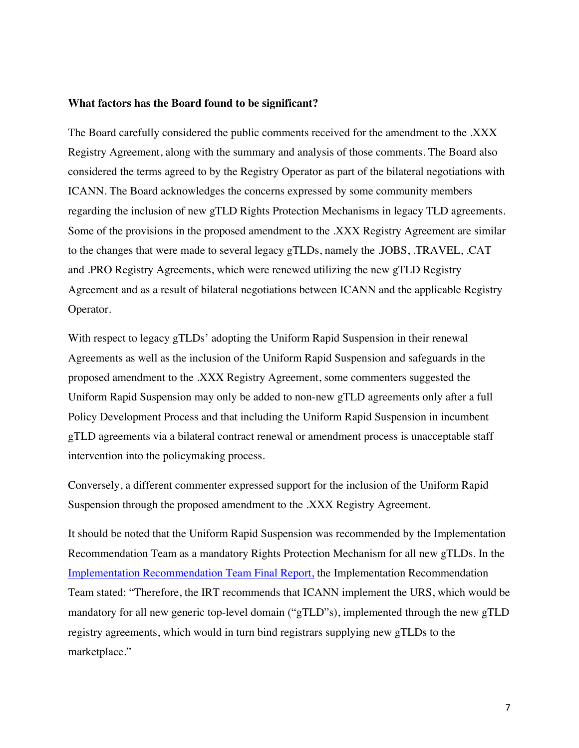**What factors has the Board found to be significant?**

The Board carefully considered the public comments received for the amendment to the .XXX Registry Agreement, along with the summary and analysis of those comments. The Board also considered the terms agreed to by the Registry Operator as part of the bilateral negotiations with ICANN. The Board acknowledges the concerns expressed by some community members regarding the inclusion of new gTLD Rights Protection Mechanisms in legacy TLD agreements. Some of the provisions in the proposed amendment to the .XXX Registry Agreement are similar to the changes that were made to several legacy gTLDs, namely the .JOBS, .TRAVEL, .CAT and .PRO Registry Agreements, which were renewed utilizing the new gTLD Registry Agreement and as a result of bilateral negotiations between ICANN and the applicable Registry Operator.

With respect to legacy gTLDs' adopting the Uniform Rapid Suspension in their renewal Agreements as well as the inclusion of the Uniform Rapid Suspension and safeguards in the proposed amendment to the .XXX Registry Agreement, some commenters suggested the Uniform Rapid Suspension may only be added to non-new gTLD agreements only after a full Policy Development Process and that including the Uniform Rapid Suspension in incumbent gTLD agreements via a bilateral contract renewal or amendment process is unacceptable staff intervention into the policymaking process.

Conversely, a different commenter expressed support for the inclusion of the Uniform Rapid Suspension through the proposed amendment to the .XXX Registry Agreement.

It should be noted that the Uniform Rapid Suspension was recommended by the Implementation Recommendation Team as a mandatory Rights Protection Mechanism for all new gTLDs. In the [Implementation Recommendation Team Final Report,](#) the Implementation Recommendation Team stated: "Therefore, the IRT recommends that ICANN implement the URS, which would be mandatory for all new generic top-level domain ("gTLD"s), implemented through the new gTLD registry agreements, which would in turn bind registrars supplying new gTLDs to the marketplace."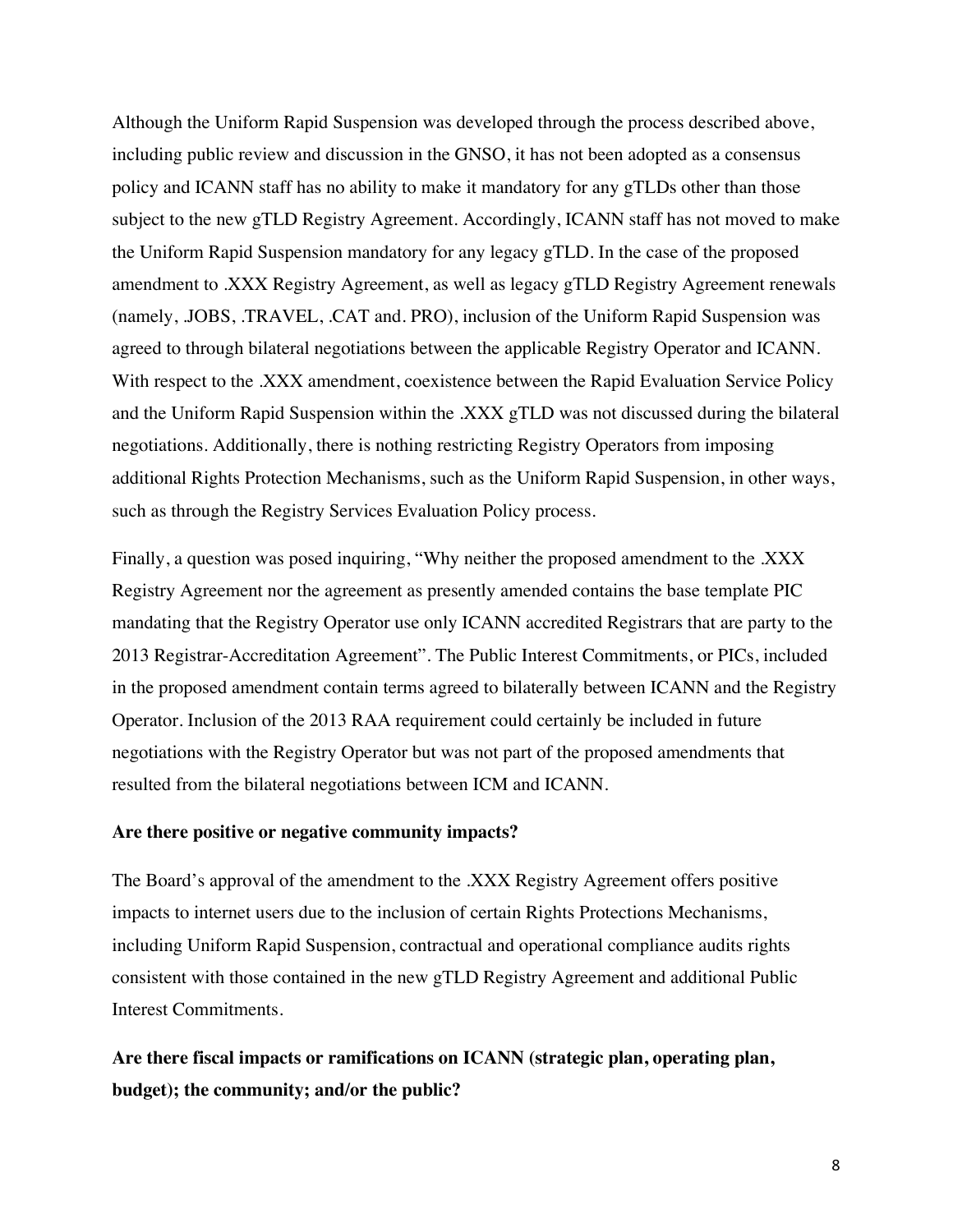Although the Uniform Rapid Suspension was developed through the process described above, including public review and discussion in the GNSO, it has not been adopted as a consensus policy and ICANN staff has no ability to make it mandatory for any gTLDs other than those subject to the new gTLD Registry Agreement. Accordingly, ICANN staff has not moved to make the Uniform Rapid Suspension mandatory for any legacy gTLD. In the case of the proposed amendment to .XXX Registry Agreement, as well as legacy gTLD Registry Agreement renewals (namely, .JOBS, .TRAVEL, .CAT and. PRO), inclusion of the Uniform Rapid Suspension was agreed to through bilateral negotiations between the applicable Registry Operator and ICANN. With respect to the .XXX amendment, coexistence between the Rapid Evaluation Service Policy and the Uniform Rapid Suspension within the .XXX gTLD was not discussed during the bilateral negotiations. Additionally, there is nothing restricting Registry Operators from imposing additional Rights Protection Mechanisms, such as the Uniform Rapid Suspension, in other ways, such as through the Registry Services Evaluation Policy process.

Finally, a question was posed inquiring, "Why neither the proposed amendment to the .XXX Registry Agreement nor the agreement as presently amended contains the base template PIC mandating that the Registry Operator use only ICANN accredited Registrars that are party to the 2013 Registrar-Accreditation Agreement". The Public Interest Commitments, or PICs, included in the proposed amendment contain terms agreed to bilaterally between ICANN and the Registry Operator. Inclusion of the 2013 RAA requirement could certainly be included in future negotiations with the Registry Operator but was not part of the proposed amendments that resulted from the bilateral negotiations between ICM and ICANN.

**Are there positive or negative community impacts?**

The Board's approval of the amendment to the .XXX Registry Agreement offers positive impacts to internet users due to the inclusion of certain Rights Protections Mechanisms, including Uniform Rapid Suspension, contractual and operational compliance audits rights consistent with those contained in the new gTLD Registry Agreement and additional Public Interest Commitments.

**Are there fiscal impacts or ramifications on ICANN (strategic plan, operating plan, budget); the community; and/or the public?**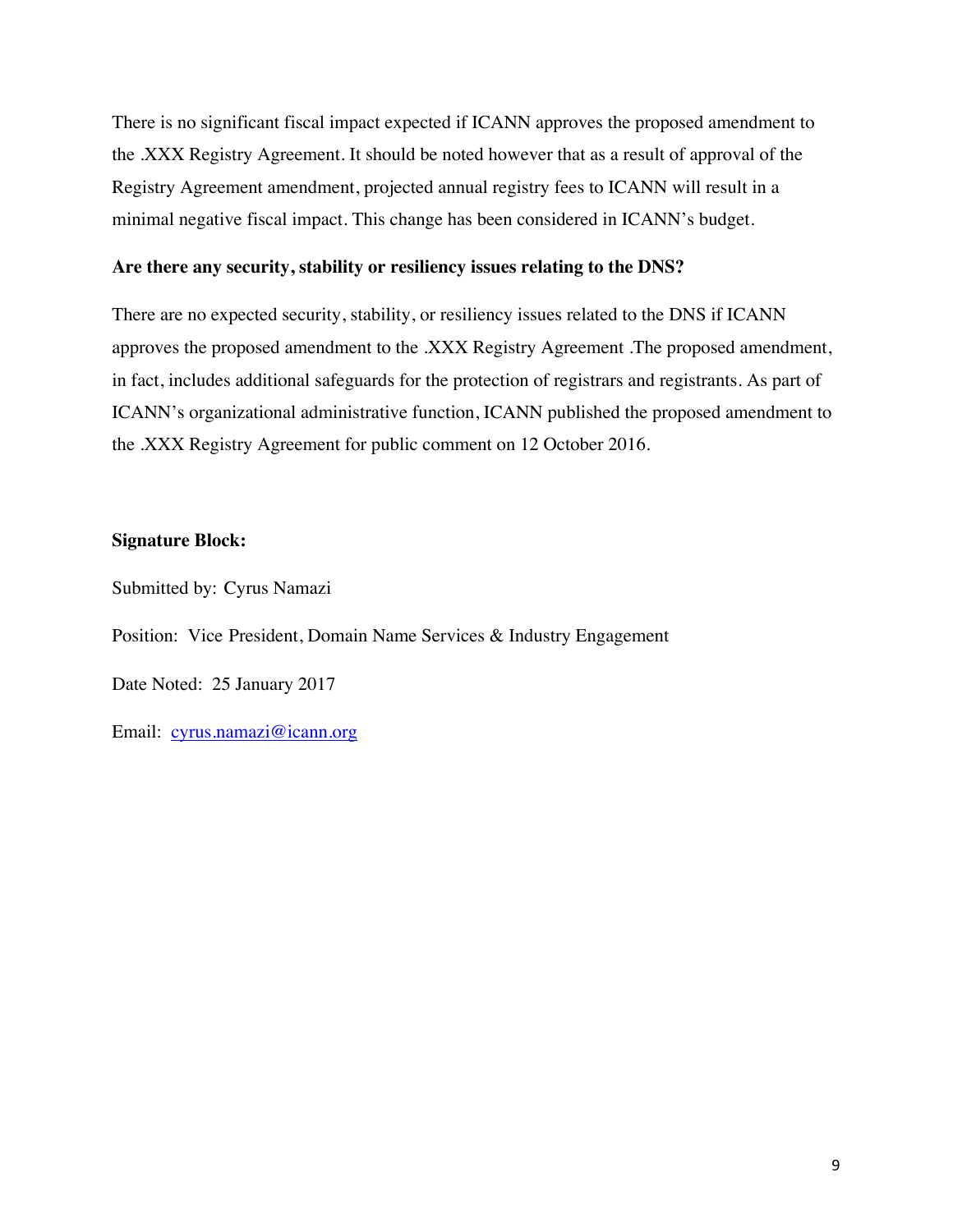There is no significant fiscal impact expected if ICANN approves the proposed amendment to the .XXX Registry Agreement. It should be noted however that as a result of approval of the Registry Agreement amendment, projected annual registry fees to ICANN will result in a minimal negative fiscal impact. This change has been considered in ICANN's budget.

**Are there any security, stability or resiliency issues relating to the DNS?**

There are no expected security, stability, or resiliency issues related to the DNS if ICANN approves the proposed amendment to the .XXX Registry Agreement .The proposed amendment, in fact, includes additional safeguards for the protection of registrars and registrants. As part of ICANN's organizational administrative function, ICANN published the proposed amendment to the .XXX Registry Agreement for public comment on 12 October 2016.

**Signature Block:**

Submitted by: Cyrus Namazi

Position: Vice President, Domain Name Services & Industry Engagement

Date Noted: 25 January 2017

Email: cyrus.namazi@icann.org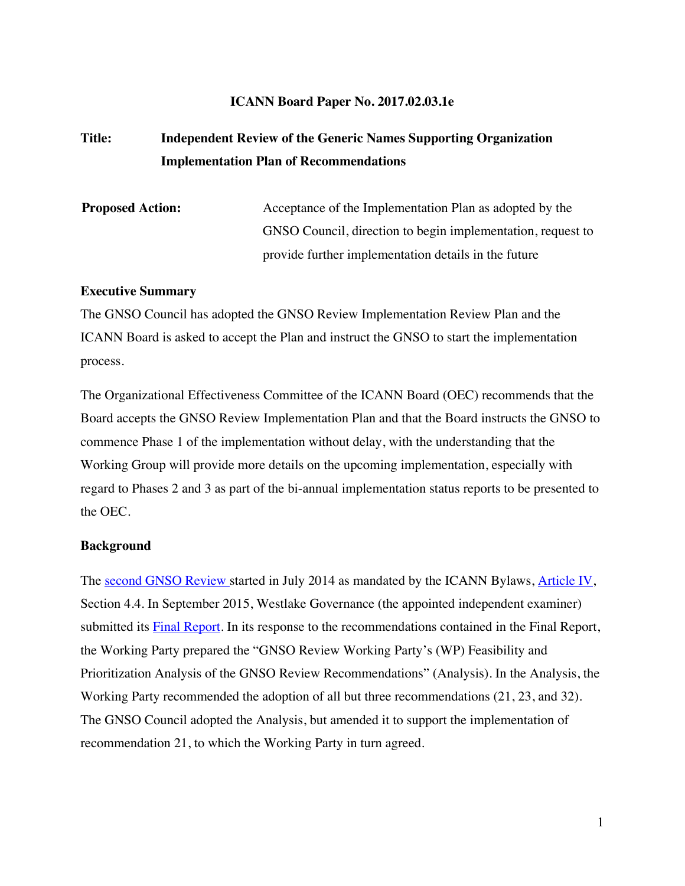**ICANN Board Paper No. 2017.02.03.1e**

**Title:** **Independent Review of the Generic Names Supporting Organization Implementation Plan of Recommendations**

**Proposed Action:** Acceptance of the Implementation Plan as adopted by the GNSO Council, direction to begin implementation, request to provide further implementation details in the future

**Executive Summary**

The GNSO Council has adopted the GNSO Review Implementation Review Plan and the ICANN Board is asked to accept the Plan and instruct the GNSO to start the implementation process.

The Organizational Effectiveness Committee of the ICANN Board (OEC) recommends that the Board accepts the GNSO Review Implementation Plan and that the Board instructs the GNSO to commence Phase 1 of the implementation without delay, with the understanding that the Working Group will provide more details on the upcoming implementation, especially with regard to Phases 2 and 3 as part of the bi-annual implementation status reports to be presented to the OEC.

**Background**

The second GNSO Review started in July 2014 as mandated by the ICANN Bylaws, Article IV, Section 4.4. In September 2015, Westlake Governance (the appointed independent examiner) submitted its Final Report. In its response to the recommendations contained in the Final Report, the Working Party prepared the "GNSO Review Working Party's (WP) Feasibility and Prioritization Analysis of the GNSO Review Recommendations" (Analysis). In the Analysis, the Working Party recommended the adoption of all but three recommendations (21, 23, and 32). The GNSO Council adopted the Analysis, but amended it to support the implementation of recommendation 21, to which the Working Party in turn agreed.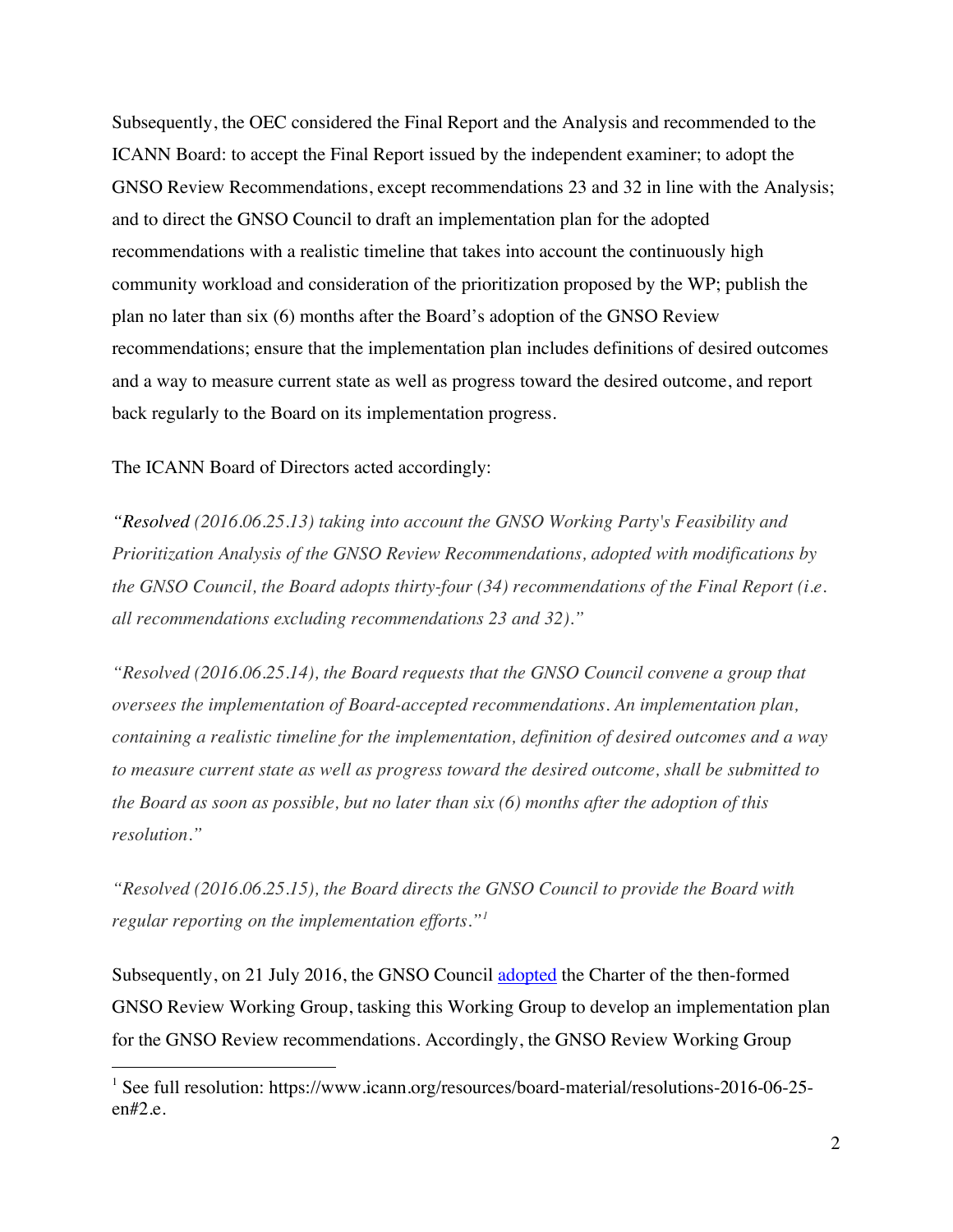Subsequently, the OEC considered the Final Report and the Analysis and recommended to the ICANN Board: to accept the Final Report issued by the independent examiner; to adopt the GNSO Review Recommendations, except recommendations 23 and 32 in line with the Analysis; and to direct the GNSO Council to draft an implementation plan for the adopted recommendations with a realistic timeline that takes into account the continuously high community workload and consideration of the prioritization proposed by the WP; publish the plan no later than six (6) months after the Board's adoption of the GNSO Review recommendations; ensure that the implementation plan includes definitions of desired outcomes and a way to measure current state as well as progress toward the desired outcome, and report back regularly to the Board on its implementation progress.

The ICANN Board of Directors acted accordingly:

*"Resolved (2016.06.25.13) taking into account the GNSO Working Party's Feasibility and Prioritization Analysis of the GNSO Review Recommendations, adopted with modifications by the GNSO Council, the Board adopts thirty-four (34) recommendations of the Final Report (i.e. all recommendations excluding recommendations 23 and 32)."*

*"Resolved (2016.06.25.14), the Board requests that the GNSO Council convene a group that oversees the implementation of Board-accepted recommendations. An implementation plan, containing a realistic timeline for the implementation, definition of desired outcomes and a way to measure current state as well as progress toward the desired outcome, shall be submitted to the Board as soon as possible, but no later than six (6) months after the adoption of this resolution."*

*"Resolved (2016.06.25.15), the Board directs the GNSO Council to provide the Board with regular reporting on the implementation efforts."*[1]

Subsequently, on 21 July 2016, the GNSO Council adopted the Charter of the then-formed GNSO Review Working Group, tasking this Working Group to develop an implementation plan for the GNSO Review recommendations. Accordingly, the GNSO Review Working Group

---

[1] See full resolution: https://www.icann.org/resources/board-material/resolutions-2016-06-25-en#2.e.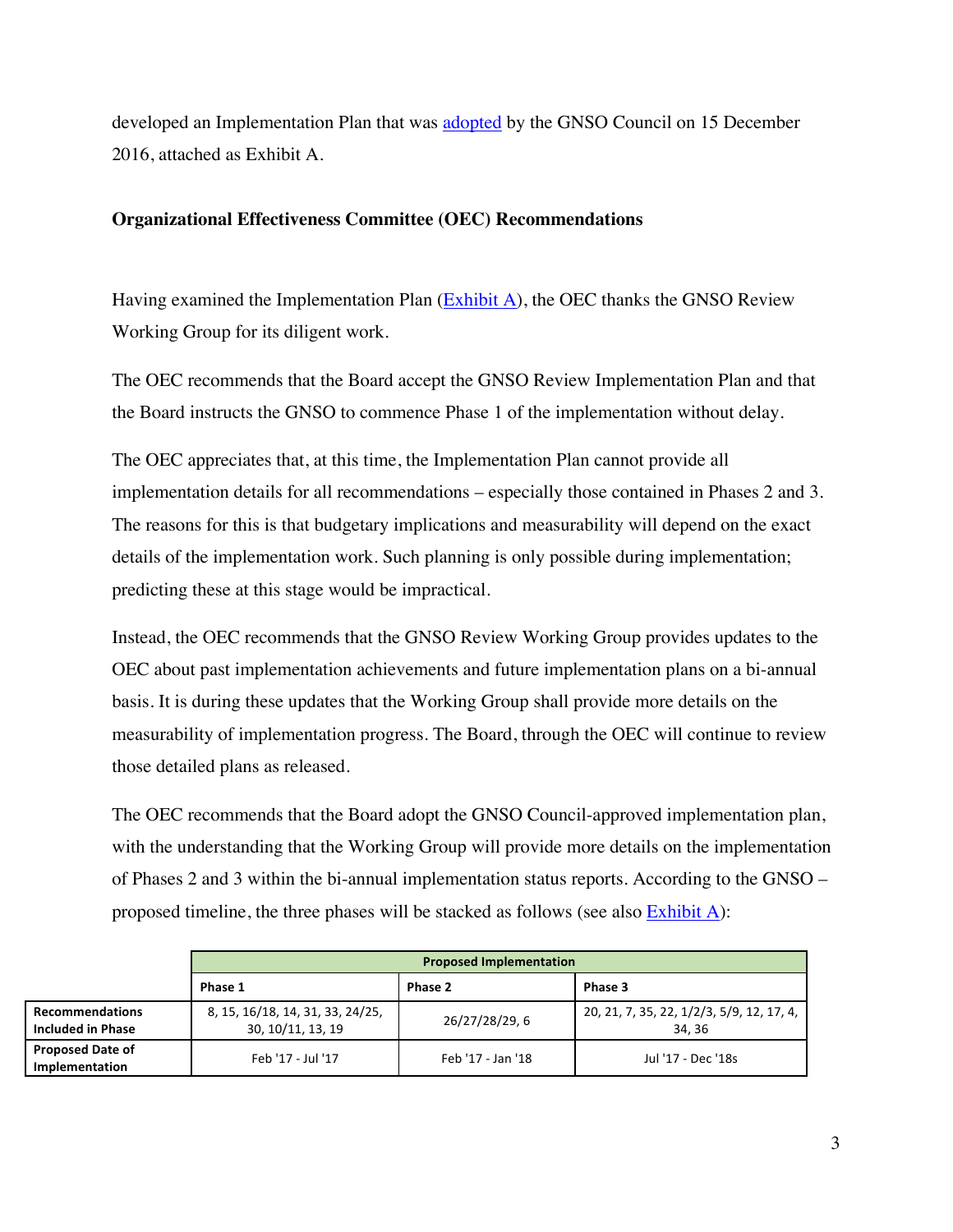developed an Implementation Plan that was adopted by the GNSO Council on 15 December 2016, attached as Exhibit A.

**Organizational Effectiveness Committee (OEC) Recommendations**

Having examined the Implementation Plan (Exhibit A), the OEC thanks the GNSO Review Working Group for its diligent work.

The OEC recommends that the Board accept the GNSO Review Implementation Plan and that the Board instructs the GNSO to commence Phase 1 of the implementation without delay.

The OEC appreciates that, at this time, the Implementation Plan cannot provide all implementation details for all recommendations – especially those contained in Phases 2 and 3. The reasons for this is that budgetary implications and measurability will depend on the exact details of the implementation work. Such planning is only possible during implementation; predicting these at this stage would be impractical.

Instead, the OEC recommends that the GNSO Review Working Group provides updates to the OEC about past implementation achievements and future implementation plans on a bi-annual basis. It is during these updates that the Working Group shall provide more details on the measurability of implementation progress. The Board, through the OEC will continue to review those detailed plans as released.

The OEC recommends that the Board adopt the GNSO Council-approved implementation plan, with the understanding that the Working Group will provide more details on the implementation of Phases 2 and 3 within the bi-annual implementation status reports. According to the GNSO – proposed timeline, the three phases will be stacked as follows (see also Exhibit A):

| | Proposed Implementation | | |
|---|---|---|---|
| | **Phase 1** | **Phase 2** | **Phase 3** |
| **Recommendations Included in Phase** | 8, 15, 16/18, 14, 31, 33, 24/25, 30, 10/11, 13, 19 | 26/27/28/29, 6 | 20, 21, 7, 35, 22, 1/2/3, 5/9, 12, 17, 4, 34, 36 |
| **Proposed Date of Implementation** | Feb '17 - Jul '17 | Feb '17 - Jan '18 | Jul '17 - Dec '18s |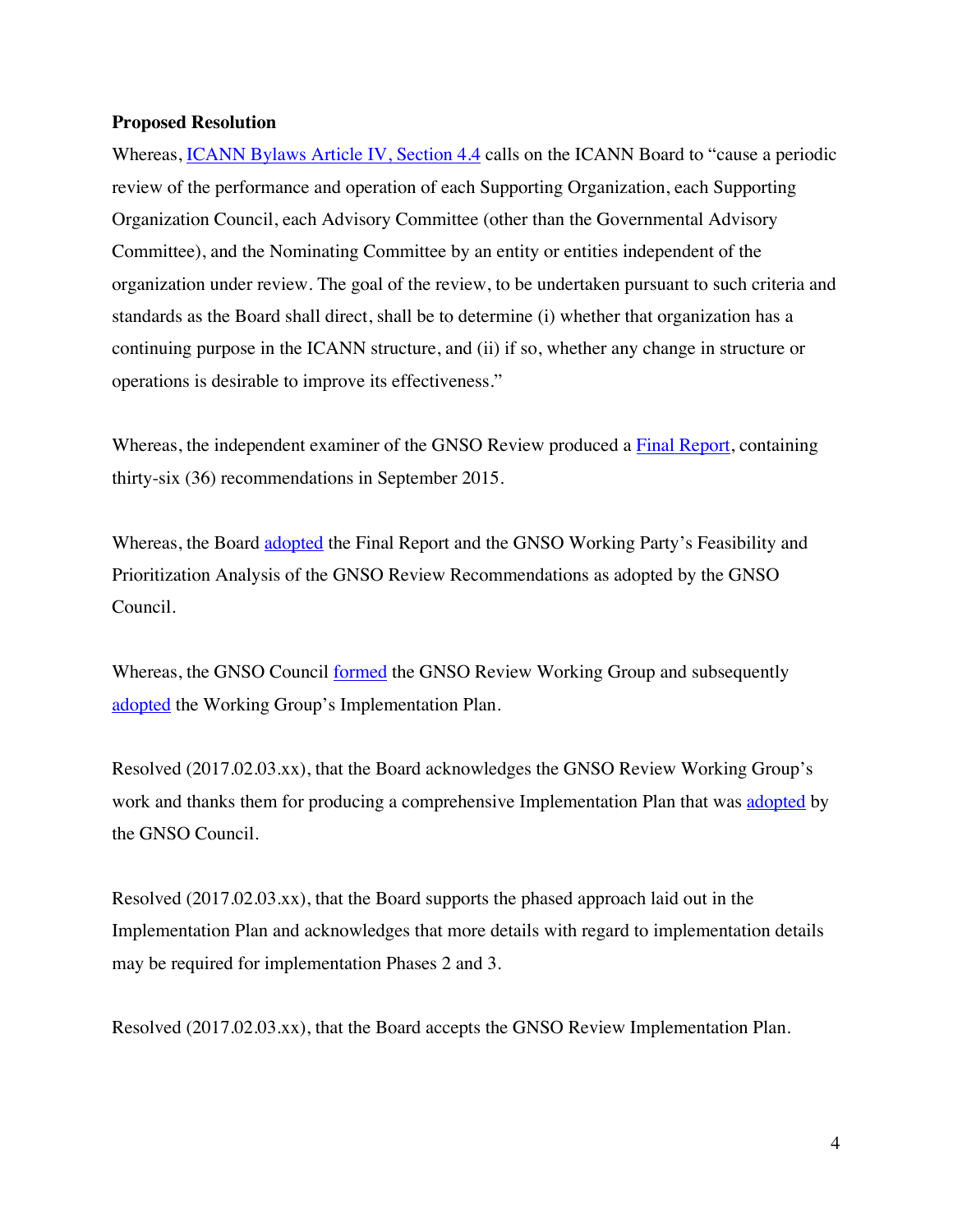**Proposed Resolution**

Whereas, ICANN Bylaws Article IV, Section 4.4 calls on the ICANN Board to "cause a periodic review of the performance and operation of each Supporting Organization, each Supporting Organization Council, each Advisory Committee (other than the Governmental Advisory Committee), and the Nominating Committee by an entity or entities independent of the organization under review. The goal of the review, to be undertaken pursuant to such criteria and standards as the Board shall direct, shall be to determine (i) whether that organization has a continuing purpose in the ICANN structure, and (ii) if so, whether any change in structure or operations is desirable to improve its effectiveness."

Whereas, the independent examiner of the GNSO Review produced a Final Report, containing thirty-six (36) recommendations in September 2015.

Whereas, the Board adopted the Final Report and the GNSO Working Party's Feasibility and Prioritization Analysis of the GNSO Review Recommendations as adopted by the GNSO Council.

Whereas, the GNSO Council formed the GNSO Review Working Group and subsequently adopted the Working Group's Implementation Plan.

Resolved (2017.02.03.xx), that the Board acknowledges the GNSO Review Working Group's work and thanks them for producing a comprehensive Implementation Plan that was adopted by the GNSO Council.

Resolved (2017.02.03.xx), that the Board supports the phased approach laid out in the Implementation Plan and acknowledges that more details with regard to implementation details may be required for implementation Phases 2 and 3.

Resolved (2017.02.03.xx), that the Board accepts the GNSO Review Implementation Plan.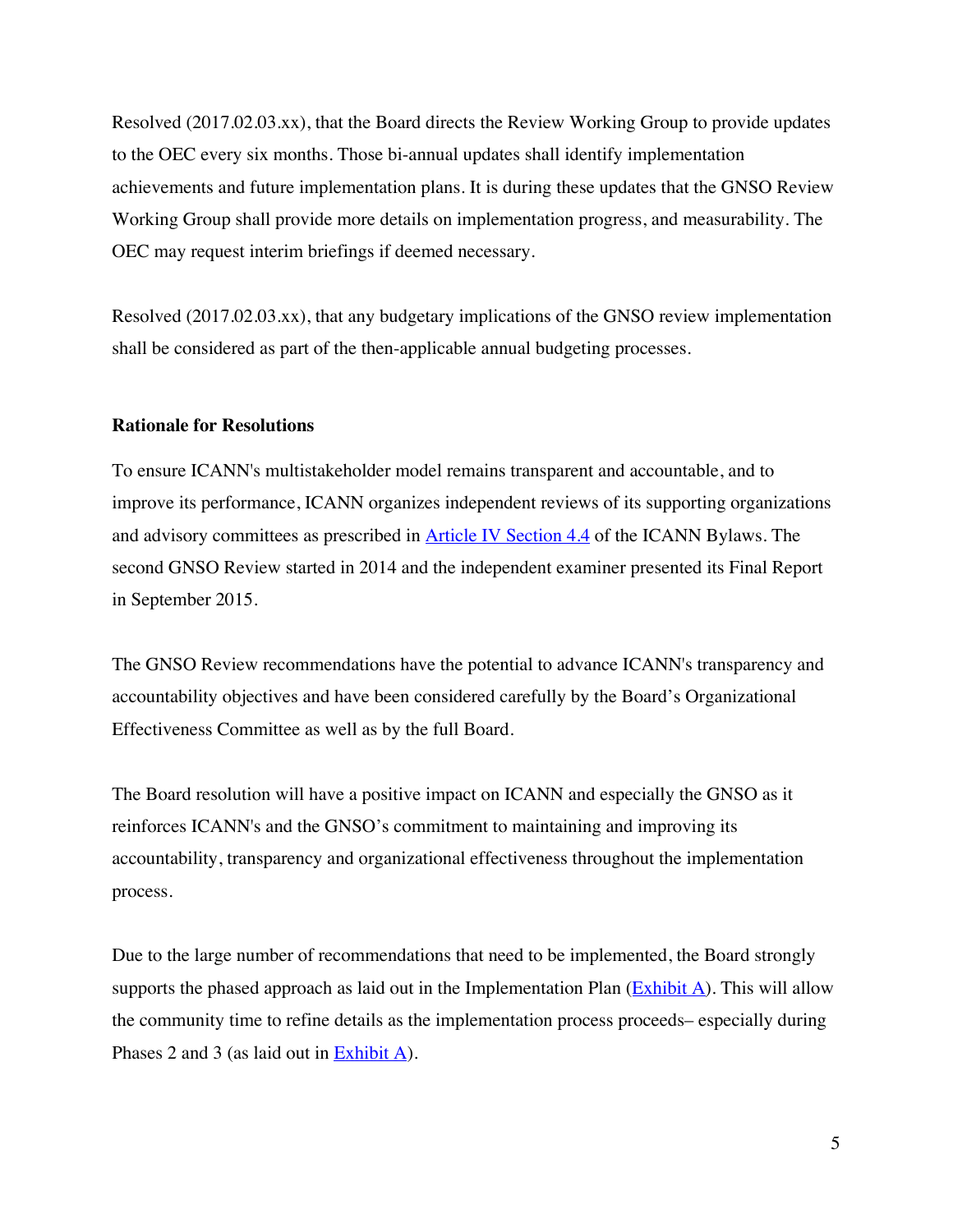Resolved (2017.02.03.xx), that the Board directs the Review Working Group to provide updates to the OEC every six months. Those bi-annual updates shall identify implementation achievements and future implementation plans. It is during these updates that the GNSO Review Working Group shall provide more details on implementation progress, and measurability. The OEC may request interim briefings if deemed necessary.

Resolved (2017.02.03.xx), that any budgetary implications of the GNSO review implementation shall be considered as part of the then-applicable annual budgeting processes.

**Rationale for Resolutions**

To ensure ICANN's multistakeholder model remains transparent and accountable, and to improve its performance, ICANN organizes independent reviews of its supporting organizations and advisory committees as prescribed in Article IV Section 4.4 of the ICANN Bylaws. The second GNSO Review started in 2014 and the independent examiner presented its Final Report in September 2015.

The GNSO Review recommendations have the potential to advance ICANN's transparency and accountability objectives and have been considered carefully by the Board's Organizational Effectiveness Committee as well as by the full Board.

The Board resolution will have a positive impact on ICANN and especially the GNSO as it reinforces ICANN's and the GNSO's commitment to maintaining and improving its accountability, transparency and organizational effectiveness throughout the implementation process.

Due to the large number of recommendations that need to be implemented, the Board strongly supports the phased approach as laid out in the Implementation Plan (Exhibit A). This will allow the community time to refine details as the implementation process proceeds– especially during Phases 2 and 3 (as laid out in Exhibit A).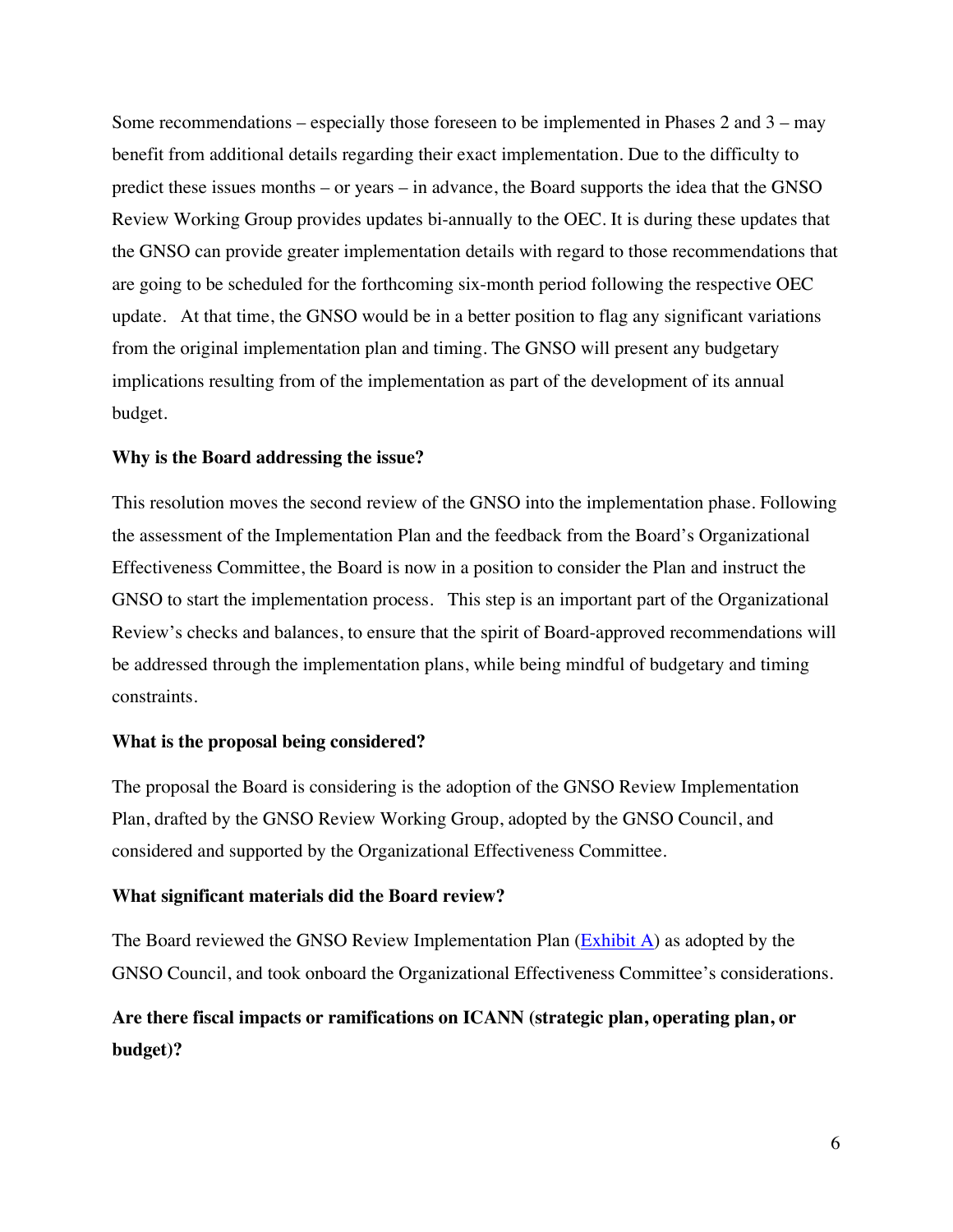Some recommendations – especially those foreseen to be implemented in Phases 2 and 3 – may benefit from additional details regarding their exact implementation. Due to the difficulty to predict these issues months – or years – in advance, the Board supports the idea that the GNSO Review Working Group provides updates bi-annually to the OEC. It is during these updates that the GNSO can provide greater implementation details with regard to those recommendations that are going to be scheduled for the forthcoming six-month period following the respective OEC update. At that time, the GNSO would be in a better position to flag any significant variations from the original implementation plan and timing. The GNSO will present any budgetary implications resulting from of the implementation as part of the development of its annual budget.

**Why is the Board addressing the issue?**

This resolution moves the second review of the GNSO into the implementation phase. Following the assessment of the Implementation Plan and the feedback from the Board's Organizational Effectiveness Committee, the Board is now in a position to consider the Plan and instruct the GNSO to start the implementation process. This step is an important part of the Organizational Review's checks and balances, to ensure that the spirit of Board-approved recommendations will be addressed through the implementation plans, while being mindful of budgetary and timing constraints.

**What is the proposal being considered?**

The proposal the Board is considering is the adoption of the GNSO Review Implementation Plan, drafted by the GNSO Review Working Group, adopted by the GNSO Council, and considered and supported by the Organizational Effectiveness Committee.

**What significant materials did the Board review?**

The Board reviewed the GNSO Review Implementation Plan (Exhibit A) as adopted by the GNSO Council, and took onboard the Organizational Effectiveness Committee's considerations.

**Are there fiscal impacts or ramifications on ICANN (strategic plan, operating plan, or budget)?**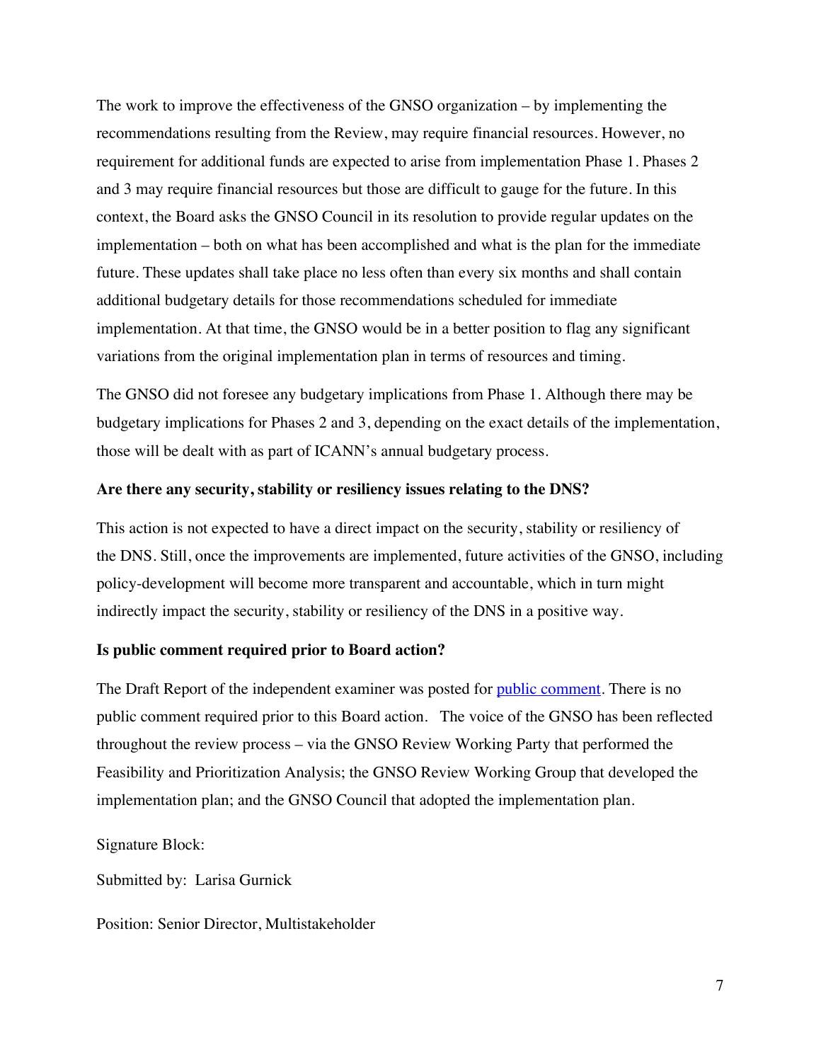The work to improve the effectiveness of the GNSO organization – by implementing the recommendations resulting from the Review, may require financial resources. However, no requirement for additional funds are expected to arise from implementation Phase 1. Phases 2 and 3 may require financial resources but those are difficult to gauge for the future. In this context, the Board asks the GNSO Council in its resolution to provide regular updates on the implementation – both on what has been accomplished and what is the plan for the immediate future. These updates shall take place no less often than every six months and shall contain additional budgetary details for those recommendations scheduled for immediate implementation. At that time, the GNSO would be in a better position to flag any significant variations from the original implementation plan in terms of resources and timing.

The GNSO did not foresee any budgetary implications from Phase 1. Although there may be budgetary implications for Phases 2 and 3, depending on the exact details of the implementation, those will be dealt with as part of ICANN's annual budgetary process.

**Are there any security, stability or resiliency issues relating to the DNS?**

This action is not expected to have a direct impact on the security, stability or resiliency of the DNS. Still, once the improvements are implemented, future activities of the GNSO, including policy-development will become more transparent and accountable, which in turn might indirectly impact the security, stability or resiliency of the DNS in a positive way.

**Is public comment required prior to Board action?**

The Draft Report of the independent examiner was posted for public comment. There is no public comment required prior to this Board action. The voice of the GNSO has been reflected throughout the review process – via the GNSO Review Working Party that performed the Feasibility and Prioritization Analysis; the GNSO Review Working Group that developed the implementation plan; and the GNSO Council that adopted the implementation plan.

Signature Block:

Submitted by: Larisa Gurnick

Position: Senior Director, Multistakeholder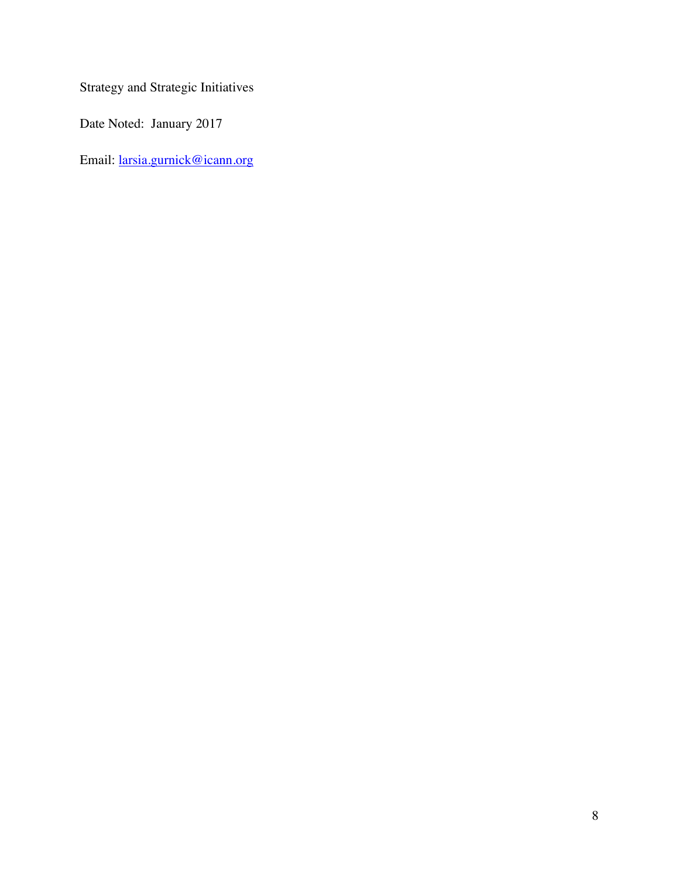Strategy and Strategic Initiatives

Date Noted: January 2017

Email: larsia.gurnick@icann.org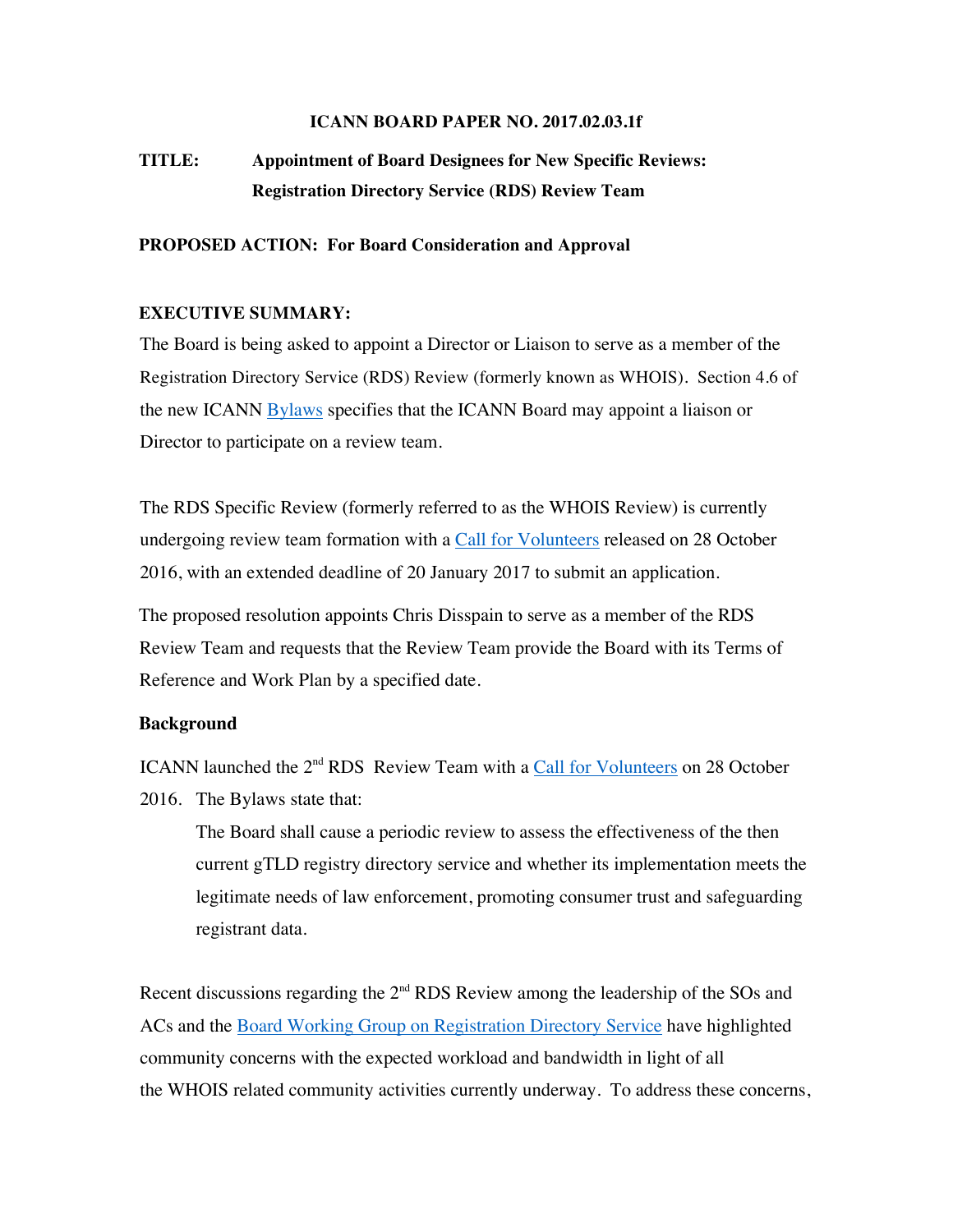**ICANN BOARD PAPER NO. 2017.02.03.1f**

**TITLE: Appointment of Board Designees for New Specific Reviews: Registration Directory Service (RDS) Review Team**

**PROPOSED ACTION: For Board Consideration and Approval**

**EXECUTIVE SUMMARY:**

The Board is being asked to appoint a Director or Liaison to serve as a member of the Registration Directory Service (RDS) Review (formerly known as WHOIS). Section 4.6 of the new ICANN Bylaws specifies that the ICANN Board may appoint a liaison or Director to participate on a review team.

The RDS Specific Review (formerly referred to as the WHOIS Review) is currently undergoing review team formation with a Call for Volunteers released on 28 October 2016, with an extended deadline of 20 January 2017 to submit an application.

The proposed resolution appoints Chris Disspain to serve as a member of the RDS Review Team and requests that the Review Team provide the Board with its Terms of Reference and Work Plan by a specified date.

**Background**

ICANN launched the 2nd RDS Review Team with a Call for Volunteers on 28 October 2016. The Bylaws state that:

> The Board shall cause a periodic review to assess the effectiveness of the then current gTLD registry directory service and whether its implementation meets the legitimate needs of law enforcement, promoting consumer trust and safeguarding registrant data.

Recent discussions regarding the 2nd RDS Review among the leadership of the SOs and ACs and the Board Working Group on Registration Directory Service have highlighted community concerns with the expected workload and bandwidth in light of all the WHOIS related community activities currently underway. To address these concerns,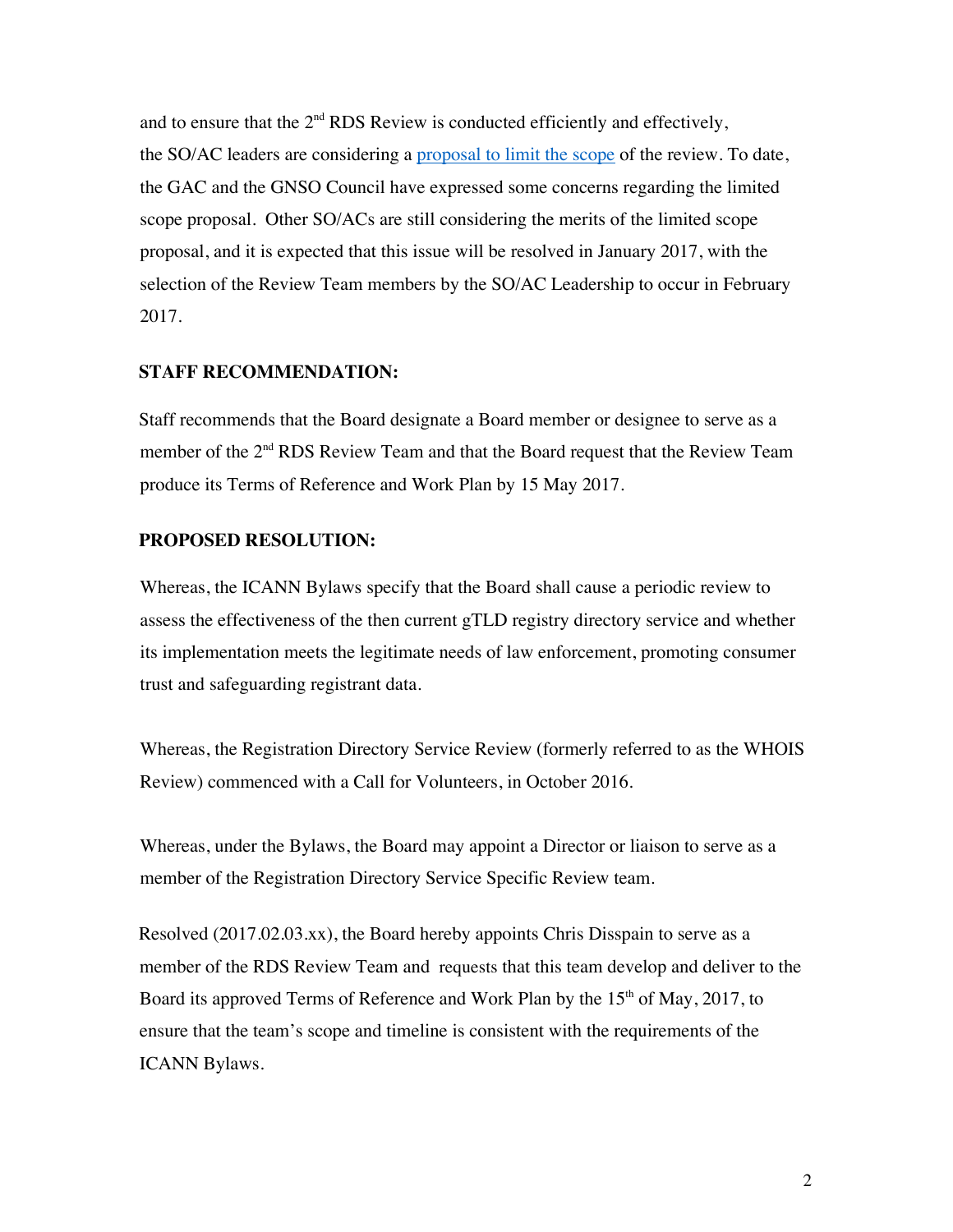and to ensure that the 2nd RDS Review is conducted efficiently and effectively, the SO/AC leaders are considering a proposal to limit the scope of the review. To date, the GAC and the GNSO Council have expressed some concerns regarding the limited scope proposal. Other SO/ACs are still considering the merits of the limited scope proposal, and it is expected that this issue will be resolved in January 2017, with the selection of the Review Team members by the SO/AC Leadership to occur in February 2017.

**STAFF RECOMMENDATION:**

Staff recommends that the Board designate a Board member or designee to serve as a member of the 2nd RDS Review Team and that the Board request that the Review Team produce its Terms of Reference and Work Plan by 15 May 2017.

**PROPOSED RESOLUTION:**

Whereas, the ICANN Bylaws specify that the Board shall cause a periodic review to assess the effectiveness of the then current gTLD registry directory service and whether its implementation meets the legitimate needs of law enforcement, promoting consumer trust and safeguarding registrant data.

Whereas, the Registration Directory Service Review (formerly referred to as the WHOIS Review) commenced with a Call for Volunteers, in October 2016.

Whereas, under the Bylaws, the Board may appoint a Director or liaison to serve as a member of the Registration Directory Service Specific Review team.

Resolved (2017.02.03.xx), the Board hereby appoints Chris Disspain to serve as a member of the RDS Review Team and requests that this team develop and deliver to the Board its approved Terms of Reference and Work Plan by the 15th of May, 2017, to ensure that the team's scope and timeline is consistent with the requirements of the ICANN Bylaws.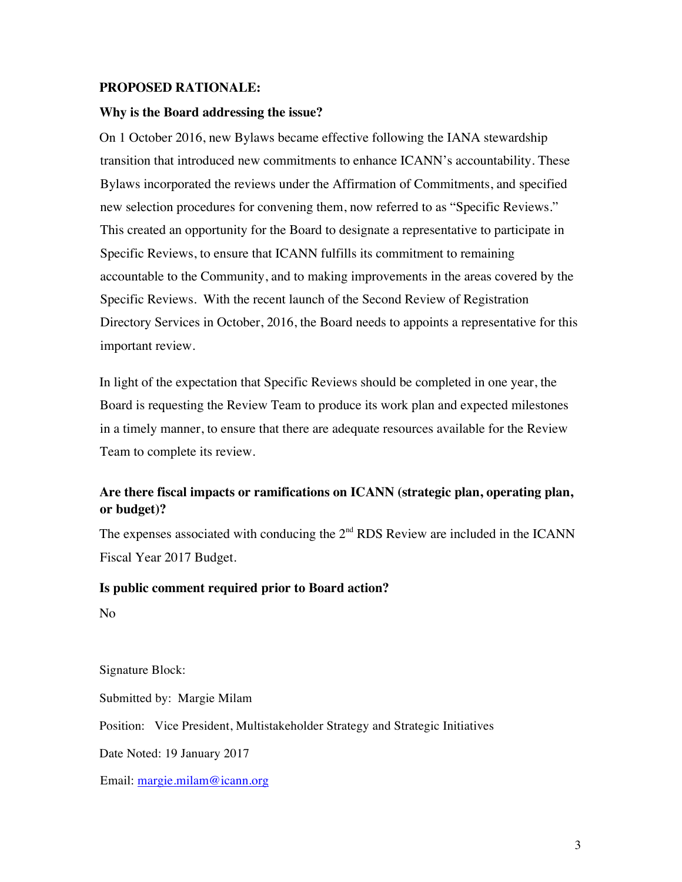**PROPOSED RATIONALE:**

**Why is the Board addressing the issue?**

On 1 October 2016, new Bylaws became effective following the IANA stewardship transition that introduced new commitments to enhance ICANN's accountability. These Bylaws incorporated the reviews under the Affirmation of Commitments, and specified new selection procedures for convening them, now referred to as "Specific Reviews." This created an opportunity for the Board to designate a representative to participate in Specific Reviews, to ensure that ICANN fulfills its commitment to remaining accountable to the Community, and to making improvements in the areas covered by the Specific Reviews. With the recent launch of the Second Review of Registration Directory Services in October, 2016, the Board needs to appoints a representative for this important review.

In light of the expectation that Specific Reviews should be completed in one year, the Board is requesting the Review Team to produce its work plan and expected milestones in a timely manner, to ensure that there are adequate resources available for the Review Team to complete its review.

**Are there fiscal impacts or ramifications on ICANN (strategic plan, operating plan, or budget)?**

The expenses associated with conducing the 2nd RDS Review are included in the ICANN Fiscal Year 2017 Budget.

**Is public comment required prior to Board action?**

No

Signature Block:

Submitted by: Margie Milam

Position: Vice President, Multistakeholder Strategy and Strategic Initiatives

Date Noted: 19 January 2017

Email: margie.milam@icann.org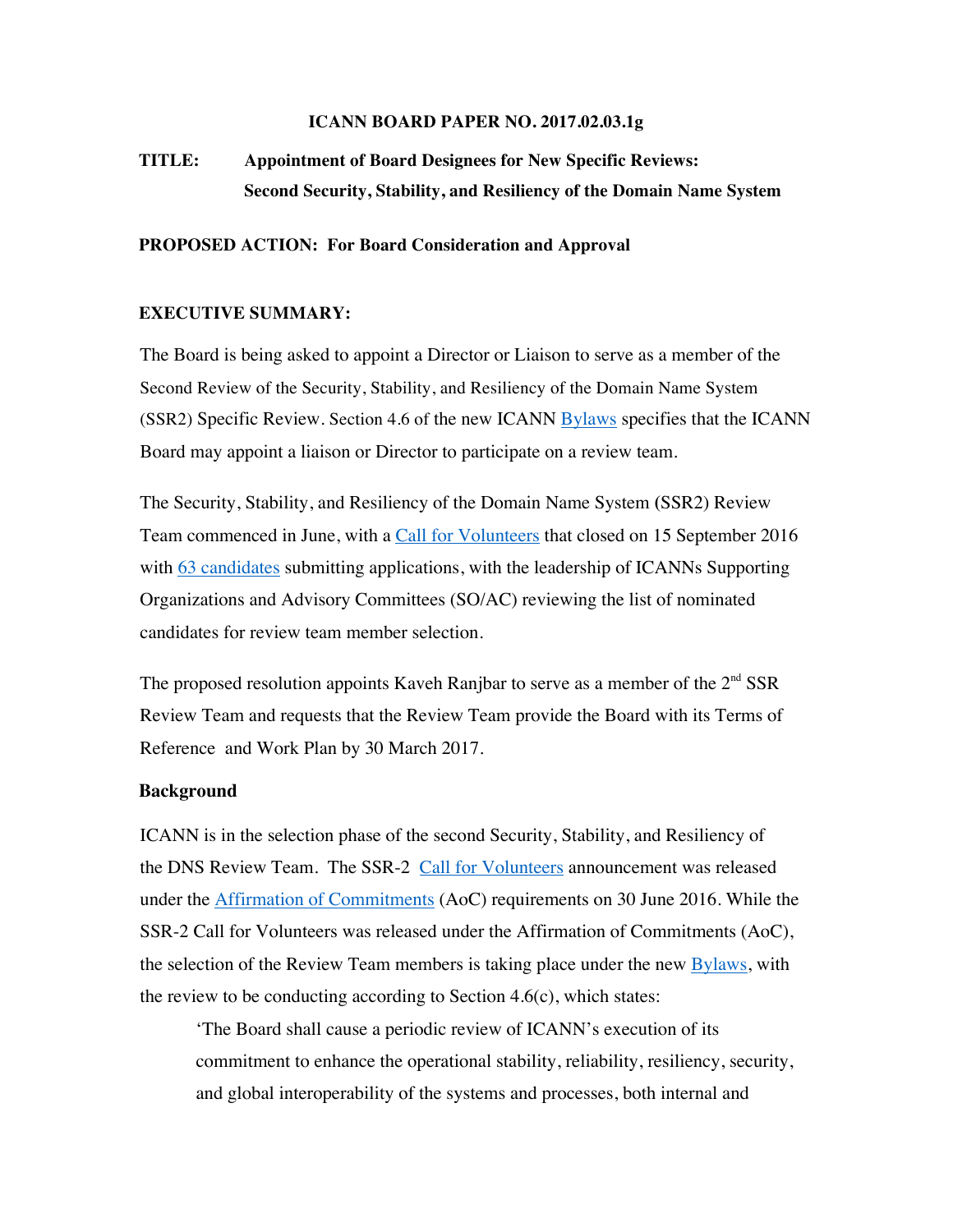**ICANN BOARD PAPER NO. 2017.02.03.1g**

**TITLE: Appointment of Board Designees for New Specific Reviews: Second Security, Stability, and Resiliency of the Domain Name System**

**PROPOSED ACTION: For Board Consideration and Approval**

**EXECUTIVE SUMMARY:**

The Board is being asked to appoint a Director or Liaison to serve as a member of the Second Review of the Security, Stability, and Resiliency of the Domain Name System (SSR2) Specific Review. Section 4.6 of the new ICANN Bylaws specifies that the ICANN Board may appoint a liaison or Director to participate on a review team.

The Security, Stability, and Resiliency of the Domain Name System (SSR2) Review Team commenced in June, with a Call for Volunteers that closed on 15 September 2016 with 63 candidates submitting applications, with the leadership of ICANNs Supporting Organizations and Advisory Committees (SO/AC) reviewing the list of nominated candidates for review team member selection.

The proposed resolution appoints Kaveh Ranjbar to serve as a member of the 2nd SSR Review Team and requests that the Review Team provide the Board with its Terms of Reference and Work Plan by 30 March 2017.

**Background**

ICANN is in the selection phase of the second Security, Stability, and Resiliency of the DNS Review Team. The SSR-2 Call for Volunteers announcement was released under the Affirmation of Commitments (AoC) requirements on 30 June 2016. While the SSR-2 Call for Volunteers was released under the Affirmation of Commitments (AoC), the selection of the Review Team members is taking place under the new Bylaws, with the review to be conducting according to Section 4.6(c), which states:

> 'The Board shall cause a periodic review of ICANN's execution of its commitment to enhance the operational stability, reliability, resiliency, security, and global interoperability of the systems and processes, both internal and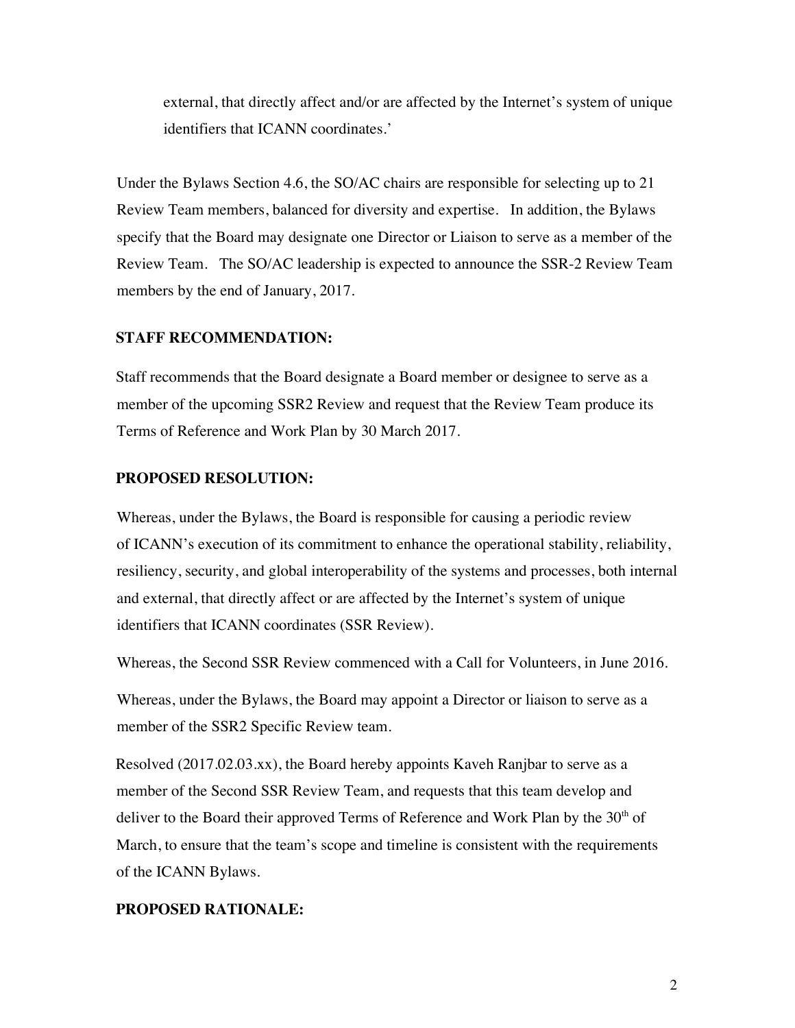external, that directly affect and/or are affected by the Internet's system of unique identifiers that ICANN coordinates.'

Under the Bylaws Section 4.6, the SO/AC chairs are responsible for selecting up to 21 Review Team members, balanced for diversity and expertise. In addition, the Bylaws specify that the Board may designate one Director or Liaison to serve as a member of the Review Team. The SO/AC leadership is expected to announce the SSR-2 Review Team members by the end of January, 2017.

**STAFF RECOMMENDATION:**

Staff recommends that the Board designate a Board member or designee to serve as a member of the upcoming SSR2 Review and request that the Review Team produce its Terms of Reference and Work Plan by 30 March 2017.

**PROPOSED RESOLUTION:**

Whereas, under the Bylaws, the Board is responsible for causing a periodic review of ICANN's execution of its commitment to enhance the operational stability, reliability, resiliency, security, and global interoperability of the systems and processes, both internal and external, that directly affect or are affected by the Internet's system of unique identifiers that ICANN coordinates (SSR Review).

Whereas, the Second SSR Review commenced with a Call for Volunteers, in June 2016.

Whereas, under the Bylaws, the Board may appoint a Director or liaison to serve as a member of the SSR2 Specific Review team.

Resolved (2017.02.03.xx), the Board hereby appoints Kaveh Ranjbar to serve as a member of the Second SSR Review Team, and requests that this team develop and deliver to the Board their approved Terms of Reference and Work Plan by the 30th of March, to ensure that the team's scope and timeline is consistent with the requirements of the ICANN Bylaws.

**PROPOSED RATIONALE:**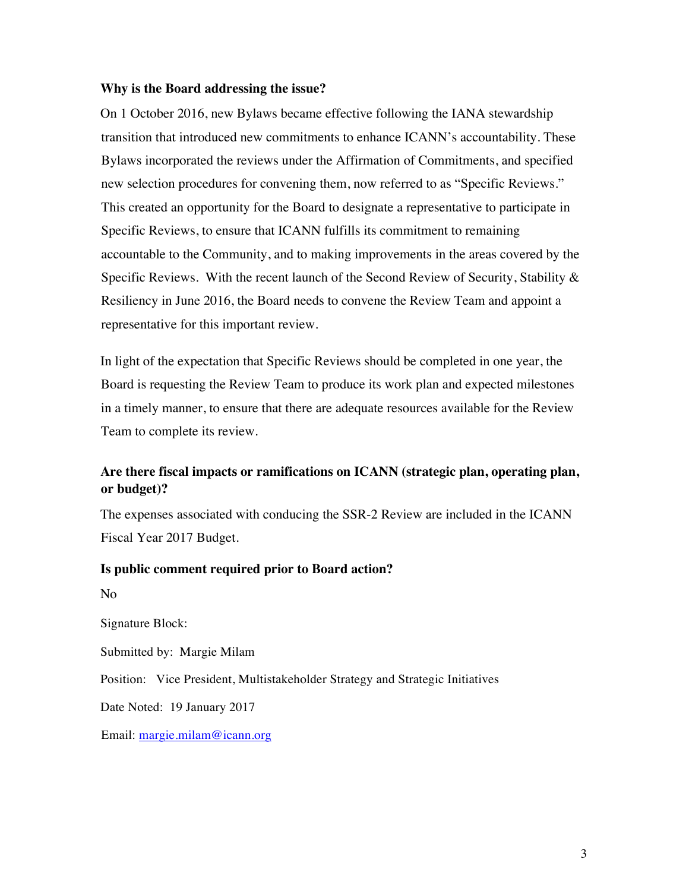**Why is the Board addressing the issue?**

On 1 October 2016, new Bylaws became effective following the IANA stewardship transition that introduced new commitments to enhance ICANN's accountability. These Bylaws incorporated the reviews under the Affirmation of Commitments, and specified new selection procedures for convening them, now referred to as "Specific Reviews." This created an opportunity for the Board to designate a representative to participate in Specific Reviews, to ensure that ICANN fulfills its commitment to remaining accountable to the Community, and to making improvements in the areas covered by the Specific Reviews. With the recent launch of the Second Review of Security, Stability & Resiliency in June 2016, the Board needs to convene the Review Team and appoint a representative for this important review.

In light of the expectation that Specific Reviews should be completed in one year, the Board is requesting the Review Team to produce its work plan and expected milestones in a timely manner, to ensure that there are adequate resources available for the Review Team to complete its review.

**Are there fiscal impacts or ramifications on ICANN (strategic plan, operating plan, or budget)?**

The expenses associated with conducing the SSR-2 Review are included in the ICANN Fiscal Year 2017 Budget.

**Is public comment required prior to Board action?**

No

Signature Block:

Submitted by: Margie Milam

Position: Vice President, Multistakeholder Strategy and Strategic Initiatives

Date Noted: 19 January 2017

Email: margie.milam@icann.org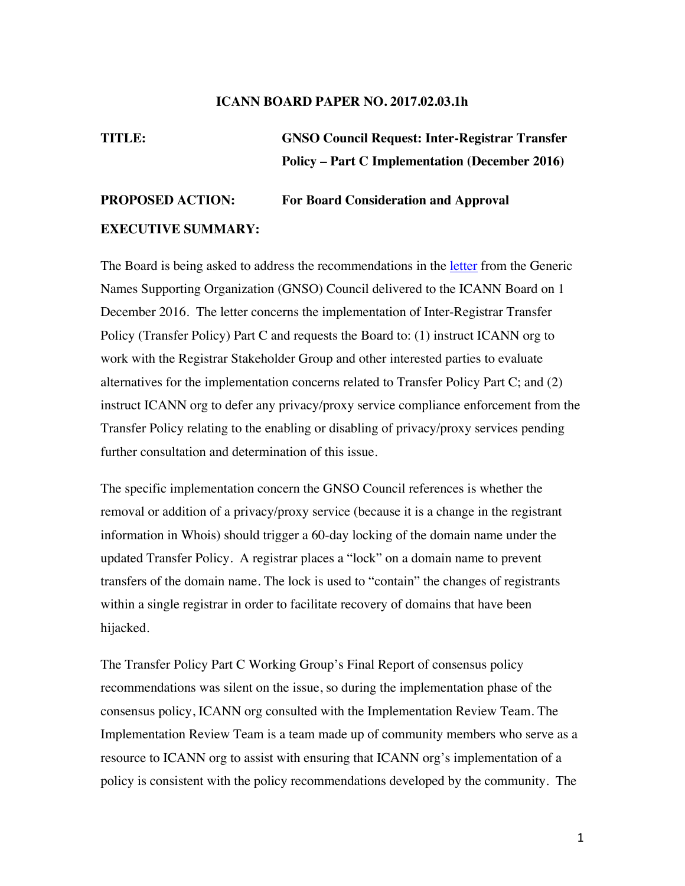**ICANN BOARD PAPER NO. 2017.02.03.1h**

**TITLE:** **GNSO Council Request: Inter-Registrar Transfer Policy – Part C Implementation (December 2016)**

**PROPOSED ACTION:** **For Board Consideration and Approval**

**EXECUTIVE SUMMARY:**

The Board is being asked to address the recommendations in the letter from the Generic Names Supporting Organization (GNSO) Council delivered to the ICANN Board on 1 December 2016. The letter concerns the implementation of Inter-Registrar Transfer Policy (Transfer Policy) Part C and requests the Board to: (1) instruct ICANN org to work with the Registrar Stakeholder Group and other interested parties to evaluate alternatives for the implementation concerns related to Transfer Policy Part C; and (2) instruct ICANN org to defer any privacy/proxy service compliance enforcement from the Transfer Policy relating to the enabling or disabling of privacy/proxy services pending further consultation and determination of this issue.

The specific implementation concern the GNSO Council references is whether the removal or addition of a privacy/proxy service (because it is a change in the registrant information in Whois) should trigger a 60-day locking of the domain name under the updated Transfer Policy. A registrar places a "lock" on a domain name to prevent transfers of the domain name. The lock is used to "contain" the changes of registrants within a single registrar in order to facilitate recovery of domains that have been hijacked.

The Transfer Policy Part C Working Group's Final Report of consensus policy recommendations was silent on the issue, so during the implementation phase of the consensus policy, ICANN org consulted with the Implementation Review Team. The Implementation Review Team is a team made up of community members who serve as a resource to ICANN org to assist with ensuring that ICANN org's implementation of a policy is consistent with the policy recommendations developed by the community. The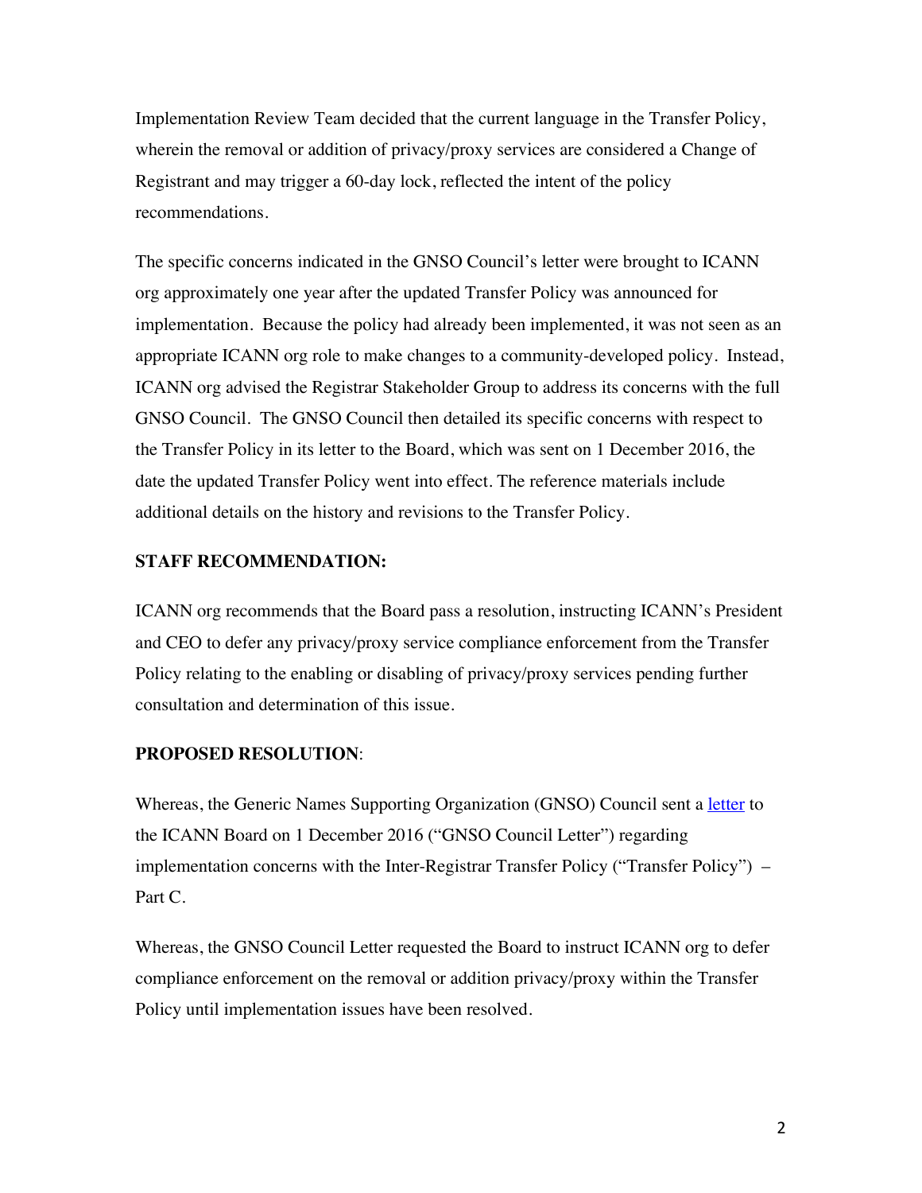Implementation Review Team decided that the current language in the Transfer Policy, wherein the removal or addition of privacy/proxy services are considered a Change of Registrant and may trigger a 60-day lock, reflected the intent of the policy recommendations.

The specific concerns indicated in the GNSO Council's letter were brought to ICANN org approximately one year after the updated Transfer Policy was announced for implementation. Because the policy had already been implemented, it was not seen as an appropriate ICANN org role to make changes to a community-developed policy. Instead, ICANN org advised the Registrar Stakeholder Group to address its concerns with the full GNSO Council. The GNSO Council then detailed its specific concerns with respect to the Transfer Policy in its letter to the Board, which was sent on 1 December 2016, the date the updated Transfer Policy went into effect. The reference materials include additional details on the history and revisions to the Transfer Policy.

**STAFF RECOMMENDATION:**

ICANN org recommends that the Board pass a resolution, instructing ICANN's President and CEO to defer any privacy/proxy service compliance enforcement from the Transfer Policy relating to the enabling or disabling of privacy/proxy services pending further consultation and determination of this issue.

**PROPOSED RESOLUTION**:

Whereas, the Generic Names Supporting Organization (GNSO) Council sent a letter to the ICANN Board on 1 December 2016 ("GNSO Council Letter") regarding implementation concerns with the Inter-Registrar Transfer Policy ("Transfer Policy") – Part C.

Whereas, the GNSO Council Letter requested the Board to instruct ICANN org to defer compliance enforcement on the removal or addition privacy/proxy within the Transfer Policy until implementation issues have been resolved.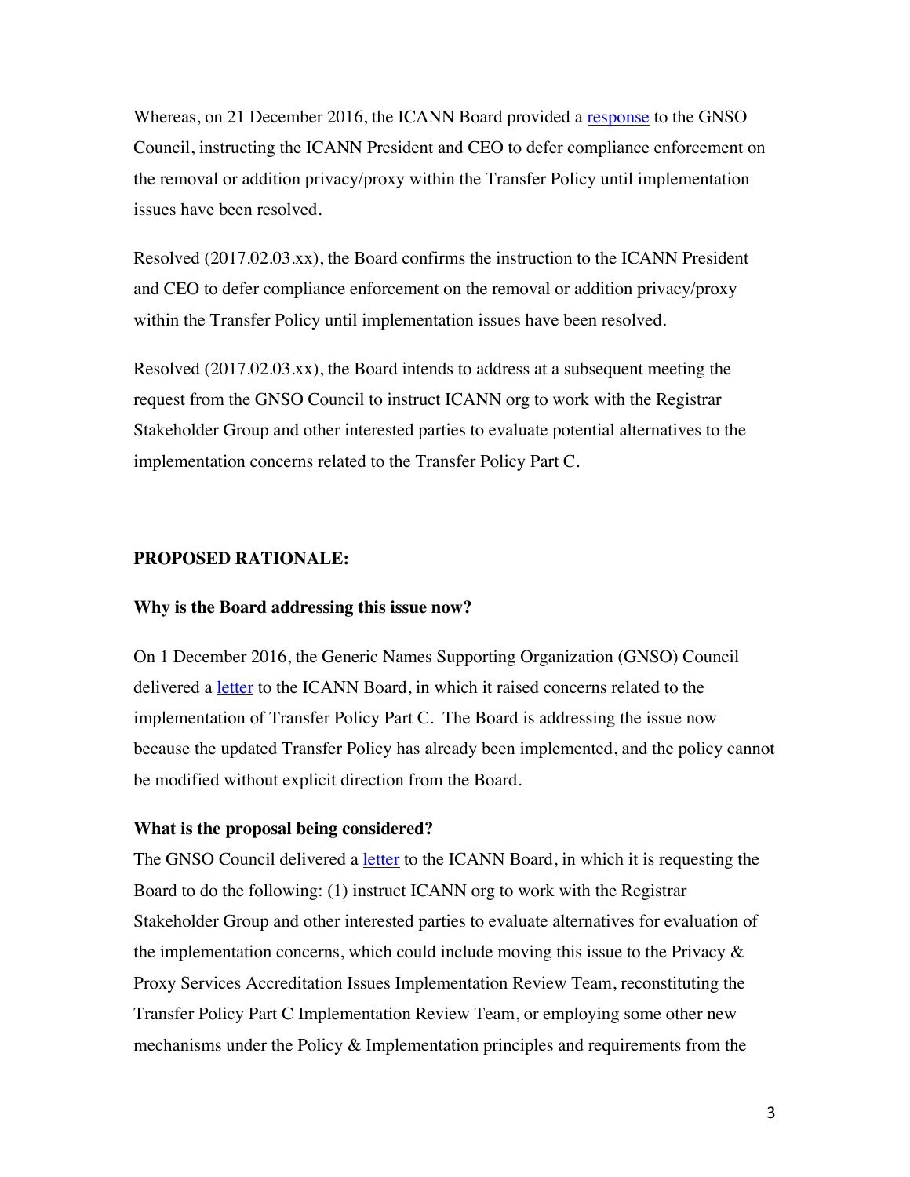Whereas, on 21 December 2016, the ICANN Board provided a response to the GNSO Council, instructing the ICANN President and CEO to defer compliance enforcement on the removal or addition privacy/proxy within the Transfer Policy until implementation issues have been resolved.

Resolved (2017.02.03.xx), the Board confirms the instruction to the ICANN President and CEO to defer compliance enforcement on the removal or addition privacy/proxy within the Transfer Policy until implementation issues have been resolved.

Resolved (2017.02.03.xx), the Board intends to address at a subsequent meeting the request from the GNSO Council to instruct ICANN org to work with the Registrar Stakeholder Group and other interested parties to evaluate potential alternatives to the implementation concerns related to the Transfer Policy Part C.

**PROPOSED RATIONALE:**

**Why is the Board addressing this issue now?**

On 1 December 2016, the Generic Names Supporting Organization (GNSO) Council delivered a letter to the ICANN Board, in which it raised concerns related to the implementation of Transfer Policy Part C. The Board is addressing the issue now because the updated Transfer Policy has already been implemented, and the policy cannot be modified without explicit direction from the Board.

**What is the proposal being considered?**

The GNSO Council delivered a letter to the ICANN Board, in which it is requesting the Board to do the following: (1) instruct ICANN org to work with the Registrar Stakeholder Group and other interested parties to evaluate alternatives for evaluation of the implementation concerns, which could include moving this issue to the Privacy & Proxy Services Accreditation Issues Implementation Review Team, reconstituting the Transfer Policy Part C Implementation Review Team, or employing some other new mechanisms under the Policy & Implementation principles and requirements from the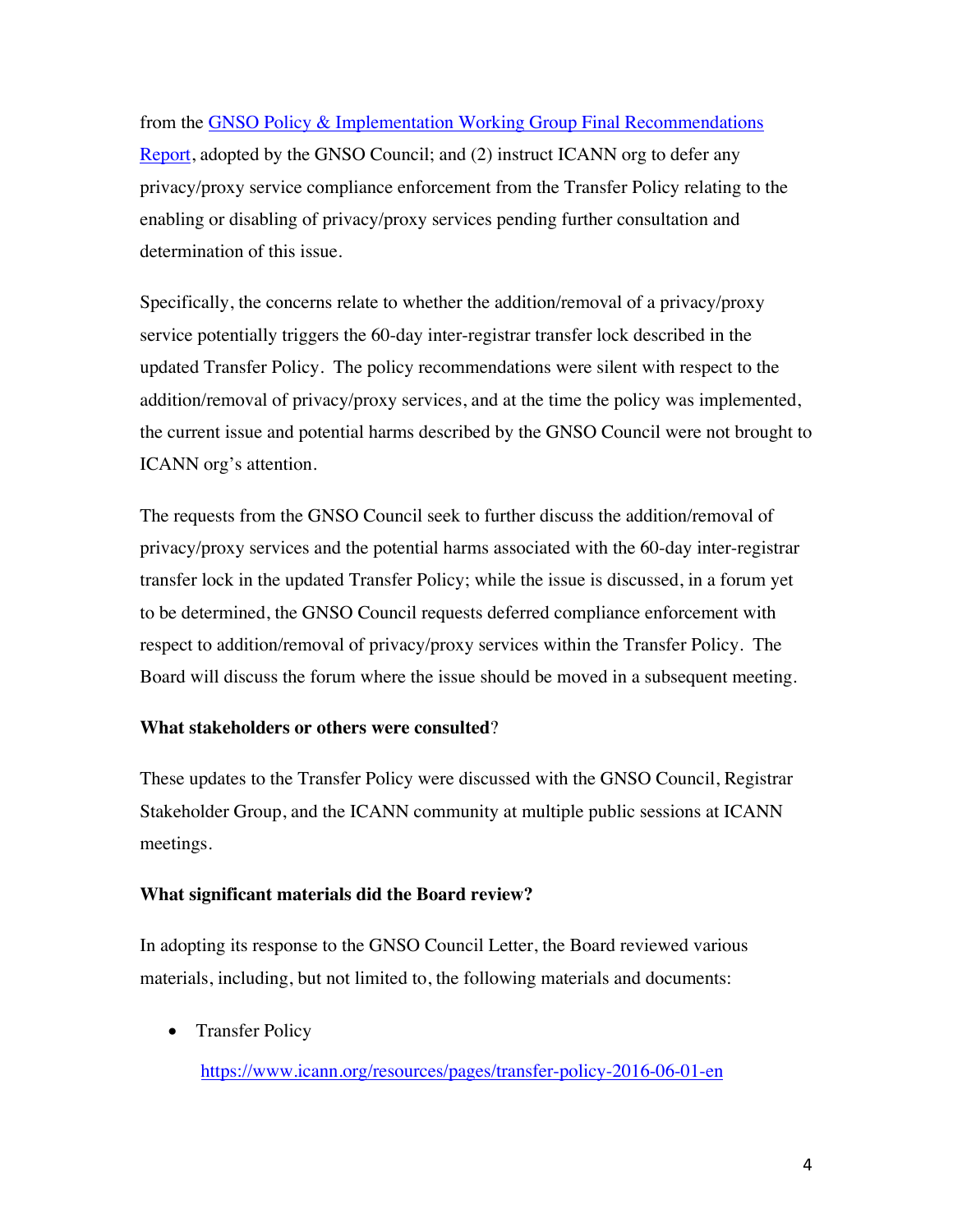from the [GNSO Policy & Implementation Working Group Final Recommendations Report](), adopted by the GNSO Council; and (2) instruct ICANN org to defer any privacy/proxy service compliance enforcement from the Transfer Policy relating to the enabling or disabling of privacy/proxy services pending further consultation and determination of this issue.

Specifically, the concerns relate to whether the addition/removal of a privacy/proxy service potentially triggers the 60-day inter-registrar transfer lock described in the updated Transfer Policy. The policy recommendations were silent with respect to the addition/removal of privacy/proxy services, and at the time the policy was implemented, the current issue and potential harms described by the GNSO Council were not brought to ICANN org's attention.

The requests from the GNSO Council seek to further discuss the addition/removal of privacy/proxy services and the potential harms associated with the 60-day inter-registrar transfer lock in the updated Transfer Policy; while the issue is discussed, in a forum yet to be determined, the GNSO Council requests deferred compliance enforcement with respect to addition/removal of privacy/proxy services within the Transfer Policy. The Board will discuss the forum where the issue should be moved in a subsequent meeting.

**What stakeholders or others were consulted**?

These updates to the Transfer Policy were discussed with the GNSO Council, Registrar Stakeholder Group, and the ICANN community at multiple public sessions at ICANN meetings.

**What significant materials did the Board review?**

In adopting its response to the GNSO Council Letter, the Board reviewed various materials, including, but not limited to, the following materials and documents:

- Transfer Policy

  https://www.icann.org/resources/pages/transfer-policy-2016-06-01-en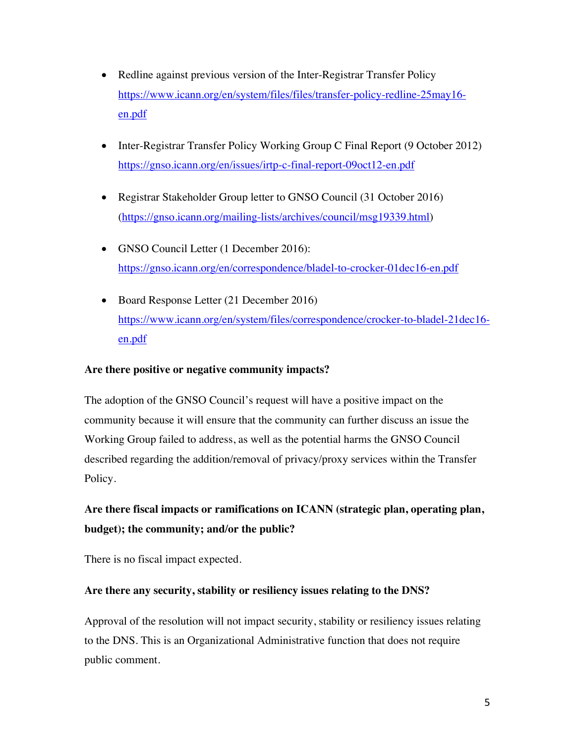- Redline against previous version of the Inter-Registrar Transfer Policy https://www.icann.org/en/system/files/files/transfer-policy-redline-25may16-en.pdf

- Inter-Registrar Transfer Policy Working Group C Final Report (9 October 2012) https://gnso.icann.org/en/issues/irtp-c-final-report-09oct12-en.pdf

- Registrar Stakeholder Group letter to GNSO Council (31 October 2016) (https://gnso.icann.org/mailing-lists/archives/council/msg19339.html)

- GNSO Council Letter (1 December 2016): https://gnso.icann.org/en/correspondence/bladel-to-crocker-01dec16-en.pdf

- Board Response Letter (21 December 2016) https://www.icann.org/en/system/files/correspondence/crocker-to-bladel-21dec16-en.pdf

**Are there positive or negative community impacts?**

The adoption of the GNSO Council's request will have a positive impact on the community because it will ensure that the community can further discuss an issue the Working Group failed to address, as well as the potential harms the GNSO Council described regarding the addition/removal of privacy/proxy services within the Transfer Policy.

**Are there fiscal impacts or ramifications on ICANN (strategic plan, operating plan, budget); the community; and/or the public?**

There is no fiscal impact expected.

**Are there any security, stability or resiliency issues relating to the DNS?**

Approval of the resolution will not impact security, stability or resiliency issues relating to the DNS. This is an Organizational Administrative function that does not require public comment.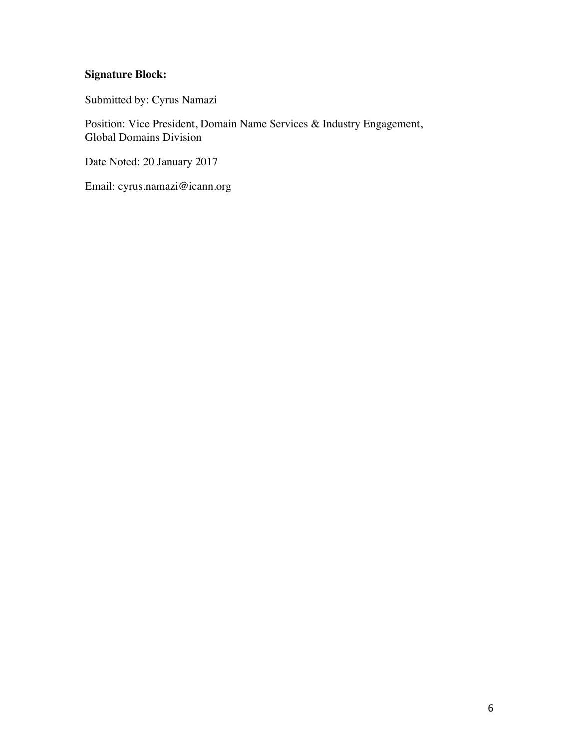**Signature Block:**

Submitted by: Cyrus Namazi

Position: Vice President, Domain Name Services & Industry Engagement, Global Domains Division

Date Noted: 20 January 2017

Email: cyrus.namazi@icann.org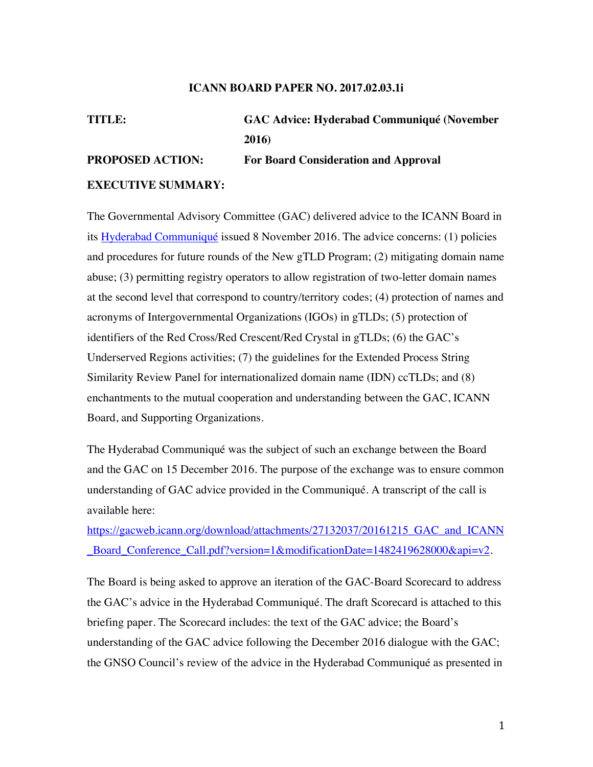**ICANN BOARD PAPER NO. 2017.02.03.1i**

**TITLE:** **GAC Advice: Hyderabad Communiqué (November 2016)**

**PROPOSED ACTION:** **For Board Consideration and Approval**

**EXECUTIVE SUMMARY:**

The Governmental Advisory Committee (GAC) delivered advice to the ICANN Board in its Hyderabad Communiqué issued 8 November 2016. The advice concerns: (1) policies and procedures for future rounds of the New gTLD Program; (2) mitigating domain name abuse; (3) permitting registry operators to allow registration of two-letter domain names at the second level that correspond to country/territory codes; (4) protection of names and acronyms of Intergovernmental Organizations (IGOs) in gTLDs; (5) protection of identifiers of the Red Cross/Red Crescent/Red Crystal in gTLDs; (6) the GAC's Underserved Regions activities; (7) the guidelines for the Extended Process String Similarity Review Panel for internationalized domain name (IDN) ccTLDs; and (8) enchantments to the mutual cooperation and understanding between the GAC, ICANN Board, and Supporting Organizations.

The Hyderabad Communiqué was the subject of such an exchange between the Board and the GAC on 15 December 2016. The purpose of the exchange was to ensure common understanding of GAC advice provided in the Communiqué. A transcript of the call is available here: https://gacweb.icann.org/download/attachments/27132037/20161215_GAC_and_ICANN_Board_Conference_Call.pdf?version=1&modificationDate=1482419628000&api=v2.

The Board is being asked to approve an iteration of the GAC-Board Scorecard to address the GAC's advice in the Hyderabad Communiqué. The draft Scorecard is attached to this briefing paper. The Scorecard includes: the text of the GAC advice; the Board's understanding of the GAC advice following the December 2016 dialogue with the GAC; the GNSO Council's review of the advice in the Hyderabad Communiqué as presented in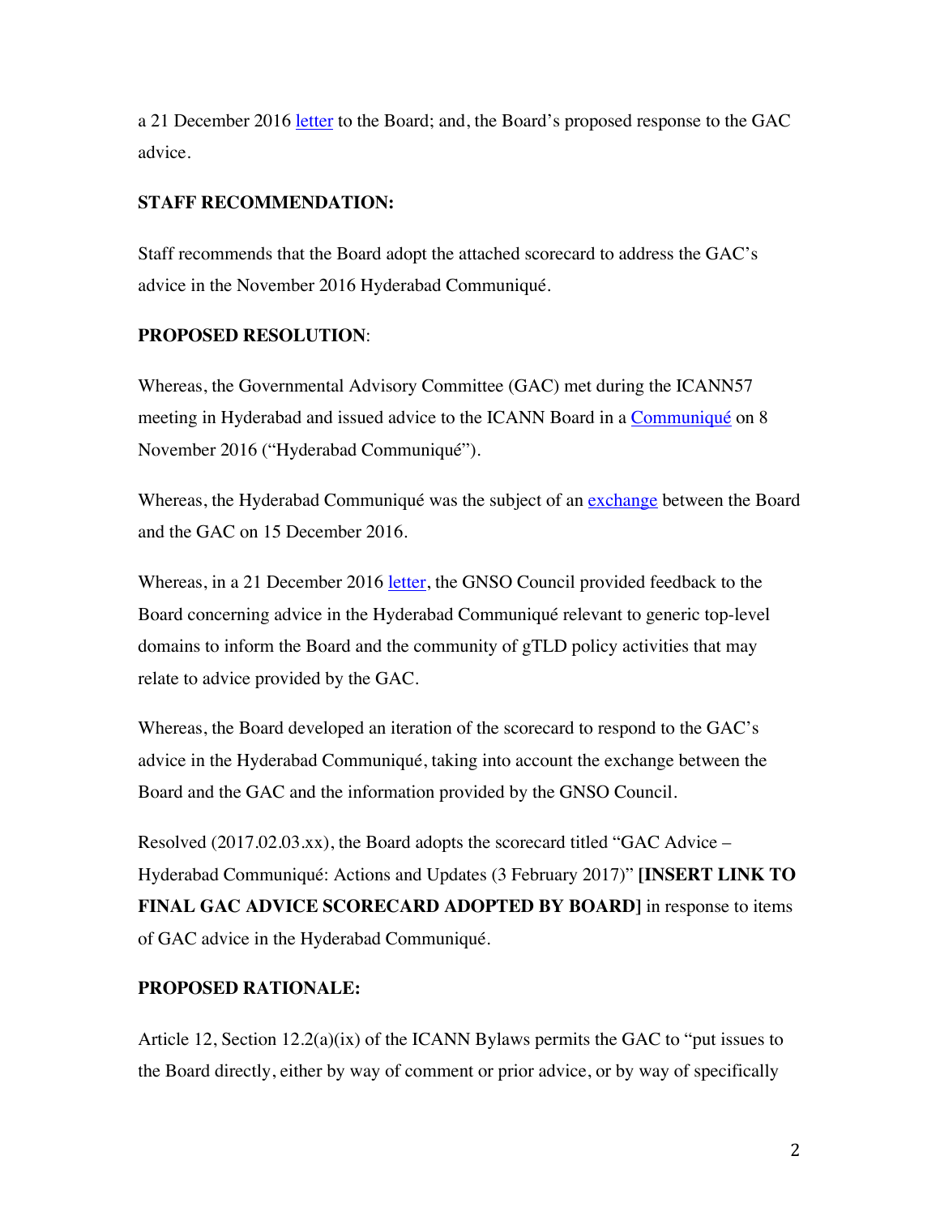a 21 December 2016 letter to the Board; and, the Board's proposed response to the GAC advice.

**STAFF RECOMMENDATION:**

Staff recommends that the Board adopt the attached scorecard to address the GAC's advice in the November 2016 Hyderabad Communiqué.

**PROPOSED RESOLUTION**:

Whereas, the Governmental Advisory Committee (GAC) met during the ICANN57 meeting in Hyderabad and issued advice to the ICANN Board in a Communiqué on 8 November 2016 ("Hyderabad Communiqué").

Whereas, the Hyderabad Communiqué was the subject of an exchange between the Board and the GAC on 15 December 2016.

Whereas, in a 21 December 2016 letter, the GNSO Council provided feedback to the Board concerning advice in the Hyderabad Communiqué relevant to generic top-level domains to inform the Board and the community of gTLD policy activities that may relate to advice provided by the GAC.

Whereas, the Board developed an iteration of the scorecard to respond to the GAC's advice in the Hyderabad Communiqué, taking into account the exchange between the Board and the GAC and the information provided by the GNSO Council.

Resolved (2017.02.03.xx), the Board adopts the scorecard titled "GAC Advice – Hyderabad Communiqué: Actions and Updates (3 February 2017)" **[INSERT LINK TO FINAL GAC ADVICE SCORECARD ADOPTED BY BOARD]** in response to items of GAC advice in the Hyderabad Communiqué.

**PROPOSED RATIONALE:**

Article 12, Section 12.2(a)(ix) of the ICANN Bylaws permits the GAC to "put issues to the Board directly, either by way of comment or prior advice, or by way of specifically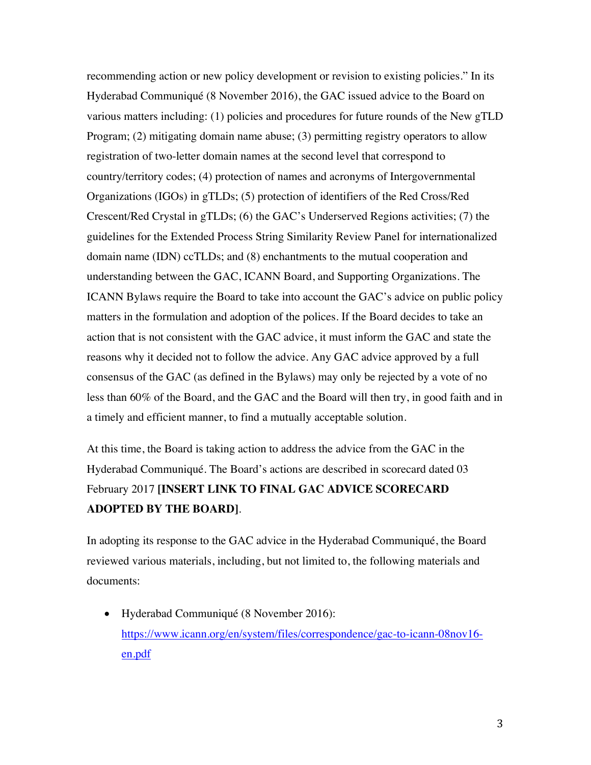recommending action or new policy development or revision to existing policies." In its Hyderabad Communiqué (8 November 2016), the GAC issued advice to the Board on various matters including: (1) policies and procedures for future rounds of the New gTLD Program; (2) mitigating domain name abuse; (3) permitting registry operators to allow registration of two-letter domain names at the second level that correspond to country/territory codes; (4) protection of names and acronyms of Intergovernmental Organizations (IGOs) in gTLDs; (5) protection of identifiers of the Red Cross/Red Crescent/Red Crystal in gTLDs; (6) the GAC's Underserved Regions activities; (7) the guidelines for the Extended Process String Similarity Review Panel for internationalized domain name (IDN) ccTLDs; and (8) enchantments to the mutual cooperation and understanding between the GAC, ICANN Board, and Supporting Organizations. The ICANN Bylaws require the Board to take into account the GAC's advice on public policy matters in the formulation and adoption of the polices. If the Board decides to take an action that is not consistent with the GAC advice, it must inform the GAC and state the reasons why it decided not to follow the advice. Any GAC advice approved by a full consensus of the GAC (as defined in the Bylaws) may only be rejected by a vote of no less than 60% of the Board, and the GAC and the Board will then try, in good faith and in a timely and efficient manner, to find a mutually acceptable solution.

At this time, the Board is taking action to address the advice from the GAC in the Hyderabad Communiqué. The Board's actions are described in scorecard dated 03 February 2017 **[INSERT LINK TO FINAL GAC ADVICE SCORECARD ADOPTED BY THE BOARD]**.

In adopting its response to the GAC advice in the Hyderabad Communiqué, the Board reviewed various materials, including, but not limited to, the following materials and documents:

- Hyderabad Communiqué (8 November 2016): https://www.icann.org/en/system/files/correspondence/gac-to-icann-08nov16-en.pdf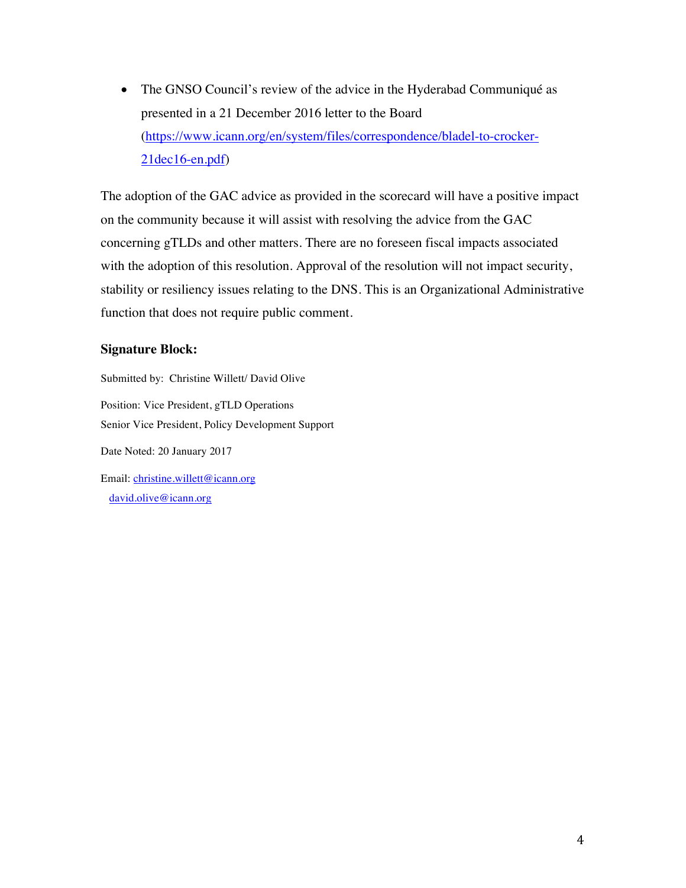- The GNSO Council's review of the advice in the Hyderabad Communiqué as presented in a 21 December 2016 letter to the Board (https://www.icann.org/en/system/files/correspondence/bladel-to-crocker-21dec16-en.pdf)

The adoption of the GAC advice as provided in the scorecard will have a positive impact on the community because it will assist with resolving the advice from the GAC concerning gTLDs and other matters. There are no foreseen fiscal impacts associated with the adoption of this resolution. Approval of the resolution will not impact security, stability or resiliency issues relating to the DNS. This is an Organizational Administrative function that does not require public comment.

**Signature Block:**

Submitted by: Christine Willett/ David Olive

Position: Vice President, gTLD Operations
Senior Vice President, Policy Development Support

Date Noted: 20 January 2017

Email: christine.willett@icann.org
david.olive@icann.org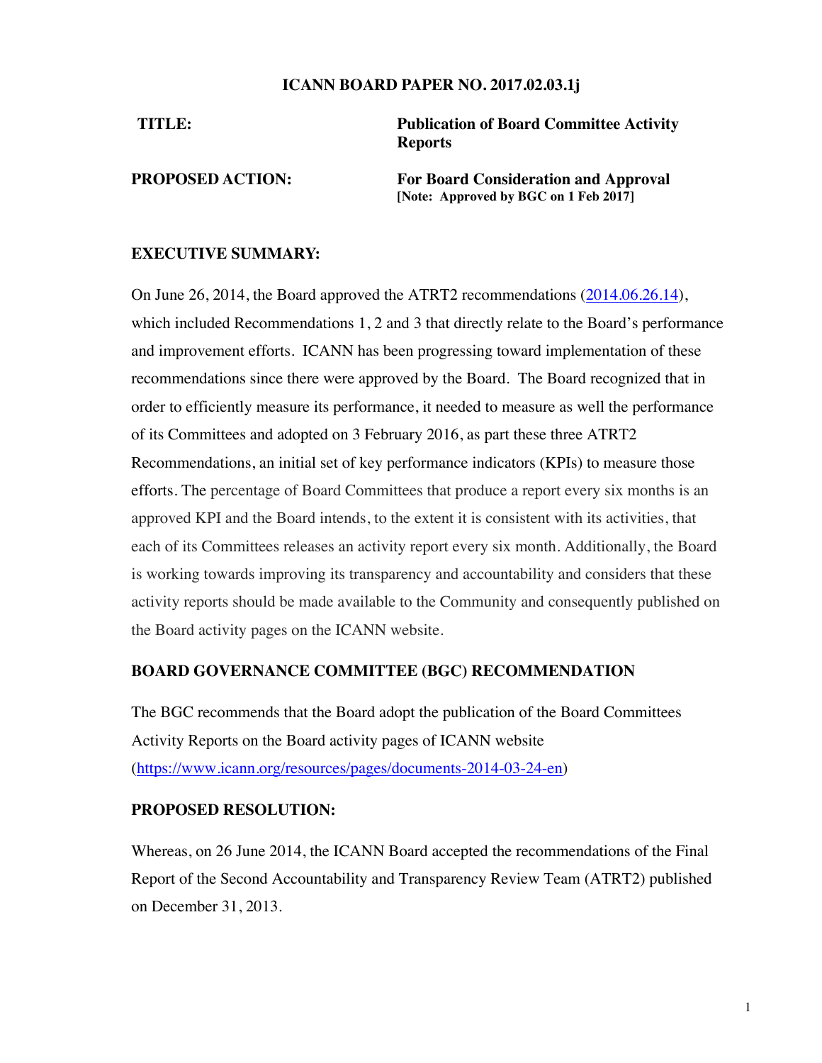**ICANN BOARD PAPER NO. 2017.02.03.1j**

| | |
|---|---|
| **TITLE:** | **Publication of Board Committee Activity Reports** |
| **PROPOSED ACTION:** | **For Board Consideration and Approval** **[Note: Approved by BGC on 1 Feb 2017]** |

**EXECUTIVE SUMMARY:**

On June 26, 2014, the Board approved the ATRT2 recommendations (2014.06.26.14), which included Recommendations 1, 2 and 3 that directly relate to the Board's performance and improvement efforts. ICANN has been progressing toward implementation of these recommendations since there were approved by the Board. The Board recognized that in order to efficiently measure its performance, it needed to measure as well the performance of its Committees and adopted on 3 February 2016, as part these three ATRT2 Recommendations, an initial set of key performance indicators (KPIs) to measure those efforts. The percentage of Board Committees that produce a report every six months is an approved KPI and the Board intends, to the extent it is consistent with its activities, that each of its Committees releases an activity report every six month. Additionally, the Board is working towards improving its transparency and accountability and considers that these activity reports should be made available to the Community and consequently published on the Board activity pages on the ICANN website.

**BOARD GOVERNANCE COMMITTEE (BGC) RECOMMENDATION**

The BGC recommends that the Board adopt the publication of the Board Committees Activity Reports on the Board activity pages of ICANN website (https://www.icann.org/resources/pages/documents-2014-03-24-en)

**PROPOSED RESOLUTION:**

Whereas, on 26 June 2014, the ICANN Board accepted the recommendations of the Final Report of the Second Accountability and Transparency Review Team (ATRT2) published on December 31, 2013.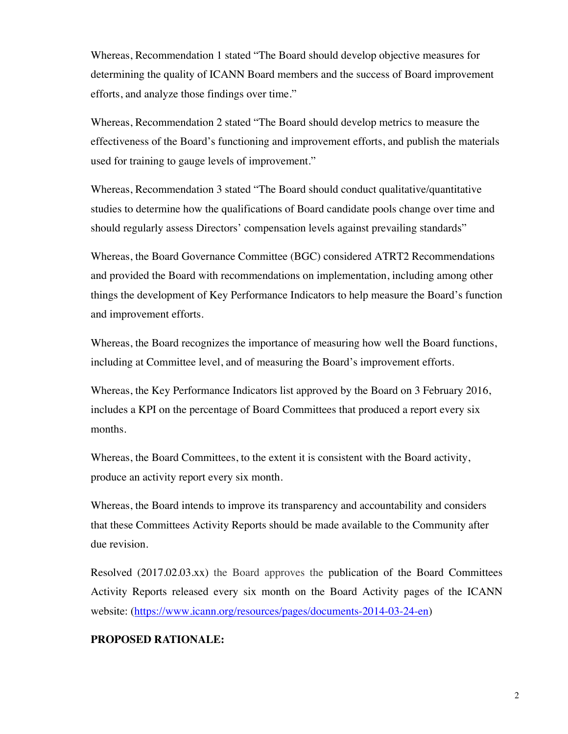Whereas, Recommendation 1 stated "The Board should develop objective measures for determining the quality of ICANN Board members and the success of Board improvement efforts, and analyze those findings over time."

Whereas, Recommendation 2 stated "The Board should develop metrics to measure the effectiveness of the Board's functioning and improvement efforts, and publish the materials used for training to gauge levels of improvement."

Whereas, Recommendation 3 stated "The Board should conduct qualitative/quantitative studies to determine how the qualifications of Board candidate pools change over time and should regularly assess Directors' compensation levels against prevailing standards"

Whereas, the Board Governance Committee (BGC) considered ATRT2 Recommendations and provided the Board with recommendations on implementation, including among other things the development of Key Performance Indicators to help measure the Board's function and improvement efforts.

Whereas, the Board recognizes the importance of measuring how well the Board functions, including at Committee level, and of measuring the Board's improvement efforts.

Whereas, the Key Performance Indicators list approved by the Board on 3 February 2016, includes a KPI on the percentage of Board Committees that produced a report every six months.

Whereas, the Board Committees, to the extent it is consistent with the Board activity, produce an activity report every six month.

Whereas, the Board intends to improve its transparency and accountability and considers that these Committees Activity Reports should be made available to the Community after due revision.

Resolved (2017.02.03.xx) the Board approves the publication of the Board Committees Activity Reports released every six month on the Board Activity pages of the ICANN website: (https://www.icann.org/resources/pages/documents-2014-03-24-en)

**PROPOSED RATIONALE:**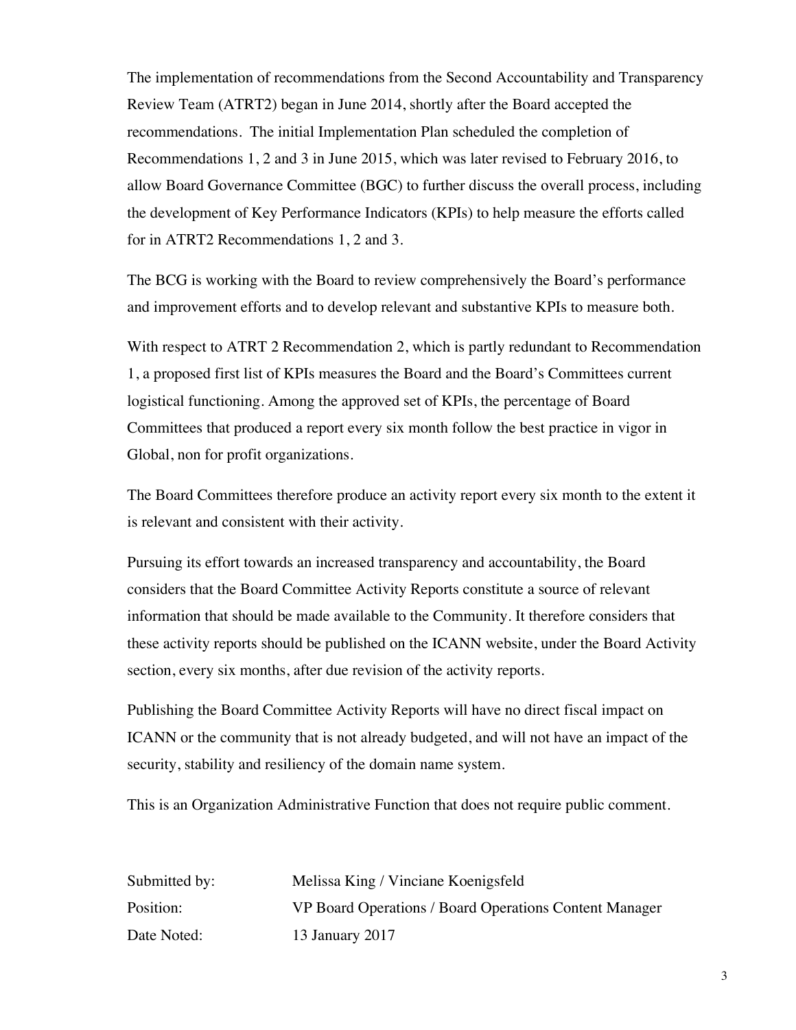The implementation of recommendations from the Second Accountability and Transparency Review Team (ATRT2) began in June 2014, shortly after the Board accepted the recommendations. The initial Implementation Plan scheduled the completion of Recommendations 1, 2 and 3 in June 2015, which was later revised to February 2016, to allow Board Governance Committee (BGC) to further discuss the overall process, including the development of Key Performance Indicators (KPIs) to help measure the efforts called for in ATRT2 Recommendations 1, 2 and 3.

The BCG is working with the Board to review comprehensively the Board's performance and improvement efforts and to develop relevant and substantive KPIs to measure both.

With respect to ATRT 2 Recommendation 2, which is partly redundant to Recommendation 1, a proposed first list of KPIs measures the Board and the Board's Committees current logistical functioning. Among the approved set of KPIs, the percentage of Board Committees that produced a report every six month follow the best practice in vigor in Global, non for profit organizations.

The Board Committees therefore produce an activity report every six month to the extent it is relevant and consistent with their activity.

Pursuing its effort towards an increased transparency and accountability, the Board considers that the Board Committee Activity Reports constitute a source of relevant information that should be made available to the Community. It therefore considers that these activity reports should be published on the ICANN website, under the Board Activity section, every six months, after due revision of the activity reports.

Publishing the Board Committee Activity Reports will have no direct fiscal impact on ICANN or the community that is not already budgeted, and will not have an impact of the security, stability and resiliency of the domain name system.

This is an Organization Administrative Function that does not require public comment.

| | |
|---|---|
| Submitted by: | Melissa King / Vinciane Koenigsfeld |
| Position: | VP Board Operations / Board Operations Content Manager |
| Date Noted: | 13 January 2017 |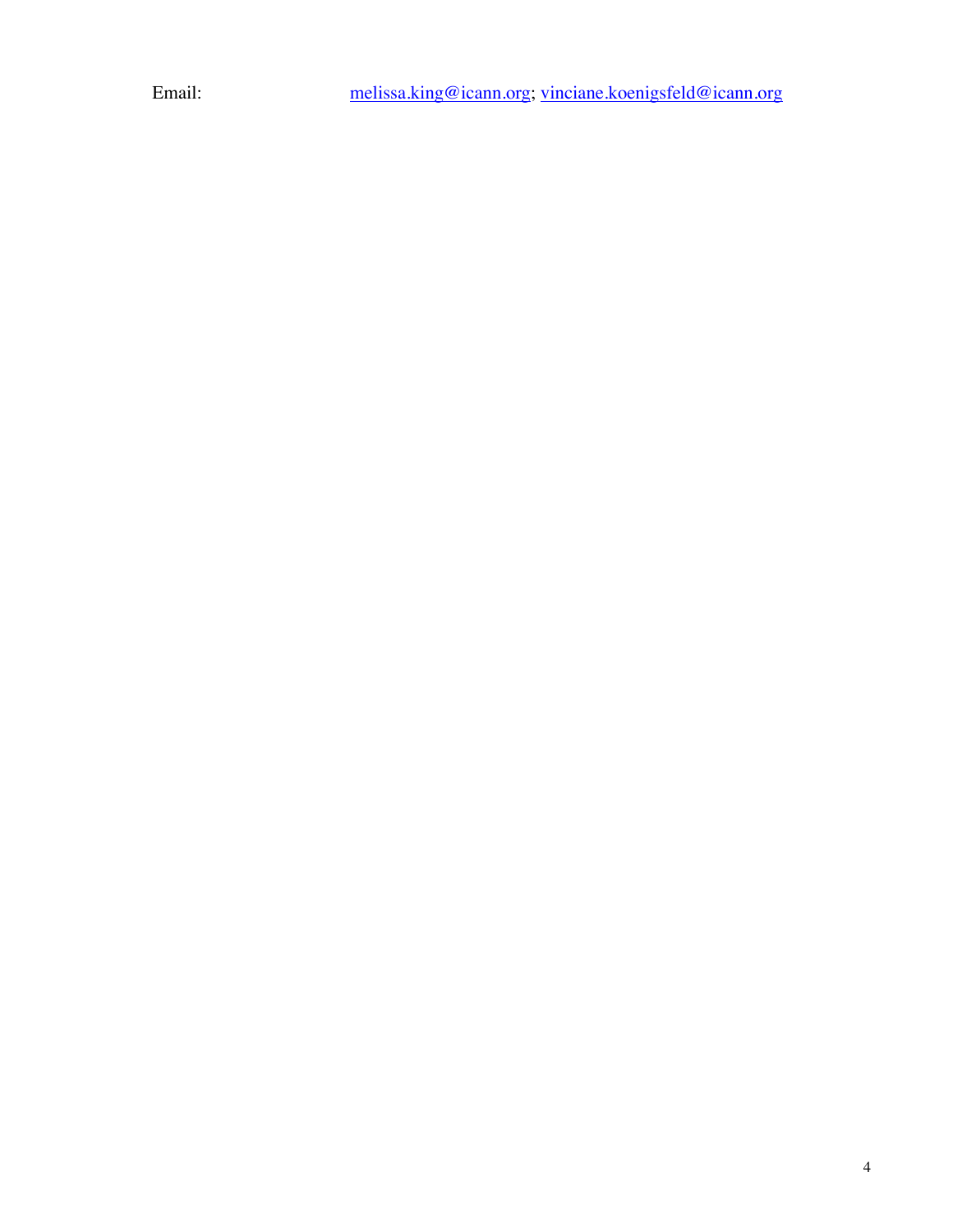Email: melissa.king@icann.org; vinciane.koenigsfeld@icann.org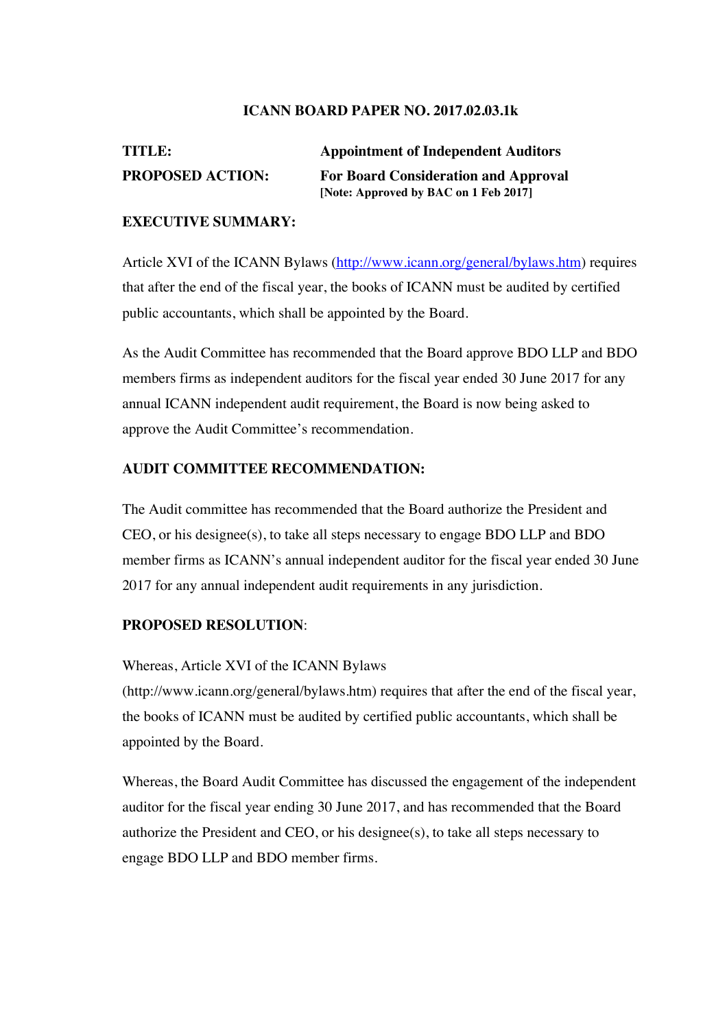**ICANN BOARD PAPER NO. 2017.02.03.1k**

| | |
|---|---|
| **TITLE:** | **Appointment of Independent Auditors** |
| **PROPOSED ACTION:** | **For Board Consideration and Approval** **[Note: Approved by BAC on 1 Feb 2017]** |

**EXECUTIVE SUMMARY:**

Article XVI of the ICANN Bylaws (http://www.icann.org/general/bylaws.htm) requires that after the end of the fiscal year, the books of ICANN must be audited by certified public accountants, which shall be appointed by the Board.

As the Audit Committee has recommended that the Board approve BDO LLP and BDO members firms as independent auditors for the fiscal year ended 30 June 2017 for any annual ICANN independent audit requirement, the Board is now being asked to approve the Audit Committee's recommendation.

**AUDIT COMMITTEE RECOMMENDATION:**

The Audit committee has recommended that the Board authorize the President and CEO, or his designee(s), to take all steps necessary to engage BDO LLP and BDO member firms as ICANN's annual independent auditor for the fiscal year ended 30 June 2017 for any annual independent audit requirements in any jurisdiction.

**PROPOSED RESOLUTION**:

Whereas, Article XVI of the ICANN Bylaws (http://www.icann.org/general/bylaws.htm) requires that after the end of the fiscal year, the books of ICANN must be audited by certified public accountants, which shall be appointed by the Board.

Whereas, the Board Audit Committee has discussed the engagement of the independent auditor for the fiscal year ending 30 June 2017, and has recommended that the Board authorize the President and CEO, or his designee(s), to take all steps necessary to engage BDO LLP and BDO member firms.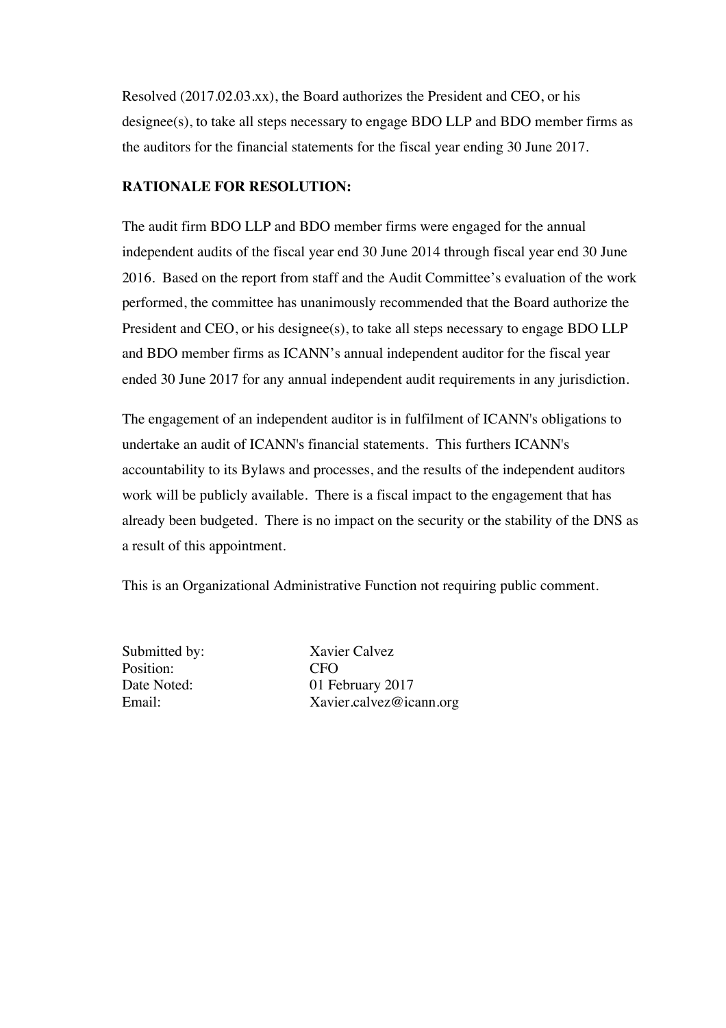Resolved (2017.02.03.xx), the Board authorizes the President and CEO, or his designee(s), to take all steps necessary to engage BDO LLP and BDO member firms as the auditors for the financial statements for the fiscal year ending 30 June 2017.

**RATIONALE FOR RESOLUTION:**

The audit firm BDO LLP and BDO member firms were engaged for the annual independent audits of the fiscal year end 30 June 2014 through fiscal year end 30 June 2016. Based on the report from staff and the Audit Committee's evaluation of the work performed, the committee has unanimously recommended that the Board authorize the President and CEO, or his designee(s), to take all steps necessary to engage BDO LLP and BDO member firms as ICANN's annual independent auditor for the fiscal year ended 30 June 2017 for any annual independent audit requirements in any jurisdiction.

The engagement of an independent auditor is in fulfilment of ICANN's obligations to undertake an audit of ICANN's financial statements. This furthers ICANN's accountability to its Bylaws and processes, and the results of the independent auditors work will be publicly available. There is a fiscal impact to the engagement that has already been budgeted. There is no impact on the security or the stability of the DNS as a result of this appointment.

This is an Organizational Administrative Function not requiring public comment.

Submitted by: Xavier Calvez
Position: CFO
Date Noted: 01 February 2017
Email: Xavier.calvez@icann.org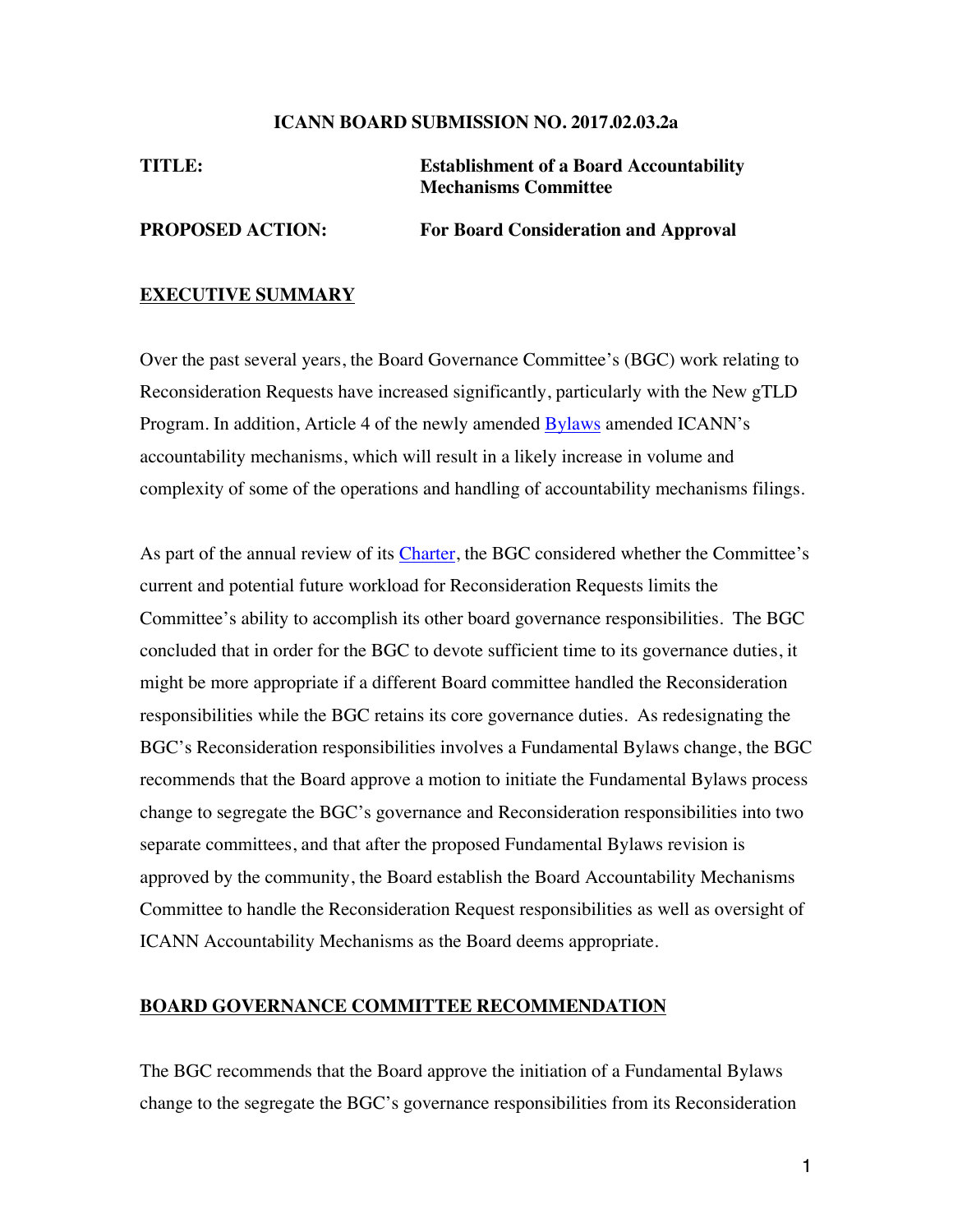**ICANN BOARD SUBMISSION NO. 2017.02.03.2a**

**TITLE:** **Establishment of a Board Accountability Mechanisms Committee**

**PROPOSED ACTION:** **For Board Consideration and Approval**

## EXECUTIVE SUMMARY

Over the past several years, the Board Governance Committee's (BGC) work relating to Reconsideration Requests have increased significantly, particularly with the New gTLD Program. In addition, Article 4 of the newly amended Bylaws amended ICANN's accountability mechanisms, which will result in a likely increase in volume and complexity of some of the operations and handling of accountability mechanisms filings.

As part of the annual review of its Charter, the BGC considered whether the Committee's current and potential future workload for Reconsideration Requests limits the Committee's ability to accomplish its other board governance responsibilities. The BGC concluded that in order for the BGC to devote sufficient time to its governance duties, it might be more appropriate if a different Board committee handled the Reconsideration responsibilities while the BGC retains its core governance duties. As redesignating the BGC's Reconsideration responsibilities involves a Fundamental Bylaws change, the BGC recommends that the Board approve a motion to initiate the Fundamental Bylaws process change to segregate the BGC's governance and Reconsideration responsibilities into two separate committees, and that after the proposed Fundamental Bylaws revision is approved by the community, the Board establish the Board Accountability Mechanisms Committee to handle the Reconsideration Request responsibilities as well as oversight of ICANN Accountability Mechanisms as the Board deems appropriate.

## BOARD GOVERNANCE COMMITTEE RECOMMENDATION

The BGC recommends that the Board approve the initiation of a Fundamental Bylaws change to the segregate the BGC's governance responsibilities from its Reconsideration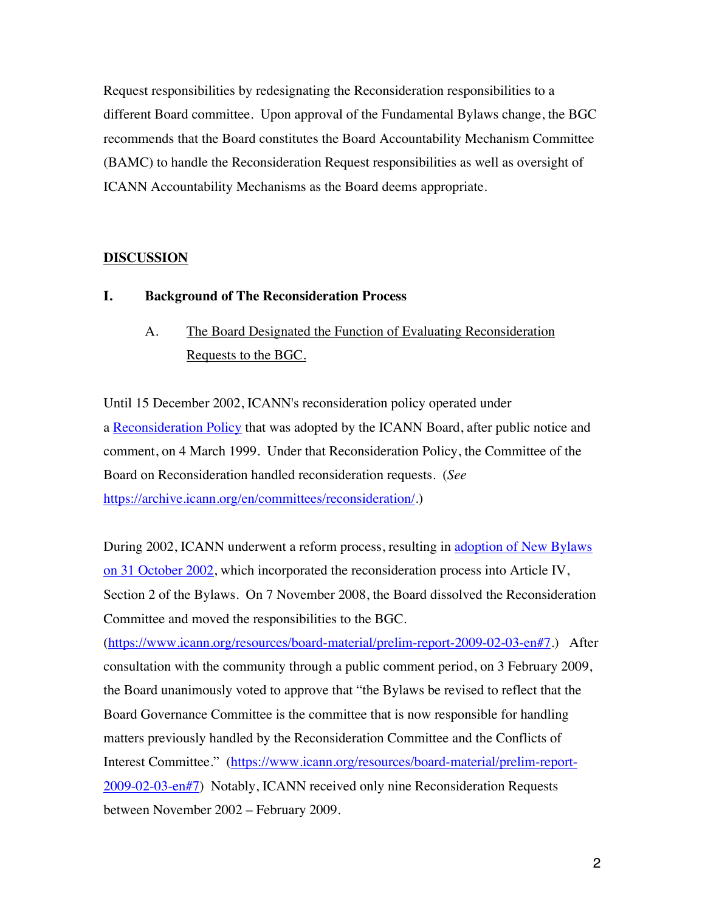Request responsibilities by redesignating the Reconsideration responsibilities to a different Board committee. Upon approval of the Fundamental Bylaws change, the BGC recommends that the Board constitutes the Board Accountability Mechanism Committee (BAMC) to handle the Reconsideration Request responsibilities as well as oversight of ICANN Accountability Mechanisms as the Board deems appropriate.

## DISCUSSION

### I. Background of The Reconsideration Process

#### A. The Board Designated the Function of Evaluating Reconsideration Requests to the BGC.

Until 15 December 2002, ICANN's reconsideration policy operated under a Reconsideration Policy that was adopted by the ICANN Board, after public notice and comment, on 4 March 1999. Under that Reconsideration Policy, the Committee of the Board on Reconsideration handled reconsideration requests. (*See* https://archive.icann.org/en/committees/reconsideration/.)

During 2002, ICANN underwent a reform process, resulting in adoption of New Bylaws on 31 October 2002, which incorporated the reconsideration process into Article IV, Section 2 of the Bylaws. On 7 November 2008, the Board dissolved the Reconsideration Committee and moved the responsibilities to the BGC. (https://www.icann.org/resources/board-material/prelim-report-2009-02-03-en#7.) After consultation with the community through a public comment period, on 3 February 2009, the Board unanimously voted to approve that "the Bylaws be revised to reflect that the Board Governance Committee is the committee that is now responsible for handling matters previously handled by the Reconsideration Committee and the Conflicts of Interest Committee." (https://www.icann.org/resources/board-material/prelim-report-2009-02-03-en#7) Notably, ICANN received only nine Reconsideration Requests between November 2002 – February 2009.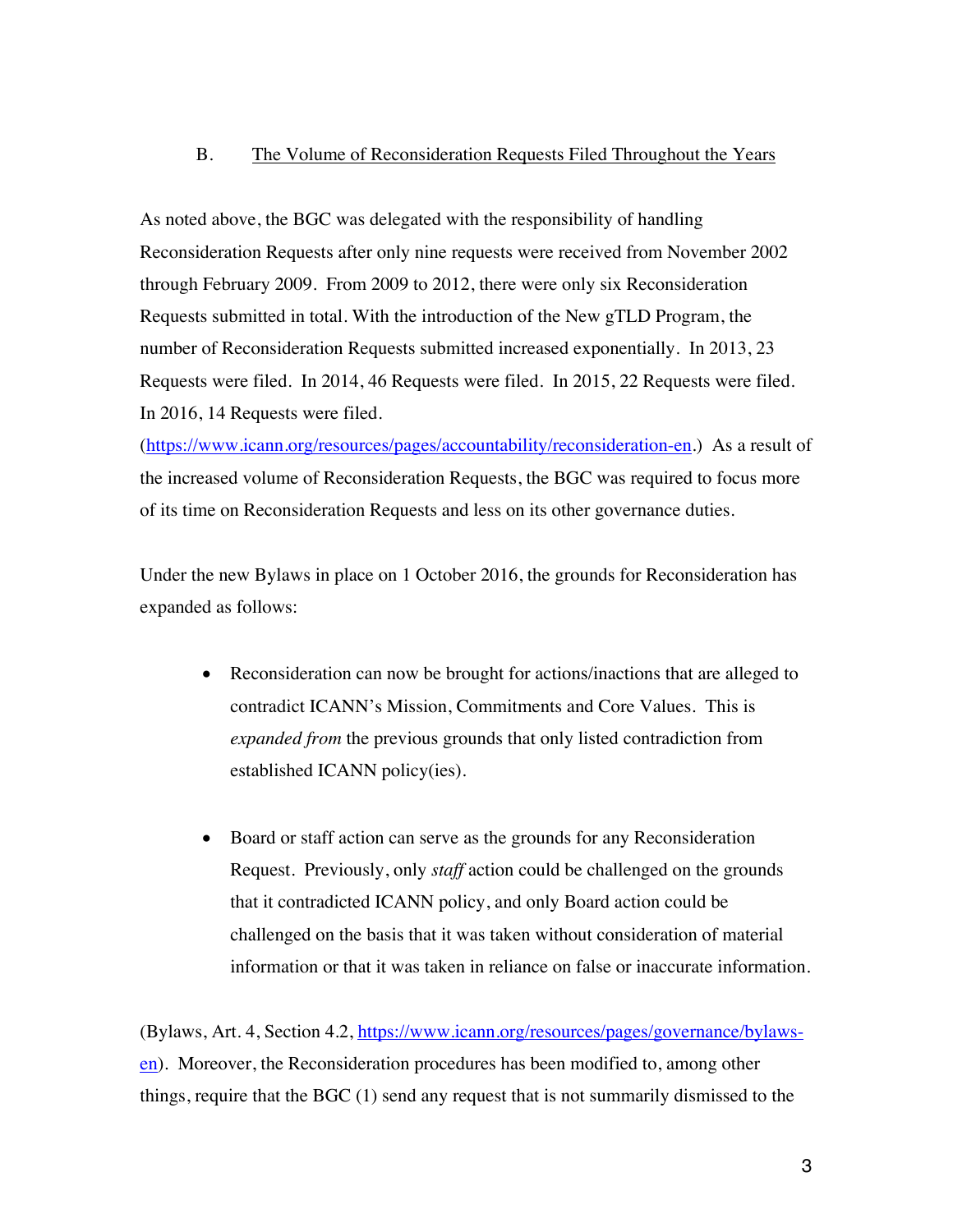### B. The Volume of Reconsideration Requests Filed Throughout the Years

As noted above, the BGC was delegated with the responsibility of handling Reconsideration Requests after only nine requests were received from November 2002 through February 2009. From 2009 to 2012, there were only six Reconsideration Requests submitted in total. With the introduction of the New gTLD Program, the number of Reconsideration Requests submitted increased exponentially. In 2013, 23 Requests were filed. In 2014, 46 Requests were filed. In 2015, 22 Requests were filed. In 2016, 14 Requests were filed. (https://www.icann.org/resources/pages/accountability/reconsideration-en.) As a result of the increased volume of Reconsideration Requests, the BGC was required to focus more of its time on Reconsideration Requests and less on its other governance duties.

Under the new Bylaws in place on 1 October 2016, the grounds for Reconsideration has expanded as follows:

- Reconsideration can now be brought for actions/inactions that are alleged to contradict ICANN's Mission, Commitments and Core Values. This is *expanded from* the previous grounds that only listed contradiction from established ICANN policy(ies).

- Board or staff action can serve as the grounds for any Reconsideration Request. Previously, only *staff* action could be challenged on the grounds that it contradicted ICANN policy, and only Board action could be challenged on the basis that it was taken without consideration of material information or that it was taken in reliance on false or inaccurate information.

(Bylaws, Art. 4, Section 4.2, https://www.icann.org/resources/pages/governance/bylaws-en). Moreover, the Reconsideration procedures has been modified to, among other things, require that the BGC (1) send any request that is not summarily dismissed to the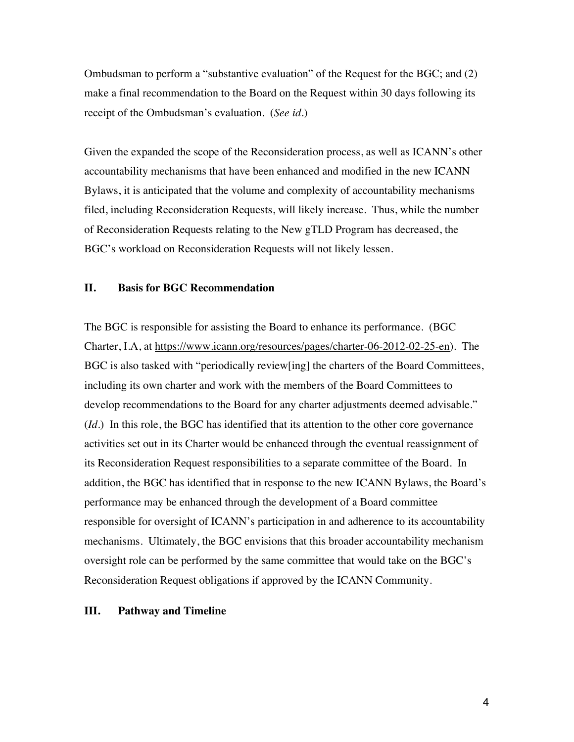Ombudsman to perform a "substantive evaluation" of the Request for the BGC; and (2) make a final recommendation to the Board on the Request within 30 days following its receipt of the Ombudsman's evaluation. (*See id.*)

Given the expanded the scope of the Reconsideration process, as well as ICANN's other accountability mechanisms that have been enhanced and modified in the new ICANN Bylaws, it is anticipated that the volume and complexity of accountability mechanisms filed, including Reconsideration Requests, will likely increase. Thus, while the number of Reconsideration Requests relating to the New gTLD Program has decreased, the BGC's workload on Reconsideration Requests will not likely lessen.

## II. Basis for BGC Recommendation

The BGC is responsible for assisting the Board to enhance its performance. (BGC Charter, I.A, at https://www.icann.org/resources/pages/charter-06-2012-02-25-en). The BGC is also tasked with "periodically review[ing] the charters of the Board Committees, including its own charter and work with the members of the Board Committees to develop recommendations to the Board for any charter adjustments deemed advisable." (*Id.*) In this role, the BGC has identified that its attention to the other core governance activities set out in its Charter would be enhanced through the eventual reassignment of its Reconsideration Request responsibilities to a separate committee of the Board. In addition, the BGC has identified that in response to the new ICANN Bylaws, the Board's performance may be enhanced through the development of a Board committee responsible for oversight of ICANN's participation in and adherence to its accountability mechanisms. Ultimately, the BGC envisions that this broader accountability mechanism oversight role can be performed by the same committee that would take on the BGC's Reconsideration Request obligations if approved by the ICANN Community.

## III. Pathway and Timeline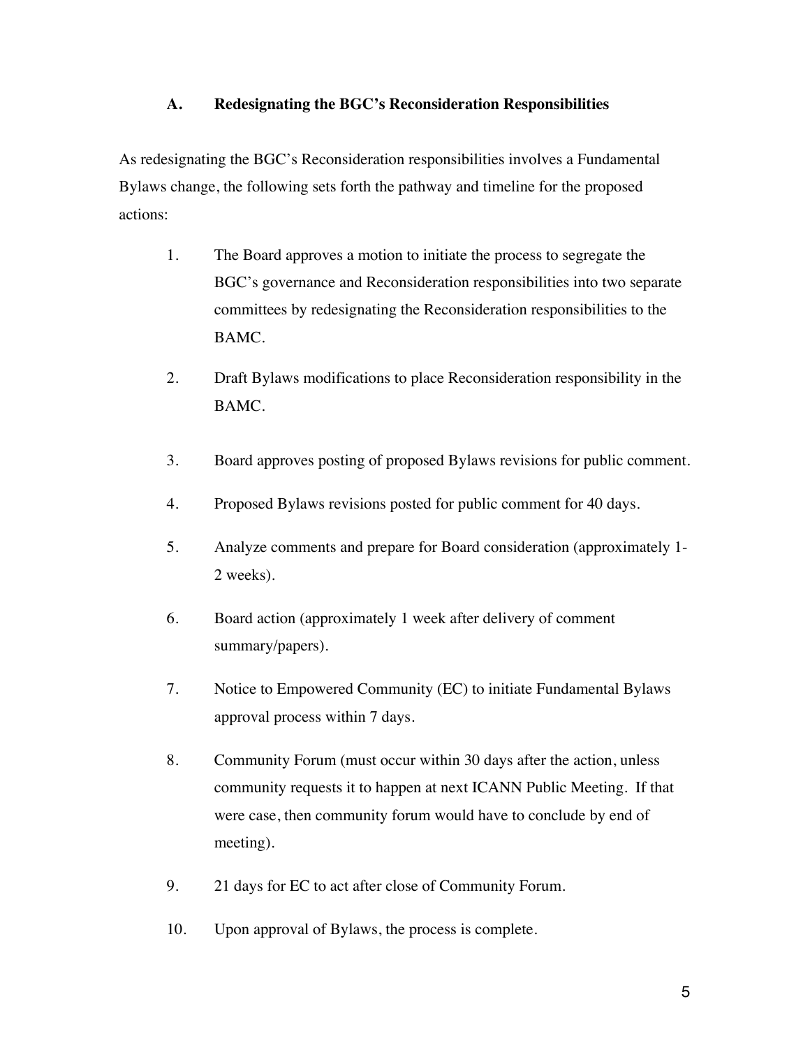### A. Redesignating the BGC's Reconsideration Responsibilities

As redesignating the BGC's Reconsideration responsibilities involves a Fundamental Bylaws change, the following sets forth the pathway and timeline for the proposed actions:

1. The Board approves a motion to initiate the process to segregate the BGC's governance and Reconsideration responsibilities into two separate committees by redesignating the Reconsideration responsibilities to the BAMC.
2. Draft Bylaws modifications to place Reconsideration responsibility in the BAMC.
3. Board approves posting of proposed Bylaws revisions for public comment.
4. Proposed Bylaws revisions posted for public comment for 40 days.
5. Analyze comments and prepare for Board consideration (approximately 1-2 weeks).
6. Board action (approximately 1 week after delivery of comment summary/papers).
7. Notice to Empowered Community (EC) to initiate Fundamental Bylaws approval process within 7 days.
8. Community Forum (must occur within 30 days after the action, unless community requests it to happen at next ICANN Public Meeting. If that were case, then community forum would have to conclude by end of meeting).
9. 21 days for EC to act after close of Community Forum.
10. Upon approval of Bylaws, the process is complete.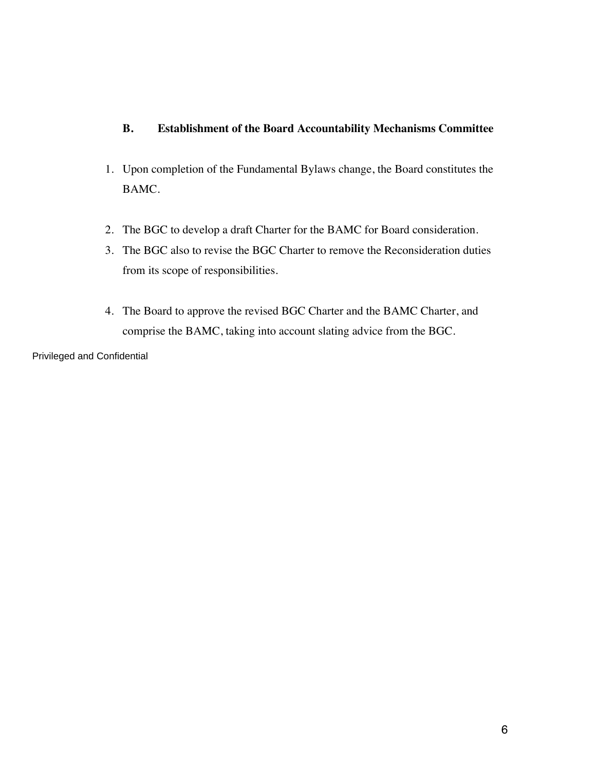### B. Establishment of the Board Accountability Mechanisms Committee

1. Upon completion of the Fundamental Bylaws change, the Board constitutes the BAMC.
2. The BGC to develop a draft Charter for the BAMC for Board consideration.
3. The BGC also to revise the BGC Charter to remove the Reconsideration duties from its scope of responsibilities.
4. The Board to approve the revised BGC Charter and the BAMC Charter, and comprise the BAMC, taking into account slating advice from the BGC.

Privileged and Confidential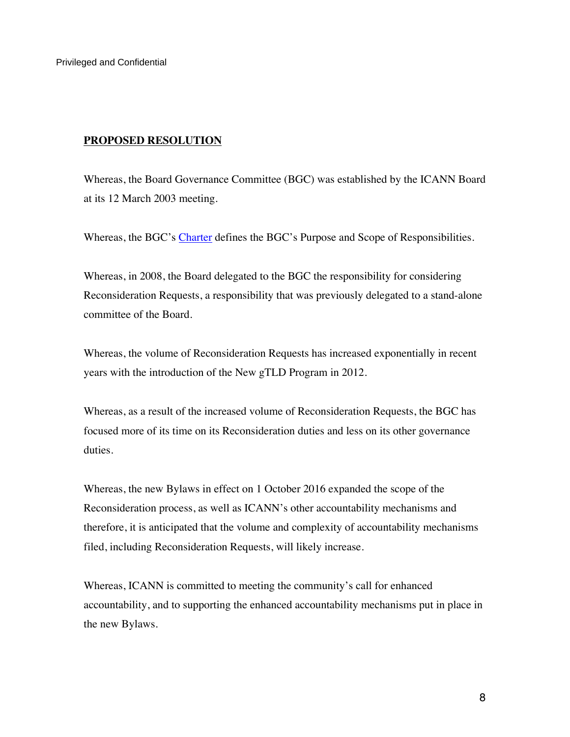Privileged and Confidential

## PROPOSED RESOLUTION

Whereas, the Board Governance Committee (BGC) was established by the ICANN Board at its 12 March 2003 meeting.

Whereas, the BGC's Charter defines the BGC's Purpose and Scope of Responsibilities.

Whereas, in 2008, the Board delegated to the BGC the responsibility for considering Reconsideration Requests, a responsibility that was previously delegated to a stand-alone committee of the Board.

Whereas, the volume of Reconsideration Requests has increased exponentially in recent years with the introduction of the New gTLD Program in 2012.

Whereas, as a result of the increased volume of Reconsideration Requests, the BGC has focused more of its time on its Reconsideration duties and less on its other governance duties.

Whereas, the new Bylaws in effect on 1 October 2016 expanded the scope of the Reconsideration process, as well as ICANN's other accountability mechanisms and therefore, it is anticipated that the volume and complexity of accountability mechanisms filed, including Reconsideration Requests, will likely increase.

Whereas, ICANN is committed to meeting the community's call for enhanced accountability, and to supporting the enhanced accountability mechanisms put in place in the new Bylaws.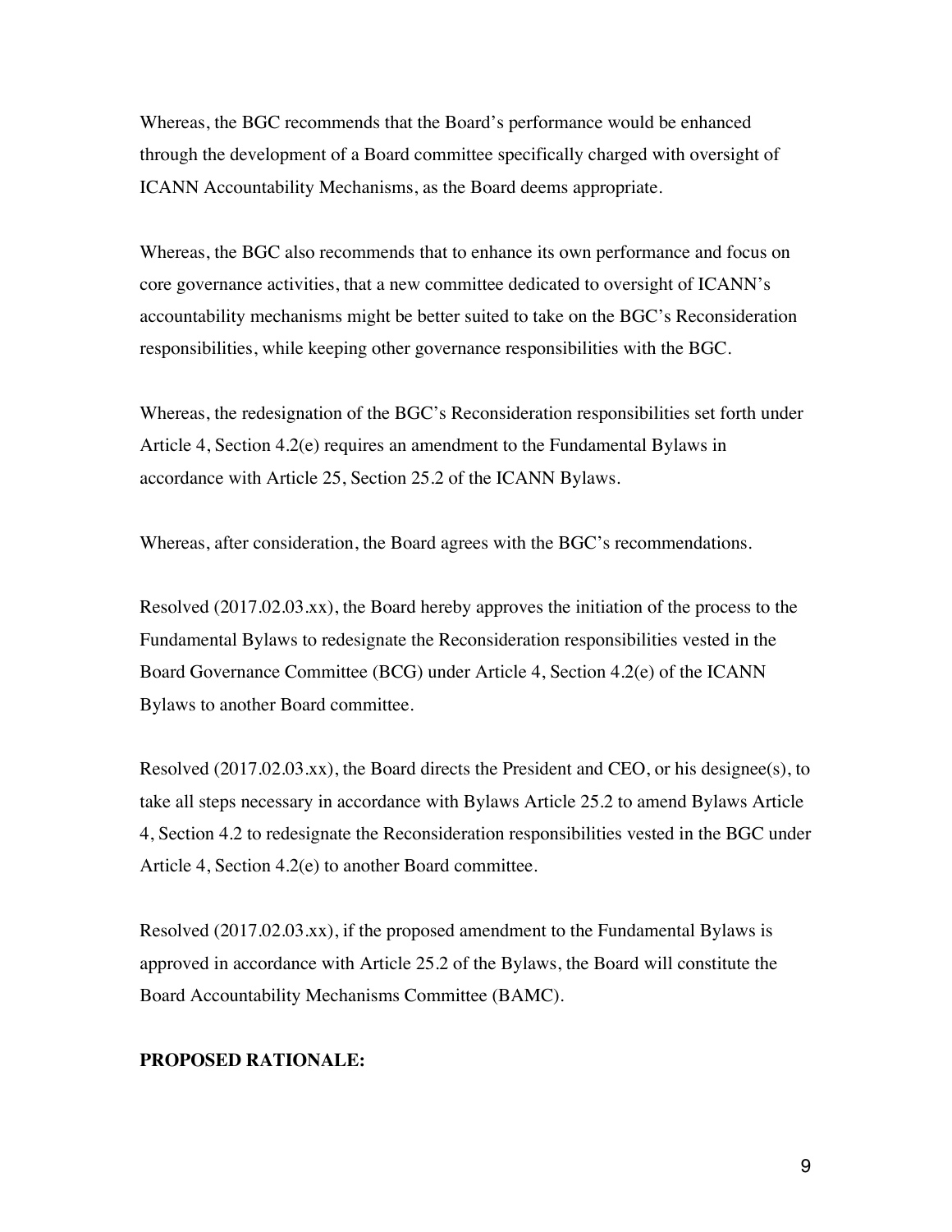Whereas, the BGC recommends that the Board's performance would be enhanced through the development of a Board committee specifically charged with oversight of ICANN Accountability Mechanisms, as the Board deems appropriate.

Whereas, the BGC also recommends that to enhance its own performance and focus on core governance activities, that a new committee dedicated to oversight of ICANN's accountability mechanisms might be better suited to take on the BGC's Reconsideration responsibilities, while keeping other governance responsibilities with the BGC.

Whereas, the redesignation of the BGC's Reconsideration responsibilities set forth under Article 4, Section 4.2(e) requires an amendment to the Fundamental Bylaws in accordance with Article 25, Section 25.2 of the ICANN Bylaws.

Whereas, after consideration, the Board agrees with the BGC's recommendations.

Resolved (2017.02.03.xx), the Board hereby approves the initiation of the process to the Fundamental Bylaws to redesignate the Reconsideration responsibilities vested in the Board Governance Committee (BCG) under Article 4, Section 4.2(e) of the ICANN Bylaws to another Board committee.

Resolved (2017.02.03.xx), the Board directs the President and CEO, or his designee(s), to take all steps necessary in accordance with Bylaws Article 25.2 to amend Bylaws Article 4, Section 4.2 to redesignate the Reconsideration responsibilities vested in the BGC under Article 4, Section 4.2(e) to another Board committee.

Resolved (2017.02.03.xx), if the proposed amendment to the Fundamental Bylaws is approved in accordance with Article 25.2 of the Bylaws, the Board will constitute the Board Accountability Mechanisms Committee (BAMC).

**PROPOSED RATIONALE:**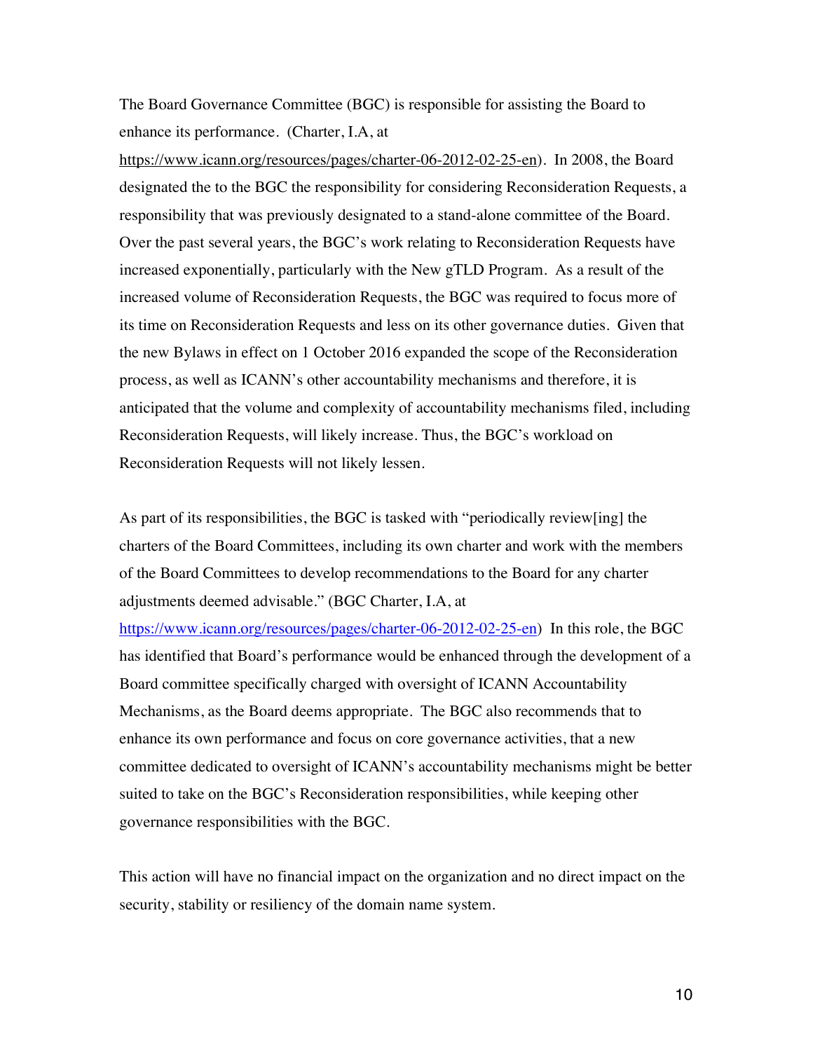The Board Governance Committee (BGC) is responsible for assisting the Board to enhance its performance. (Charter, I.A, at https://www.icann.org/resources/pages/charter-06-2012-02-25-en). In 2008, the Board designated the to the BGC the responsibility for considering Reconsideration Requests, a responsibility that was previously designated to a stand-alone committee of the Board. Over the past several years, the BGC's work relating to Reconsideration Requests have increased exponentially, particularly with the New gTLD Program. As a result of the increased volume of Reconsideration Requests, the BGC was required to focus more of its time on Reconsideration Requests and less on its other governance duties. Given that the new Bylaws in effect on 1 October 2016 expanded the scope of the Reconsideration process, as well as ICANN's other accountability mechanisms and therefore, it is anticipated that the volume and complexity of accountability mechanisms filed, including Reconsideration Requests, will likely increase. Thus, the BGC's workload on Reconsideration Requests will not likely lessen.

As part of its responsibilities, the BGC is tasked with "periodically review[ing] the charters of the Board Committees, including its own charter and work with the members of the Board Committees to develop recommendations to the Board for any charter adjustments deemed advisable." (BGC Charter, I.A, at https://www.icann.org/resources/pages/charter-06-2012-02-25-en) In this role, the BGC has identified that Board's performance would be enhanced through the development of a Board committee specifically charged with oversight of ICANN Accountability Mechanisms, as the Board deems appropriate. The BGC also recommends that to enhance its own performance and focus on core governance activities, that a new committee dedicated to oversight of ICANN's accountability mechanisms might be better suited to take on the BGC's Reconsideration responsibilities, while keeping other governance responsibilities with the BGC.

This action will have no financial impact on the organization and no direct impact on the security, stability or resiliency of the domain name system.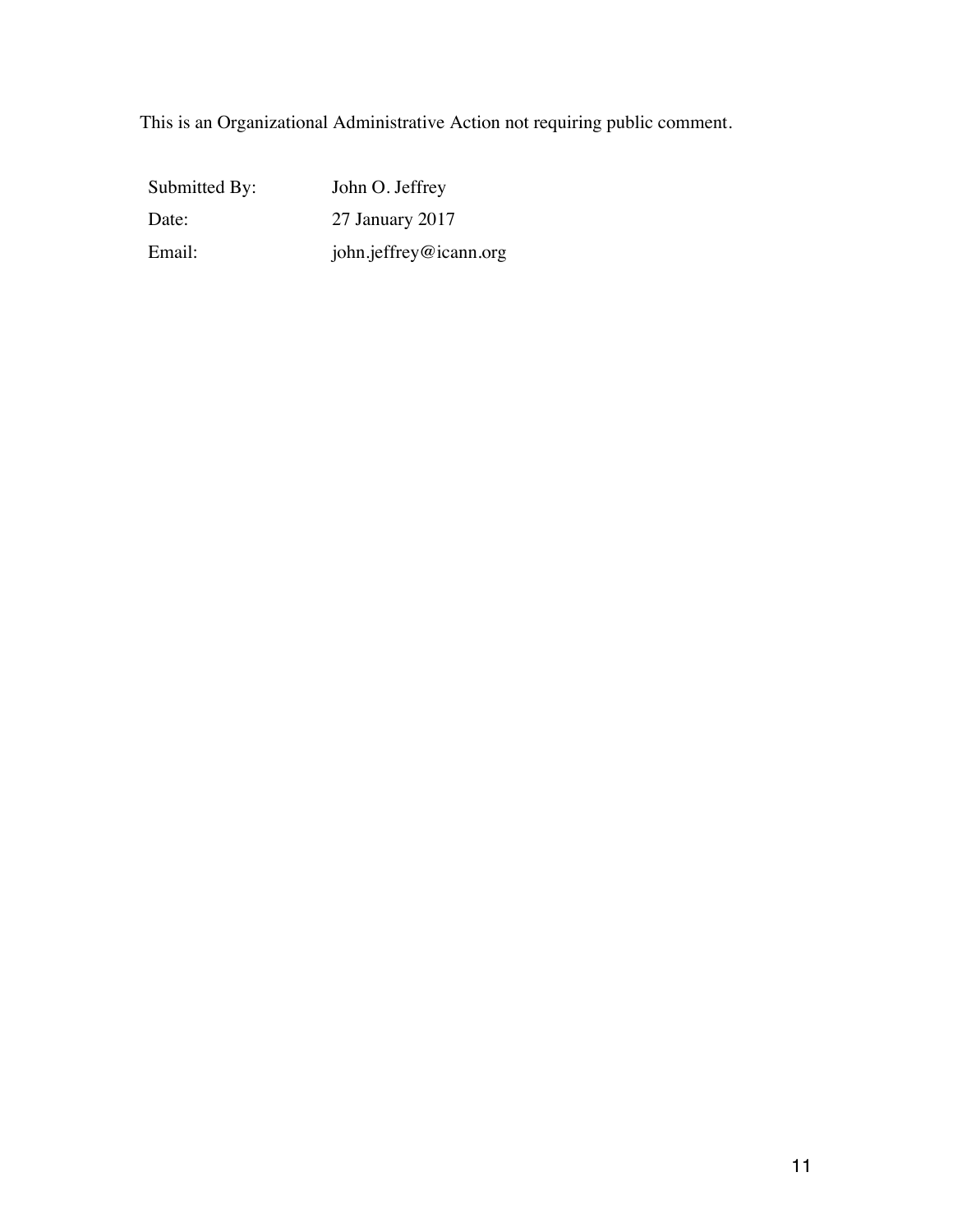This is an Organizational Administrative Action not requiring public comment.

| Submitted By: | John O. Jeffrey |
|---|---|
| Date: | 27 January 2017 |
| Email: | john.jeffrey@icann.org |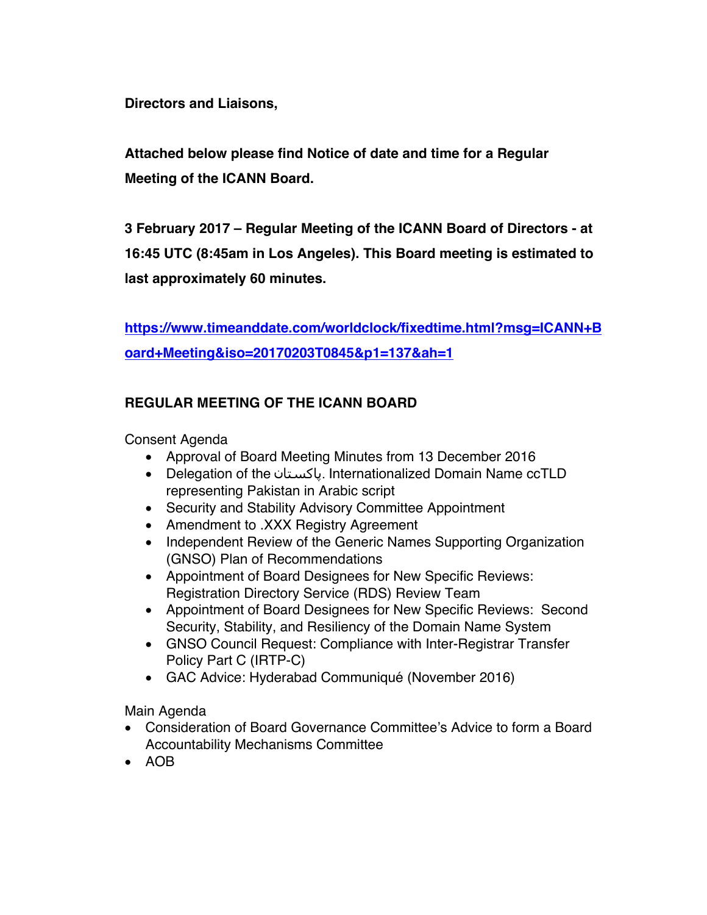**Directors and Liaisons,**

**Attached below please find Notice of date and time for a Regular Meeting of the ICANN Board.**

**3 February 2017 – Regular Meeting of the ICANN Board of Directors - at 16:45 UTC (8:45am in Los Angeles). This Board meeting is estimated to last approximately 60 minutes.**

**https://www.timeanddate.com/worldclock/fixedtime.html?msg=ICANN+Board+Meeting&iso=20170203T0845&p1=137&ah=1**

**REGULAR MEETING OF THE ICANN BOARD**

Consent Agenda

- Approval of Board Meeting Minutes from 13 December 2016
- Delegation of the پاکستان. Internationalized Domain Name ccTLD representing Pakistan in Arabic script
- Security and Stability Advisory Committee Appointment
- Amendment to .XXX Registry Agreement
- Independent Review of the Generic Names Supporting Organization (GNSO) Plan of Recommendations
- Appointment of Board Designees for New Specific Reviews: Registration Directory Service (RDS) Review Team
- Appointment of Board Designees for New Specific Reviews: Second Security, Stability, and Resiliency of the Domain Name System
- GNSO Council Request: Compliance with Inter-Registrar Transfer Policy Part C (IRTP-C)
- GAC Advice: Hyderabad Communiqué (November 2016)

Main Agenda

- Consideration of Board Governance Committee's Advice to form a Board Accountability Mechanisms Committee
- AOB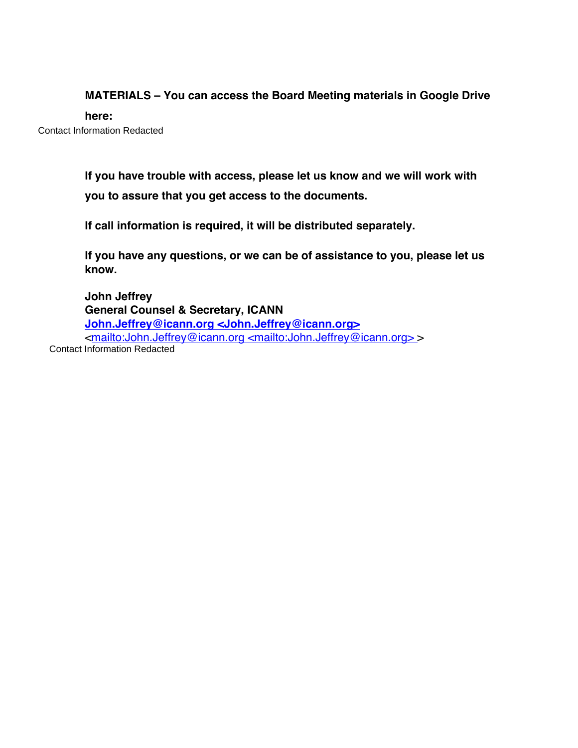**MATERIALS – You can access the Board Meeting materials in Google Drive here:**

Contact Information Redacted

**If you have trouble with access, please let us know and we will work with you to assure that you get access to the documents.**

**If call information is required, it will be distributed separately.**

**If you have any questions, or we can be of assistance to you, please let us know.**

**John Jeffrey**
**General Counsel & Secretary, ICANN**
**John.Jeffrey@icann.org <John.Jeffrey@icann.org>**
<mailto:John.Jeffrey@icann.org <mailto:John.Jeffrey@icann.org> >

Contact Information Redacted